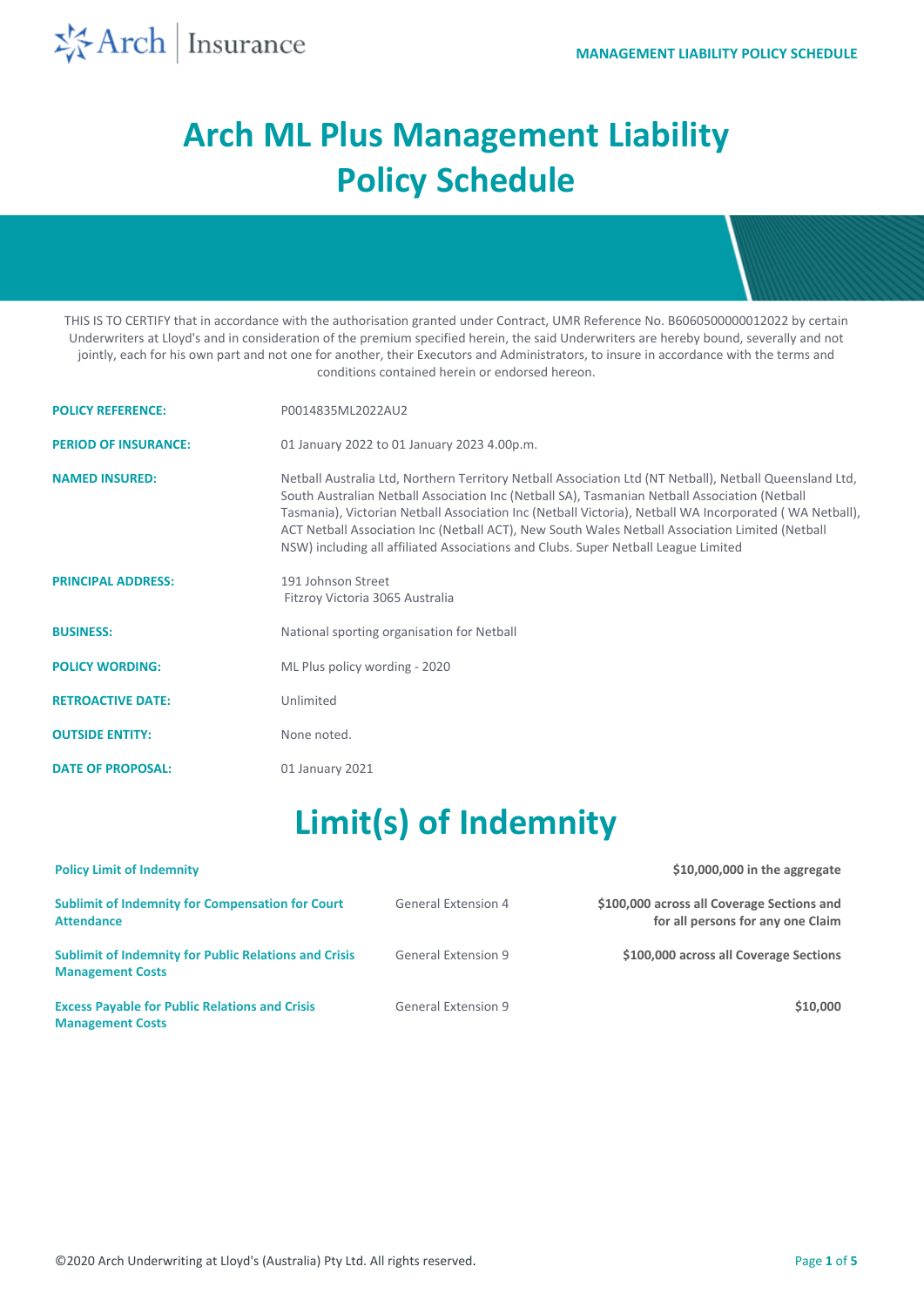# Arch ML Plus Management Liability Policy Schedule

THIS IS TO CERTIFY that in accordance with the authorisation granted under Contract, UMR Reference No. B6060500000012022 by certain Underwriters at Lloyd's and in consideration of the premium specified herein, the said Underwriters are hereby bound, severally and not jointly, each for his own part and not one for another, their Executors and Administrators, to insure in accordance with the terms and conditions contained herein or endorsed hereon.

| | |
|---|---|
| **POLICY REFERENCE:** | P0014835ML2022AU2 |
| **PERIOD OF INSURANCE:** | 01 January 2022 to 01 January 2023 4.00p.m. |
| **NAMED INSURED:** | Netball Australia Ltd, Northern Territory Netball Association Ltd (NT Netball), Netball Queensland Ltd, South Australian Netball Association Inc (Netball SA), Tasmanian Netball Association (Netball Tasmania), Victorian Netball Association Inc (Netball Victoria), Netball WA Incorporated ( WA Netball), ACT Netball Association Inc (Netball ACT), New South Wales Netball Association Limited (Netball NSW) including all affiliated Associations and Clubs. Super Netball League Limited |
| **PRINCIPAL ADDRESS:** | 191 Johnson Street<br>Fitzroy Victoria 3065 Australia |
| **BUSINESS:** | National sporting organisation for Netball |
| **POLICY WORDING:** | ML Plus policy wording - 2020 |
| **RETROACTIVE DATE:** | Unlimited |
| **OUTSIDE ENTITY:** | None noted. |
| **DATE OF PROPOSAL:** | 01 January 2021 |

# Limit(s) of Indemnity

| | | |
|---|---|---|
| **Policy Limit of Indemnity** | | **$10,000,000 in the aggregate** |
| **Sublimit of Indemnity for Compensation for Court Attendance** | General Extension 4 | **$100,000 across all Coverage Sections and for all persons for any one Claim** |
| **Sublimit of Indemnity for Public Relations and Crisis Management Costs** | General Extension 9 | **$100,000 across all Coverage Sections** |
| **Excess Payable for Public Relations and Crisis Management Costs** | General Extension 9 | **$10,000** |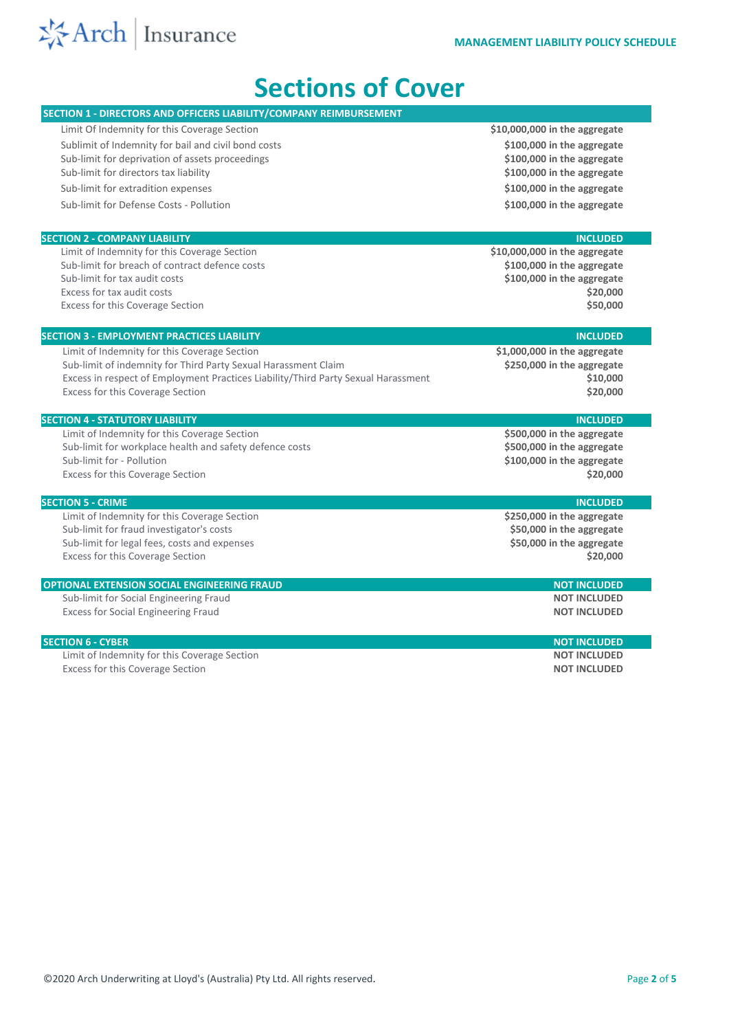# Sections of Cover

| SECTION 1 - DIRECTORS AND OFFICERS LIABILITY/COMPANY REIMBURSEMENT | |
|---|---|
| Limit Of Indemnity for this Coverage Section | **$10,000,000 in the aggregate** |
| Sublimit of Indemnity for bail and civil bond costs | **$100,000 in the aggregate** |
| Sub-limit for deprivation of assets proceedings | **$100,000 in the aggregate** |
| Sub-limit for directors tax liability | **$100,000 in the aggregate** |
| Sub-limit for extradition expenses | **$100,000 in the aggregate** |
| Sub-limit for Defense Costs - Pollution | **$100,000 in the aggregate** |

| SECTION 2 - COMPANY LIABILITY | INCLUDED |
|---|---|
| Limit of Indemnity for this Coverage Section | **$10,000,000 in the aggregate** |
| Sub-limit for breach of contract defence costs | **$100,000 in the aggregate** |
| Sub-limit for tax audit costs | **$100,000 in the aggregate** |
| Excess for tax audit costs | **$20,000** |
| Excess for this Coverage Section | **$50,000** |

| SECTION 3 - EMPLOYMENT PRACTICES LIABILITY | INCLUDED |
|---|---|
| Limit of Indemnity for this Coverage Section | **$1,000,000 in the aggregate** |
| Sub-limit of indemnity for Third Party Sexual Harassment Claim | **$250,000 in the aggregate** |
| Excess in respect of Employment Practices Liability/Third Party Sexual Harassment | **$10,000** |
| Excess for this Coverage Section | **$20,000** |

| SECTION 4 - STATUTORY LIABILITY | INCLUDED |
|---|---|
| Limit of Indemnity for this Coverage Section | **$500,000 in the aggregate** |
| Sub-limit for workplace health and safety defence costs | **$500,000 in the aggregate** |
| Sub-limit for - Pollution | **$100,000 in the aggregate** |
| Excess for this Coverage Section | **$20,000** |

| SECTION 5 - CRIME | INCLUDED |
|---|---|
| Limit of Indemnity for this Coverage Section | **$250,000 in the aggregate** |
| Sub-limit for fraud investigator's costs | **$50,000 in the aggregate** |
| Sub-limit for legal fees, costs and expenses | **$50,000 in the aggregate** |
| Excess for this Coverage Section | **$20,000** |

| OPTIONAL EXTENSION SOCIAL ENGINEERING FRAUD | NOT INCLUDED |
|---|---|
| Sub-limit for Social Engineering Fraud | **NOT INCLUDED** |
| Excess for Social Engineering Fraud | **NOT INCLUDED** |

| SECTION 6 - CYBER | NOT INCLUDED |
|---|---|
| Limit of Indemnity for this Coverage Section | **NOT INCLUDED** |
| Excess for this Coverage Section | **NOT INCLUDED** |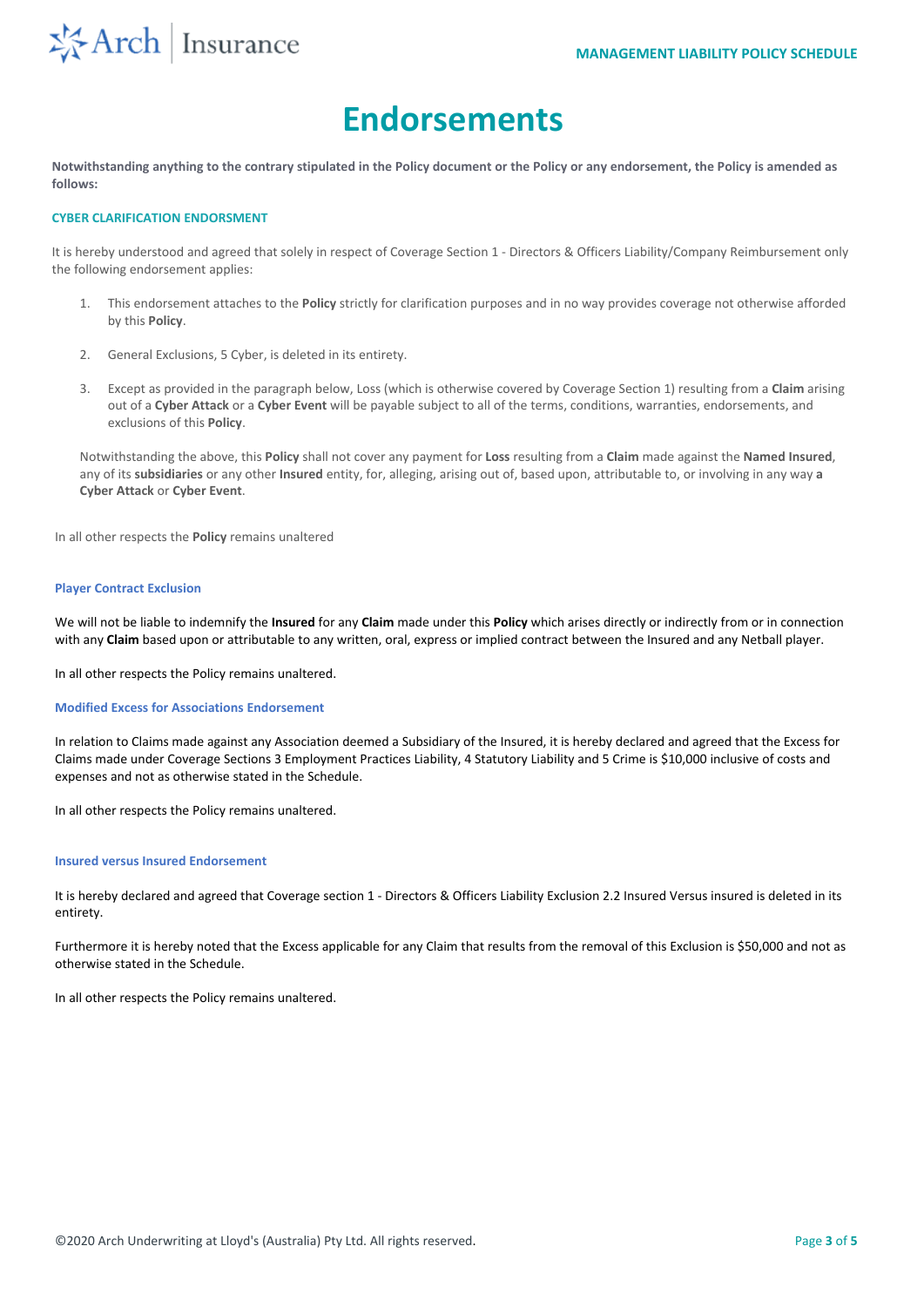# Endorsements

**Notwithstanding anything to the contrary stipulated in the Policy document or the Policy or any endorsement, the Policy is amended as follows:**

### CYBER CLARIFICATION ENDORSMENT

It is hereby understood and agreed that solely in respect of Coverage Section 1 - Directors & Officers Liability/Company Reimbursement only the following endorsement applies:

1. This endorsement attaches to the **Policy** strictly for clarification purposes and in no way provides coverage not otherwise afforded by this **Policy**.
2. General Exclusions, 5 Cyber, is deleted in its entirety.
3. Except as provided in the paragraph below, Loss (which is otherwise covered by Coverage Section 1) resulting from a **Claim** arising out of a **Cyber Attack** or a **Cyber Event** will be payable subject to all of the terms, conditions, warranties, endorsements, and exclusions of this **Policy**.

Notwithstanding the above, this **Policy** shall not cover any payment for **Loss** resulting from a **Claim** made against the **Named Insured**, any of its **subsidiaries** or any other **Insured** entity, for, alleging, arising out of, based upon, attributable to, or involving in any way **a Cyber Attack** or **Cyber Event**.

In all other respects the **Policy** remains unaltered

### Player Contract Exclusion

We will not be liable to indemnify the **Insured** for any **Claim** made under this **Policy** which arises directly or indirectly from or in connection with any **Claim** based upon or attributable to any written, oral, express or implied contract between the Insured and any Netball player.

In all other respects the Policy remains unaltered.

### Modified Excess for Associations Endorsement

In relation to Claims made against any Association deemed a Subsidiary of the Insured, it is hereby declared and agreed that the Excess for Claims made under Coverage Sections 3 Employment Practices Liability, 4 Statutory Liability and 5 Crime is $10,000 inclusive of costs and expenses and not as otherwise stated in the Schedule.

In all other respects the Policy remains unaltered.

### Insured versus Insured Endorsement

It is hereby declared and agreed that Coverage section 1 - Directors & Officers Liability Exclusion 2.2 Insured Versus insured is deleted in its entirety.

Furthermore it is hereby noted that the Excess applicable for any Claim that results from the removal of this Exclusion is $50,000 and not as otherwise stated in the Schedule.

In all other respects the Policy remains unaltered.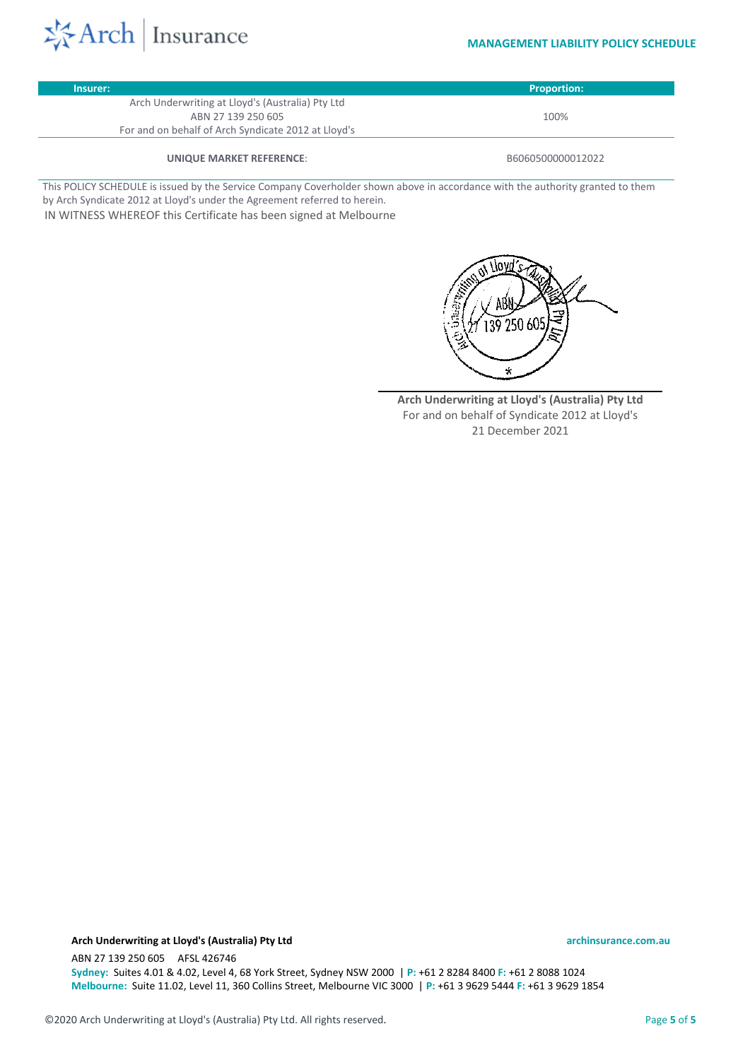| Insurer: | Proportion: |
|---|---|
| Arch Underwriting at Lloyd's (Australia) Pty Ltd<br>ABN 27 139 250 605<br>For and on behalf of Arch Syndicate 2012 at Lloyd's | 100% |
| **UNIQUE MARKET REFERENCE**: | B6060500000012022 |

This POLICY SCHEDULE is issued by the Service Company Coverholder shown above in accordance with the authority granted to them by Arch Syndicate 2012 at Lloyd's under the Agreement referred to herein.

IN WITNESS WHEREOF this Certificate has been signed at Melbourne

**Arch Underwriting at Lloyd's (Australia) Pty Ltd**
For and on behalf of Syndicate 2012 at Lloyd's
21 December 2021

**Arch Underwriting at Lloyd's (Australia) Pty Ltd**

archinsurance.com.au

ABN 27 139 250 605 AFSL 426746

**Sydney:** Suites 4.01 & 4.02, Level 4, 68 York Street, Sydney NSW 2000 | **P:** +61 2 8284 8400 **F:** +61 2 8088 1024

**Melbourne:** Suite 11.02, Level 11, 360 Collins Street, Melbourne VIC 3000 | **P:** +61 3 9629 5444 **F:** +61 3 9629 1854

©2020 Arch Underwriting at Lloyd's (Australia) Pty Ltd. All rights reserved.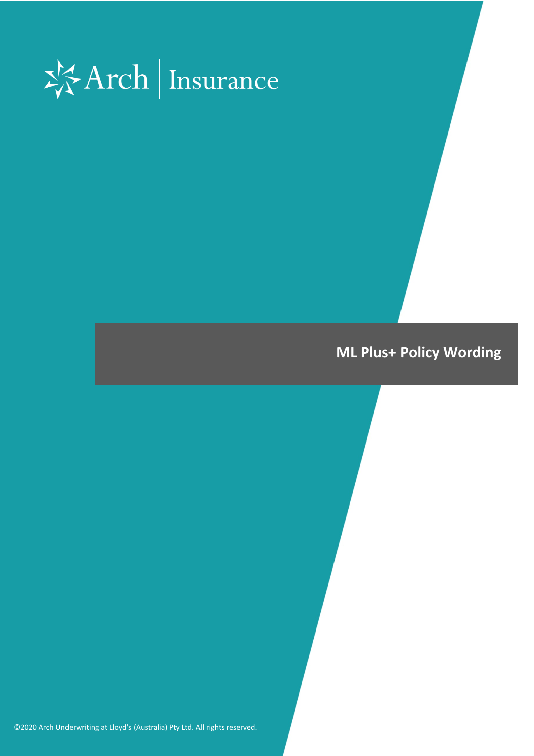Arch | Insurance

# ML Plus+ Policy Wording

©2020 Arch Underwriting at Lloyd's (Australia) Pty Ltd. All rights reserved.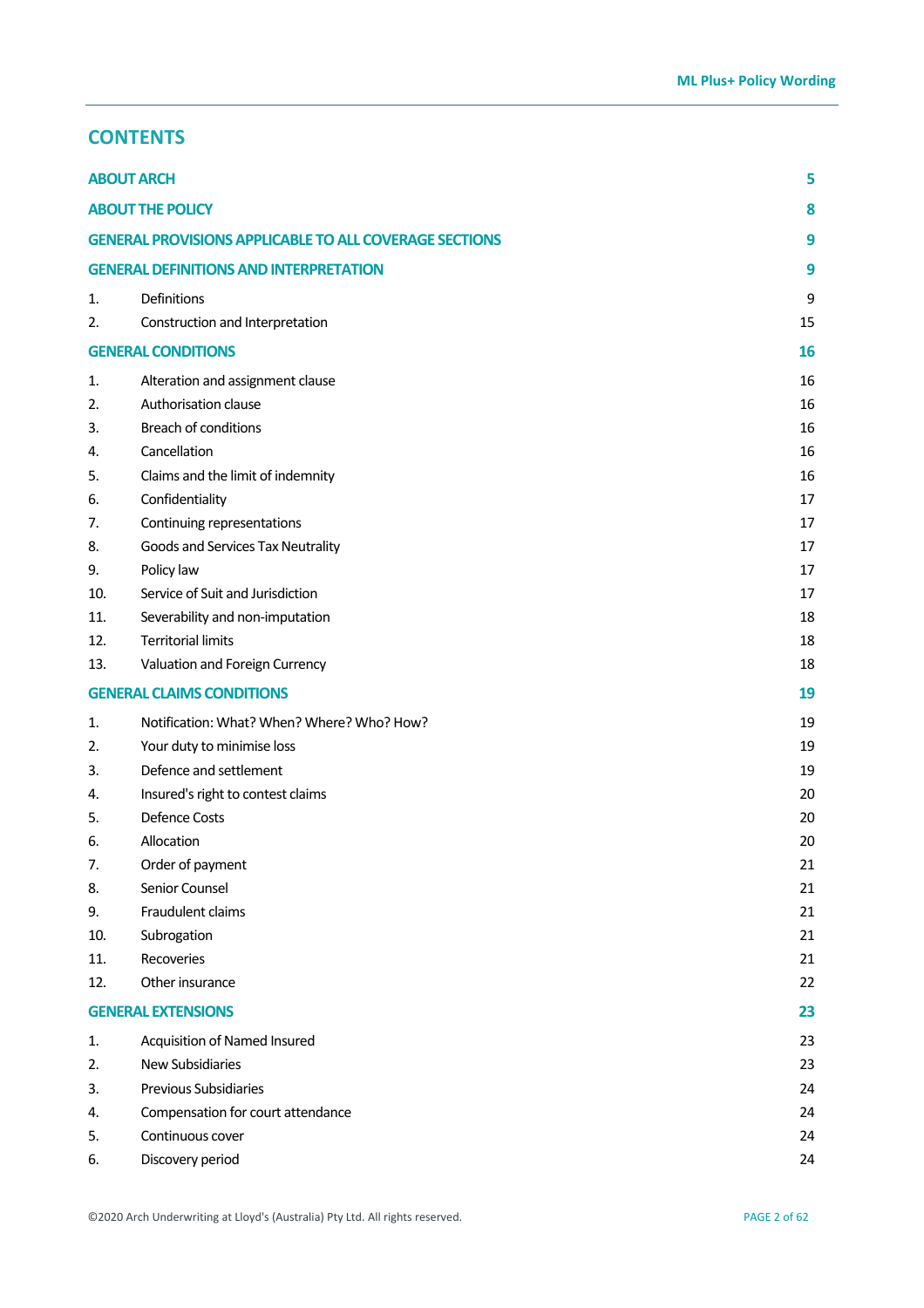# CONTENTS

| | | |
|---|---|---|
| **ABOUT ARCH** | | **5** |
| **ABOUT THE POLICY** | | **8** |
| **GENERAL PROVISIONS APPLICABLE TO ALL COVERAGE SECTIONS** | | **9** |
| **GENERAL DEFINITIONS AND INTERPRETATION** | | **9** |
| 1. | Definitions | 9 |
| 2. | Construction and Interpretation | 15 |
| **GENERAL CONDITIONS** | | **16** |
| 1. | Alteration and assignment clause | 16 |
| 2. | Authorisation clause | 16 |
| 3. | Breach of conditions | 16 |
| 4. | Cancellation | 16 |
| 5. | Claims and the limit of indemnity | 16 |
| 6. | Confidentiality | 17 |
| 7. | Continuing representations | 17 |
| 8. | Goods and Services Tax Neutrality | 17 |
| 9. | Policy law | 17 |
| 10. | Service of Suit and Jurisdiction | 17 |
| 11. | Severability and non-imputation | 18 |
| 12. | Territorial limits | 18 |
| 13. | Valuation and Foreign Currency | 18 |
| **GENERAL CLAIMS CONDITIONS** | | **19** |
| 1. | Notification: What? When? Where? Who? How? | 19 |
| 2. | Your duty to minimise loss | 19 |
| 3. | Defence and settlement | 19 |
| 4. | Insured's right to contest claims | 20 |
| 5. | Defence Costs | 20 |
| 6. | Allocation | 20 |
| 7. | Order of payment | 21 |
| 8. | Senior Counsel | 21 |
| 9. | Fraudulent claims | 21 |
| 10. | Subrogation | 21 |
| 11. | Recoveries | 21 |
| 12. | Other insurance | 22 |
| **GENERAL EXTENSIONS** | | **23** |
| 1. | Acquisition of Named Insured | 23 |
| 2. | New Subsidiaries | 23 |
| 3. | Previous Subsidiaries | 24 |
| 4. | Compensation for court attendance | 24 |
| 5. | Continuous cover | 24 |
| 6. | Discovery period | 24 |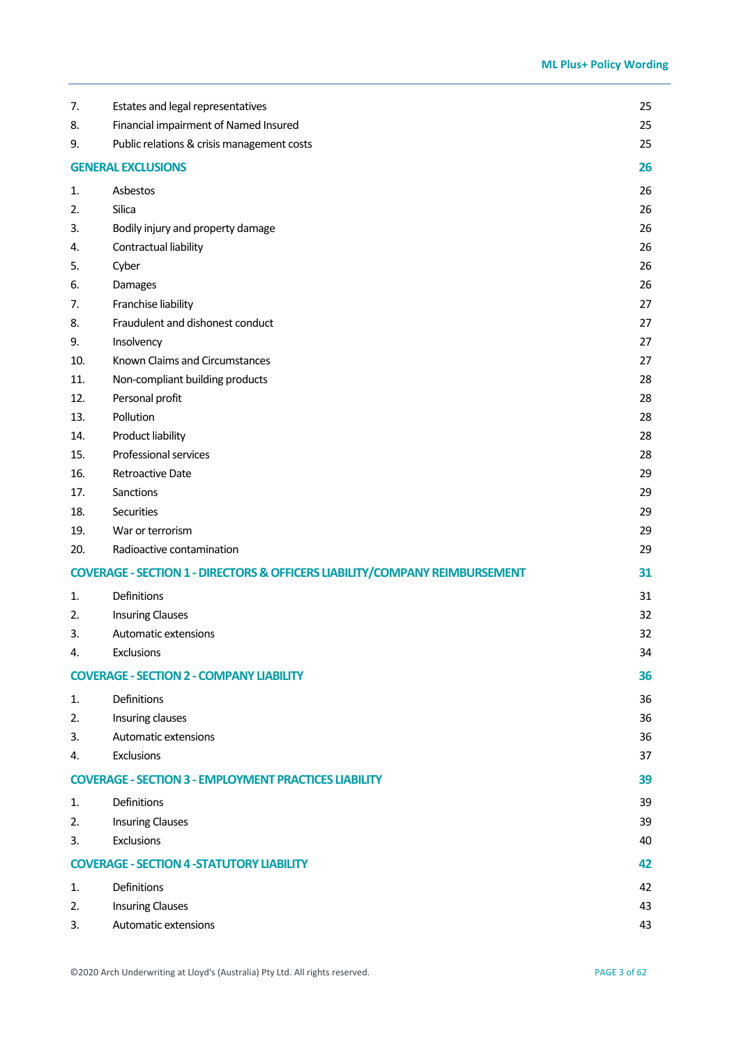| | | |
|---|---|---|
| 7. | Estates and legal representatives | 25 |
| 8. | Financial impairment of Named Insured | 25 |
| 9. | Public relations & crisis management costs | 25 |
| **GENERAL EXCLUSIONS** | | **26** |
| 1. | Asbestos | 26 |
| 2. | Silica | 26 |
| 3. | Bodily injury and property damage | 26 |
| 4. | Contractual liability | 26 |
| 5. | Cyber | 26 |
| 6. | Damages | 26 |
| 7. | Franchise liability | 27 |
| 8. | Fraudulent and dishonest conduct | 27 |
| 9. | Insolvency | 27 |
| 10. | Known Claims and Circumstances | 27 |
| 11. | Non-compliant building products | 28 |
| 12. | Personal profit | 28 |
| 13. | Pollution | 28 |
| 14. | Product liability | 28 |
| 15. | Professional services | 28 |
| 16. | Retroactive Date | 29 |
| 17. | Sanctions | 29 |
| 18. | Securities | 29 |
| 19. | War or terrorism | 29 |
| 20. | Radioactive contamination | 29 |
| **COVERAGE - SECTION 1 - DIRECTORS & OFFICERS LIABILITY/COMPANY REIMBURSEMENT** | | **31** |
| 1. | Definitions | 31 |
| 2. | Insuring Clauses | 32 |
| 3. | Automatic extensions | 32 |
| 4. | Exclusions | 34 |
| **COVERAGE - SECTION 2 - COMPANY LIABILITY** | | **36** |
| 1. | Definitions | 36 |
| 2. | Insuring clauses | 36 |
| 3. | Automatic extensions | 36 |
| 4. | Exclusions | 37 |
| **COVERAGE - SECTION 3 - EMPLOYMENT PRACTICES LIABILITY** | | **39** |
| 1. | Definitions | 39 |
| 2. | Insuring Clauses | 39 |
| 3. | Exclusions | 40 |
| **COVERAGE - SECTION 4 -STATUTORY LIABILITY** | | **42** |
| 1. | Definitions | 42 |
| 2. | Insuring Clauses | 43 |
| 3. | Automatic extensions | 43 |

©2020 Arch Underwriting at Lloyd's (Australia) Pty Ltd. All rights reserved.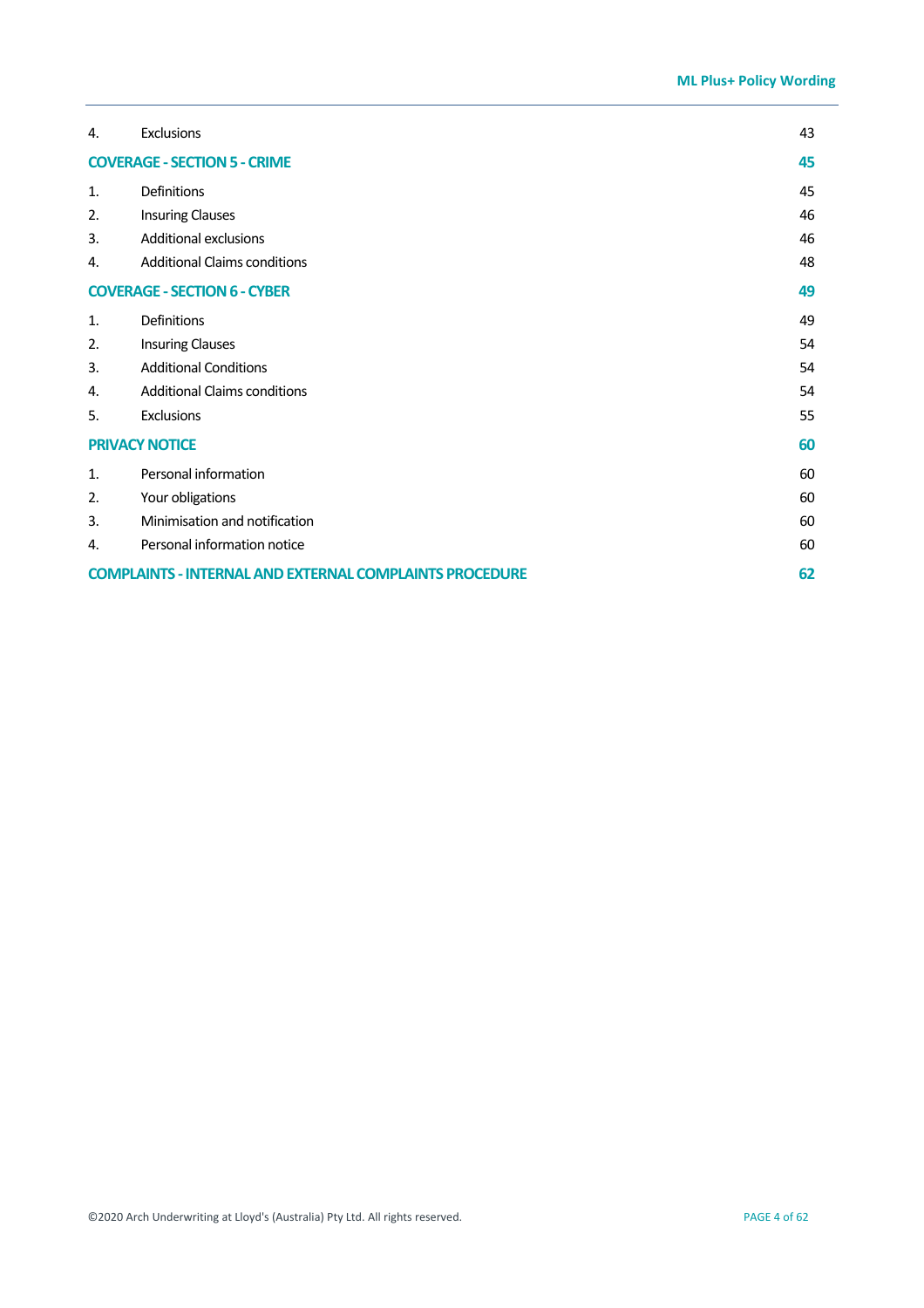| | | |
|---|---|---|
| 4. | Exclusions | 43 |
| **COVERAGE - SECTION 5 - CRIME** | | **45** |
| 1. | Definitions | 45 |
| 2. | Insuring Clauses | 46 |
| 3. | Additional exclusions | 46 |
| 4. | Additional Claims conditions | 48 |
| **COVERAGE - SECTION 6 - CYBER** | | **49** |
| 1. | Definitions | 49 |
| 2. | Insuring Clauses | 54 |
| 3. | Additional Conditions | 54 |
| 4. | Additional Claims conditions | 54 |
| 5. | Exclusions | 55 |
| **PRIVACY NOTICE** | | **60** |
| 1. | Personal information | 60 |
| 2. | Your obligations | 60 |
| 3. | Minimisation and notification | 60 |
| 4. | Personal information notice | 60 |
| **COMPLAINTS - INTERNAL AND EXTERNAL COMPLAINTS PROCEDURE** | | **62** |

©2020 Arch Underwriting at Lloyd's (Australia) Pty Ltd. All rights reserved.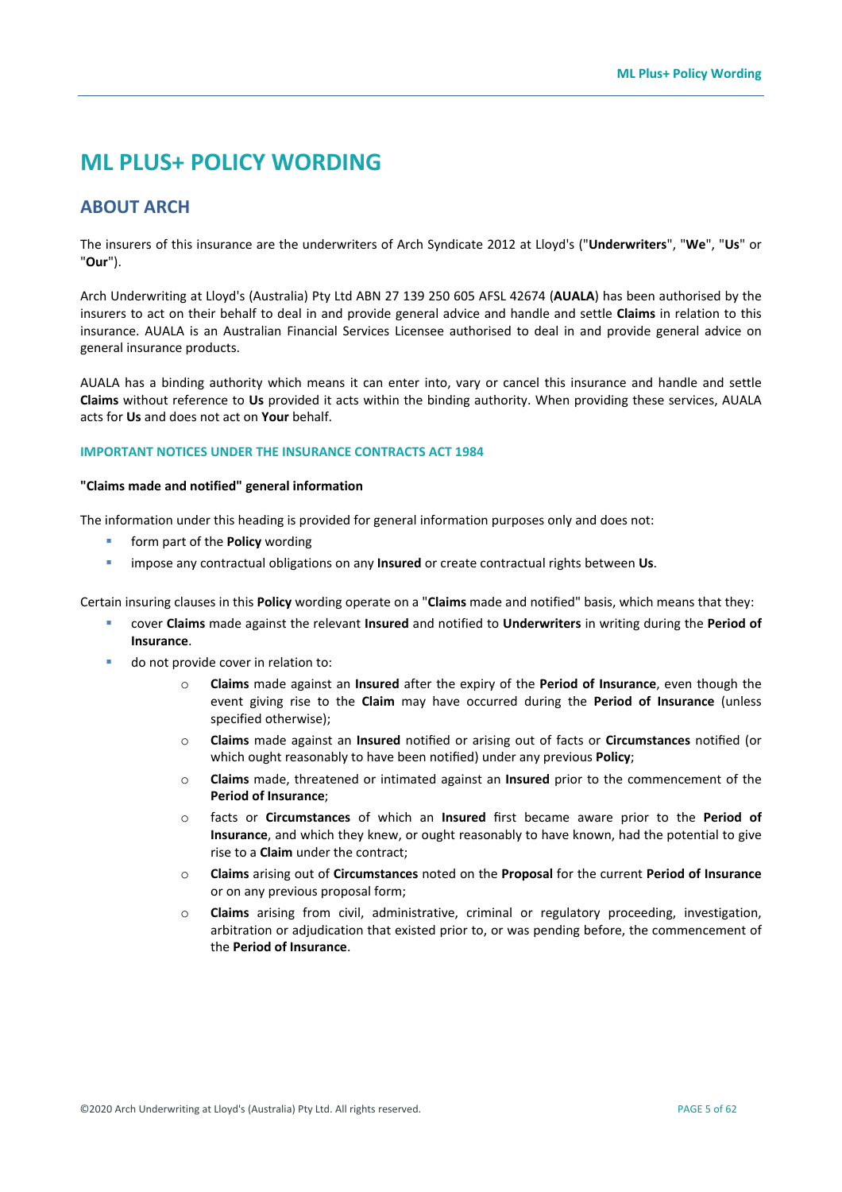# ML PLUS+ POLICY WORDING

## ABOUT ARCH

The insurers of this insurance are the underwriters of Arch Syndicate 2012 at Lloyd's ("**Underwriters**", "**We**", "**Us**" or "**Our**").

Arch Underwriting at Lloyd's (Australia) Pty Ltd ABN 27 139 250 605 AFSL 42674 (**AUALA**) has been authorised by the insurers to act on their behalf to deal in and provide general advice and handle and settle **Claims** in relation to this insurance. AUALA is an Australian Financial Services Licensee authorised to deal in and provide general advice on general insurance products.

AUALA has a binding authority which means it can enter into, vary or cancel this insurance and handle and settle **Claims** without reference to **Us** provided it acts within the binding authority. When providing these services, AUALA acts for **Us** and does not act on **Your** behalf.

### IMPORTANT NOTICES UNDER THE INSURANCE CONTRACTS ACT 1984

**"Claims made and notified" general information**

The information under this heading is provided for general information purposes only and does not:

- form part of the **Policy** wording
- impose any contractual obligations on any **Insured** or create contractual rights between **Us**.

Certain insuring clauses in this **Policy** wording operate on a "**Claims** made and notified" basis, which means that they:

- cover **Claims** made against the relevant **Insured** and notified to **Underwriters** in writing during the **Period of Insurance**.
- do not provide cover in relation to:
  - **Claims** made against an **Insured** after the expiry of the **Period of Insurance**, even though the event giving rise to the **Claim** may have occurred during the **Period of Insurance** (unless specified otherwise);
  - **Claims** made against an **Insured** notified or arising out of facts or **Circumstances** notified (or which ought reasonably to have been notified) under any previous **Policy**;
  - **Claims** made, threatened or intimated against an **Insured** prior to the commencement of the **Period of Insurance**;
  - facts or **Circumstances** of which an **Insured** first became aware prior to the **Period of Insurance**, and which they knew, or ought reasonably to have known, had the potential to give rise to a **Claim** under the contract;
  - **Claims** arising out of **Circumstances** noted on the **Proposal** for the current **Period of Insurance** or on any previous proposal form;
  - **Claims** arising from civil, administrative, criminal or regulatory proceeding, investigation, arbitration or adjudication that existed prior to, or was pending before, the commencement of the **Period of Insurance**.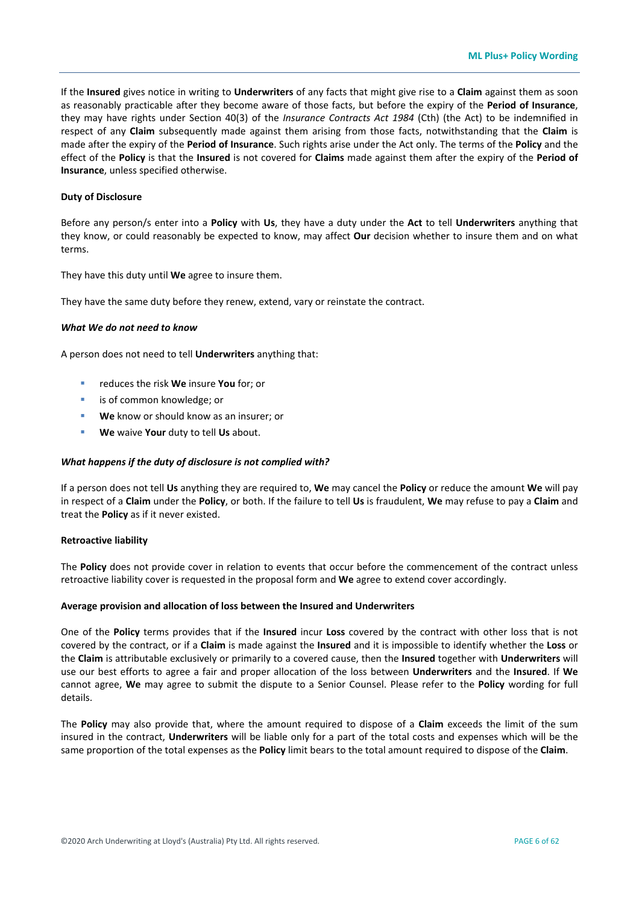If the **Insured** gives notice in writing to **Underwriters** of any facts that might give rise to a **Claim** against them as soon as reasonably practicable after they become aware of those facts, but before the expiry of the **Period of Insurance**, they may have rights under Section 40(3) of the *Insurance Contracts Act 1984* (Cth) (the Act) to be indemnified in respect of any **Claim** subsequently made against them arising from those facts, notwithstanding that the **Claim** is made after the expiry of the **Period of Insurance**. Such rights arise under the Act only. The terms of the **Policy** and the effect of the **Policy** is that the **Insured** is not covered for **Claims** made against them after the expiry of the **Period of Insurance**, unless specified otherwise.

**Duty of Disclosure**

Before any person/s enter into a **Policy** with **Us**, they have a duty under the **Act** to tell **Underwriters** anything that they know, or could reasonably be expected to know, may affect **Our** decision whether to insure them and on what terms.

They have this duty until **We** agree to insure them.

They have the same duty before they renew, extend, vary or reinstate the contract.

***What We do not need to know***

A person does not need to tell **Underwriters** anything that:

- reduces the risk **We** insure **You** for; or
- is of common knowledge; or
- **We** know or should know as an insurer; or
- **We** waive **Your** duty to tell **Us** about.

***What happens if the duty of disclosure is not complied with?***

If a person does not tell **Us** anything they are required to, **We** may cancel the **Policy** or reduce the amount **We** will pay in respect of a **Claim** under the **Policy**, or both. If the failure to tell **Us** is fraudulent, **We** may refuse to pay a **Claim** and treat the **Policy** as if it never existed.

**Retroactive liability**

The **Policy** does not provide cover in relation to events that occur before the commencement of the contract unless retroactive liability cover is requested in the proposal form and **We** agree to extend cover accordingly.

**Average provision and allocation of loss between the Insured and Underwriters**

One of the **Policy** terms provides that if the **Insured** incur **Loss** covered by the contract with other loss that is not covered by the contract, or if a **Claim** is made against the **Insured** and it is impossible to identify whether the **Loss** or the **Claim** is attributable exclusively or primarily to a covered cause, then the **Insured** together with **Underwriters** will use our best efforts to agree a fair and proper allocation of the loss between **Underwriters** and the **Insured**. If **We** cannot agree, **We** may agree to submit the dispute to a Senior Counsel. Please refer to the **Policy** wording for full details.

The **Policy** may also provide that, where the amount required to dispose of a **Claim** exceeds the limit of the sum insured in the contract, **Underwriters** will be liable only for a part of the total costs and expenses which will be the same proportion of the total expenses as the **Policy** limit bears to the total amount required to dispose of the **Claim**.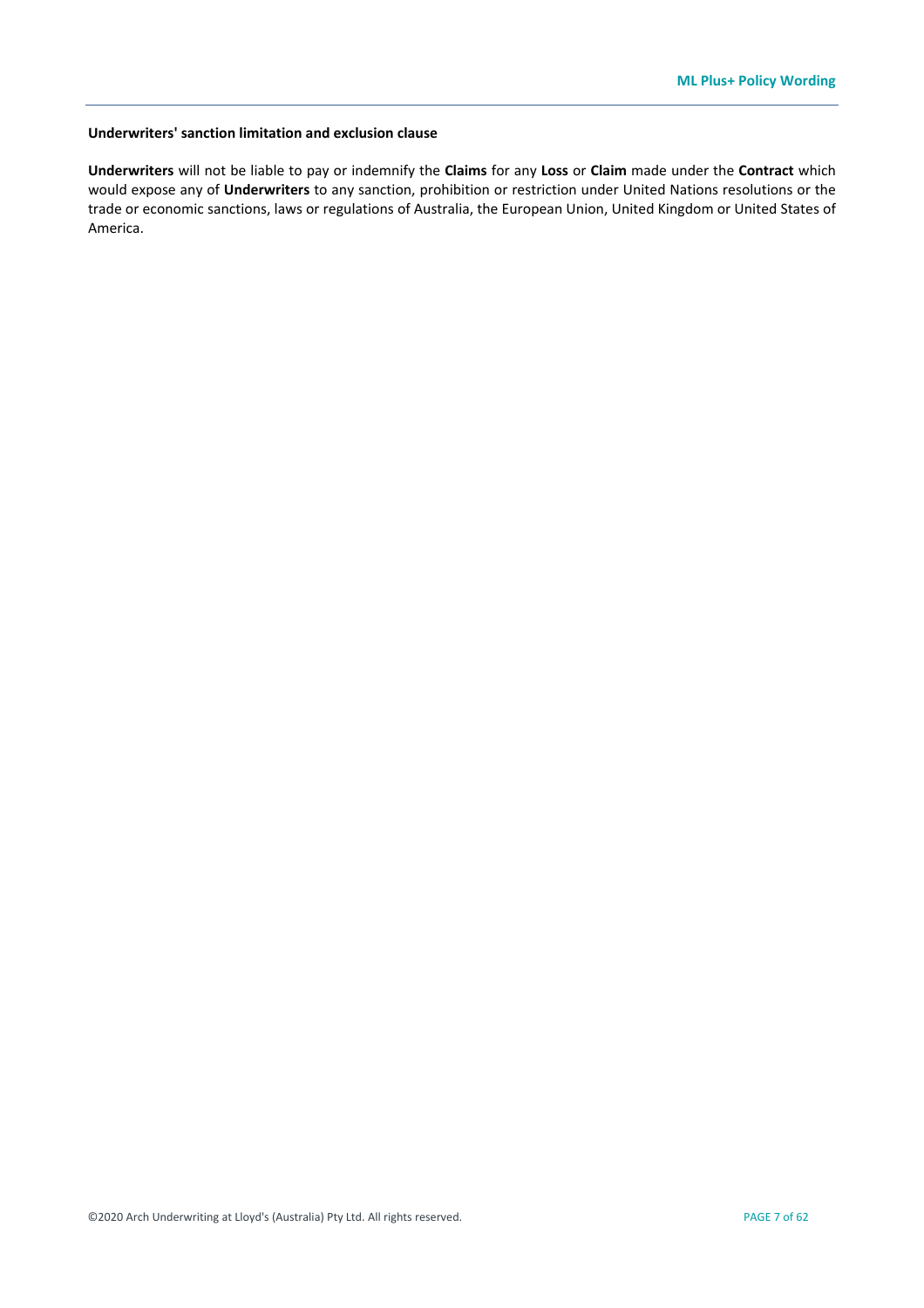### Underwriters' sanction limitation and exclusion clause

**Underwriters** will not be liable to pay or indemnify the **Claims** for any **Loss** or **Claim** made under the **Contract** which would expose any of **Underwriters** to any sanction, prohibition or restriction under United Nations resolutions or the trade or economic sanctions, laws or regulations of Australia, the European Union, United Kingdom or United States of America.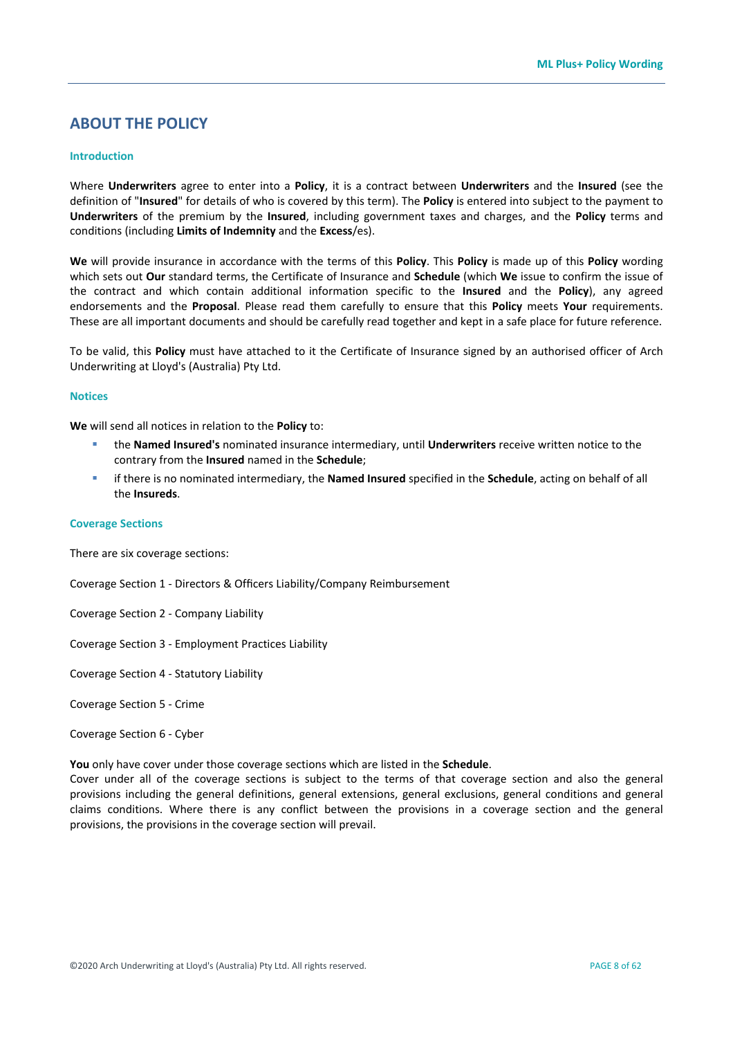## ABOUT THE POLICY

### Introduction

Where **Underwriters** agree to enter into a **Policy**, it is a contract between **Underwriters** and the **Insured** (see the definition of "**Insured**" for details of who is covered by this term). The **Policy** is entered into subject to the payment to **Underwriters** of the premium by the **Insured**, including government taxes and charges, and the **Policy** terms and conditions (including **Limits of Indemnity** and the **Excess**/es).

**We** will provide insurance in accordance with the terms of this **Policy**. This **Policy** is made up of this **Policy** wording which sets out **Our** standard terms, the Certificate of Insurance and **Schedule** (which **We** issue to confirm the issue of the contract and which contain additional information specific to the **Insured** and the **Policy**), any agreed endorsements and the **Proposal**. Please read them carefully to ensure that this **Policy** meets **Your** requirements. These are all important documents and should be carefully read together and kept in a safe place for future reference.

To be valid, this **Policy** must have attached to it the Certificate of Insurance signed by an authorised officer of Arch Underwriting at Lloyd's (Australia) Pty Ltd.

### Notices

**We** will send all notices in relation to the **Policy** to:

- the **Named Insured's** nominated insurance intermediary, until **Underwriters** receive written notice to the contrary from the **Insured** named in the **Schedule**;
- if there is no nominated intermediary, the **Named Insured** specified in the **Schedule**, acting on behalf of all the **Insureds**.

### Coverage Sections

There are six coverage sections:

Coverage Section 1 - Directors & Officers Liability/Company Reimbursement

Coverage Section 2 - Company Liability

Coverage Section 3 - Employment Practices Liability

Coverage Section 4 - Statutory Liability

Coverage Section 5 - Crime

Coverage Section 6 - Cyber

**You** only have cover under those coverage sections which are listed in the **Schedule**.
Cover under all of the coverage sections is subject to the terms of that coverage section and also the general provisions including the general definitions, general extensions, general exclusions, general conditions and general claims conditions. Where there is any conflict between the provisions in a coverage section and the general provisions, the provisions in the coverage section will prevail.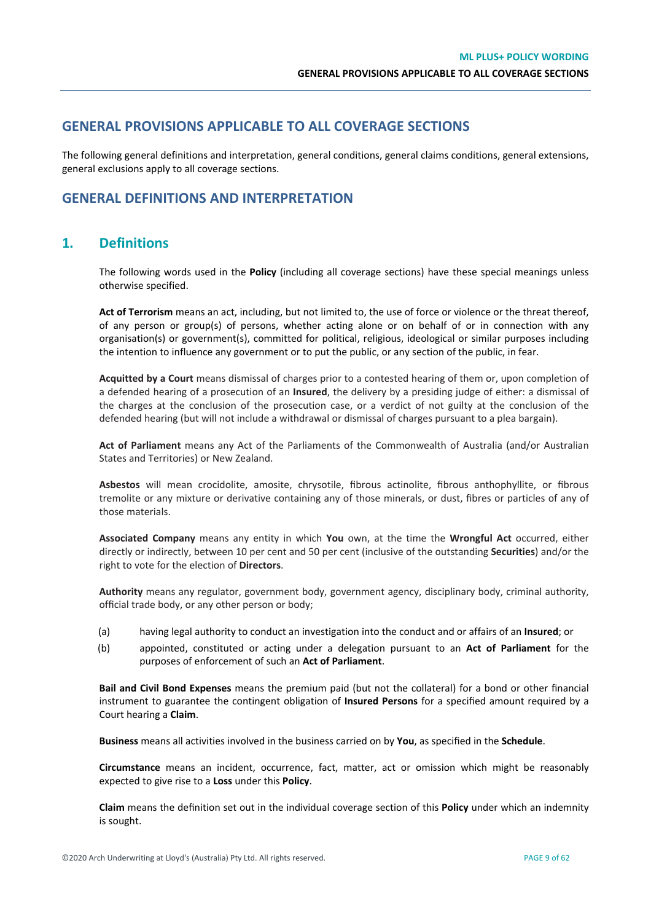# GENERAL PROVISIONS APPLICABLE TO ALL COVERAGE SECTIONS

The following general definitions and interpretation, general conditions, general claims conditions, general extensions, general exclusions apply to all coverage sections.

# GENERAL DEFINITIONS AND INTERPRETATION

## 1. Definitions

The following words used in the **Policy** (including all coverage sections) have these special meanings unless otherwise specified.

**Act of Terrorism** means an act, including, but not limited to, the use of force or violence or the threat thereof, of any person or group(s) of persons, whether acting alone or on behalf of or in connection with any organisation(s) or government(s), committed for political, religious, ideological or similar purposes including the intention to influence any government or to put the public, or any section of the public, in fear.

**Acquitted by a Court** means dismissal of charges prior to a contested hearing of them or, upon completion of a defended hearing of a prosecution of an **Insured**, the delivery by a presiding judge of either: a dismissal of the charges at the conclusion of the prosecution case, or a verdict of not guilty at the conclusion of the defended hearing (but will not include a withdrawal or dismissal of charges pursuant to a plea bargain).

**Act of Parliament** means any Act of the Parliaments of the Commonwealth of Australia (and/or Australian States and Territories) or New Zealand.

**Asbestos** will mean crocidolite, amosite, chrysotile, fibrous actinolite, fibrous anthophyllite, or fibrous tremolite or any mixture or derivative containing any of those minerals, or dust, fibres or particles of any of those materials.

**Associated Company** means any entity in which **You** own, at the time the **Wrongful Act** occurred, either directly or indirectly, between 10 per cent and 50 per cent (inclusive of the outstanding **Securities**) and/or the right to vote for the election of **Directors**.

**Authority** means any regulator, government body, government agency, disciplinary body, criminal authority, official trade body, or any other person or body;

(a) having legal authority to conduct an investigation into the conduct and or affairs of an **Insured**; or

(b) appointed, constituted or acting under a delegation pursuant to an **Act of Parliament** for the purposes of enforcement of such an **Act of Parliament**.

**Bail and Civil Bond Expenses** means the premium paid (but not the collateral) for a bond or other financial instrument to guarantee the contingent obligation of **Insured Persons** for a specified amount required by a Court hearing a **Claim**.

**Business** means all activities involved in the business carried on by **You**, as specified in the **Schedule**.

**Circumstance** means an incident, occurrence, fact, matter, act or omission which might be reasonably expected to give rise to a **Loss** under this **Policy**.

**Claim** means the definition set out in the individual coverage section of this **Policy** under which an indemnity is sought.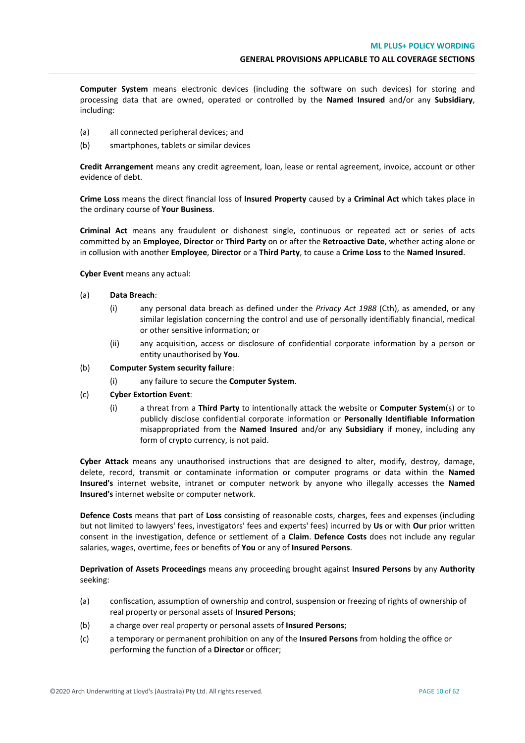**Computer System** means electronic devices (including the software on such devices) for storing and processing data that are owned, operated or controlled by the **Named Insured** and/or any **Subsidiary**, including:

(a) all connected peripheral devices; and

(b) smartphones, tablets or similar devices

**Credit Arrangement** means any credit agreement, loan, lease or rental agreement, invoice, account or other evidence of debt.

**Crime Loss** means the direct financial loss of **Insured Property** caused by a **Criminal Act** which takes place in the ordinary course of **Your Business**.

**Criminal Act** means any fraudulent or dishonest single, continuous or repeated act or series of acts committed by an **Employee**, **Director** or **Third Party** on or after the **Retroactive Date**, whether acting alone or in collusion with another **Employee**, **Director** or a **Third Party**, to cause a **Crime Loss** to the **Named Insured**.

**Cyber Event** means any actual:

(a) **Data Breach**:

   (i) any personal data breach as defined under the *Privacy Act 1988* (Cth), as amended, or any similar legislation concerning the control and use of personally identifiably financial, medical or other sensitive information; or

   (ii) any acquisition, access or disclosure of confidential corporate information by a person or entity unauthorised by **You**.

(b) **Computer System security failure**:

   (i) any failure to secure the **Computer System**.

(c) **Cyber Extortion Event**:

   (i) a threat from a **Third Party** to intentionally attack the website or **Computer System**(s) or to publicly disclose confidential corporate information or **Personally Identifiable Information** misappropriated from the **Named Insured** and/or any **Subsidiary** if money, including any form of crypto currency, is not paid.

**Cyber Attack** means any unauthorised instructions that are designed to alter, modify, destroy, damage, delete, record, transmit or contaminate information or computer programs or data within the **Named Insured's** internet website, intranet or computer network by anyone who illegally accesses the **Named Insured's** internet website or computer network.

**Defence Costs** means that part of **Loss** consisting of reasonable costs, charges, fees and expenses (including but not limited to lawyers' fees, investigators' fees and experts' fees) incurred by **Us** or with **Our** prior written consent in the investigation, defence or settlement of a **Claim**. **Defence Costs** does not include any regular salaries, wages, overtime, fees or benefits of **You** or any of **Insured Persons**.

**Deprivation of Assets Proceedings** means any proceeding brought against **Insured Persons** by any **Authority** seeking:

(a) confiscation, assumption of ownership and control, suspension or freezing of rights of ownership of real property or personal assets of **Insured Persons**;

(b) a charge over real property or personal assets of **Insured Persons**;

(c) a temporary or permanent prohibition on any of the **Insured Persons** from holding the office or performing the function of a **Director** or officer;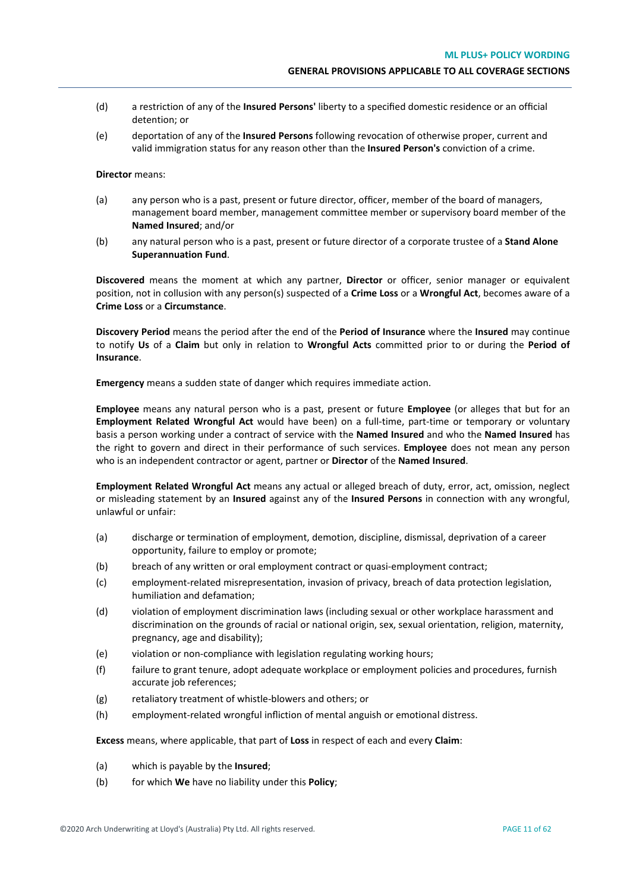(d) a restriction of any of the **Insured Persons'** liberty to a specified domestic residence or an official detention; or

(e) deportation of any of the **Insured Persons** following revocation of otherwise proper, current and valid immigration status for any reason other than the **Insured Person's** conviction of a crime.

**Director** means:

(a) any person who is a past, present or future director, officer, member of the board of managers, management board member, management committee member or supervisory board member of the **Named Insured**; and/or

(b) any natural person who is a past, present or future director of a corporate trustee of a **Stand Alone Superannuation Fund**.

**Discovered** means the moment at which any partner, **Director** or officer, senior manager or equivalent position, not in collusion with any person(s) suspected of a **Crime Loss** or a **Wrongful Act**, becomes aware of a **Crime Loss** or a **Circumstance**.

**Discovery Period** means the period after the end of the **Period of Insurance** where the **Insured** may continue to notify **Us** of a **Claim** but only in relation to **Wrongful Acts** committed prior to or during the **Period of Insurance**.

**Emergency** means a sudden state of danger which requires immediate action.

**Employee** means any natural person who is a past, present or future **Employee** (or alleges that but for an **Employment Related Wrongful Act** would have been) on a full-time, part-time or temporary or voluntary basis a person working under a contract of service with the **Named Insured** and who the **Named Insured** has the right to govern and direct in their performance of such services. **Employee** does not mean any person who is an independent contractor or agent, partner or **Director** of the **Named Insured**.

**Employment Related Wrongful Act** means any actual or alleged breach of duty, error, act, omission, neglect or misleading statement by an **Insured** against any of the **Insured Persons** in connection with any wrongful, unlawful or unfair:

(a) discharge or termination of employment, demotion, discipline, dismissal, deprivation of a career opportunity, failure to employ or promote;

(b) breach of any written or oral employment contract or quasi-employment contract;

(c) employment-related misrepresentation, invasion of privacy, breach of data protection legislation, humiliation and defamation;

(d) violation of employment discrimination laws (including sexual or other workplace harassment and discrimination on the grounds of racial or national origin, sex, sexual orientation, religion, maternity, pregnancy, age and disability);

(e) violation or non-compliance with legislation regulating working hours;

(f) failure to grant tenure, adopt adequate workplace or employment policies and procedures, furnish accurate job references;

(g) retaliatory treatment of whistle-blowers and others; or

(h) employment-related wrongful infliction of mental anguish or emotional distress.

**Excess** means, where applicable, that part of **Loss** in respect of each and every **Claim**:

(a) which is payable by the **Insured**;

(b) for which **We** have no liability under this **Policy**;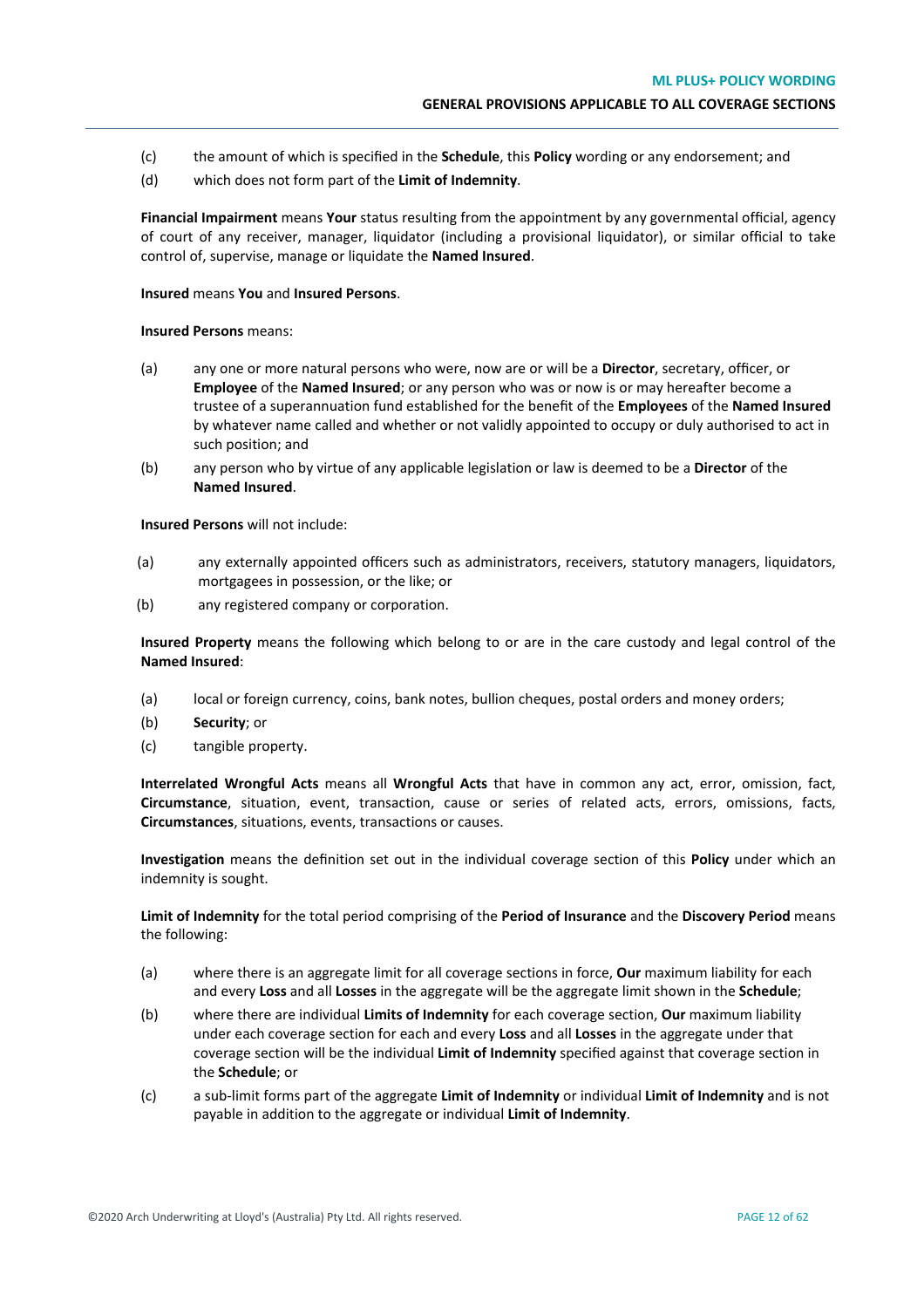(c) the amount of which is specified in the **Schedule**, this **Policy** wording or any endorsement; and

(d) which does not form part of the **Limit of Indemnity**.

**Financial Impairment** means **Your** status resulting from the appointment by any governmental official, agency of court of any receiver, manager, liquidator (including a provisional liquidator), or similar official to take control of, supervise, manage or liquidate the **Named Insured**.

**Insured** means **You** and **Insured Persons**.

**Insured Persons** means:

(a) any one or more natural persons who were, now are or will be a **Director**, secretary, officer, or **Employee** of the **Named Insured**; or any person who was or now is or may hereafter become a trustee of a superannuation fund established for the benefit of the **Employees** of the **Named Insured** by whatever name called and whether or not validly appointed to occupy or duly authorised to act in such position; and

(b) any person who by virtue of any applicable legislation or law is deemed to be a **Director** of the **Named Insured**.

**Insured Persons** will not include:

(a) any externally appointed officers such as administrators, receivers, statutory managers, liquidators, mortgagees in possession, or the like; or

(b) any registered company or corporation.

**Insured Property** means the following which belong to or are in the care custody and legal control of the **Named Insured**:

(a) local or foreign currency, coins, bank notes, bullion cheques, postal orders and money orders;

(b) **Security**; or

(c) tangible property.

**Interrelated Wrongful Acts** means all **Wrongful Acts** that have in common any act, error, omission, fact, **Circumstance**, situation, event, transaction, cause or series of related acts, errors, omissions, facts, **Circumstances**, situations, events, transactions or causes.

**Investigation** means the definition set out in the individual coverage section of this **Policy** under which an indemnity is sought.

**Limit of Indemnity** for the total period comprising of the **Period of Insurance** and the **Discovery Period** means the following:

(a) where there is an aggregate limit for all coverage sections in force, **Our** maximum liability for each and every **Loss** and all **Losses** in the aggregate will be the aggregate limit shown in the **Schedule**;

(b) where there are individual **Limits of Indemnity** for each coverage section, **Our** maximum liability under each coverage section for each and every **Loss** and all **Losses** in the aggregate under that coverage section will be the individual **Limit of Indemnity** specified against that coverage section in the **Schedule**; or

(c) a sub-limit forms part of the aggregate **Limit of Indemnity** or individual **Limit of Indemnity** and is not payable in addition to the aggregate or individual **Limit of Indemnity**.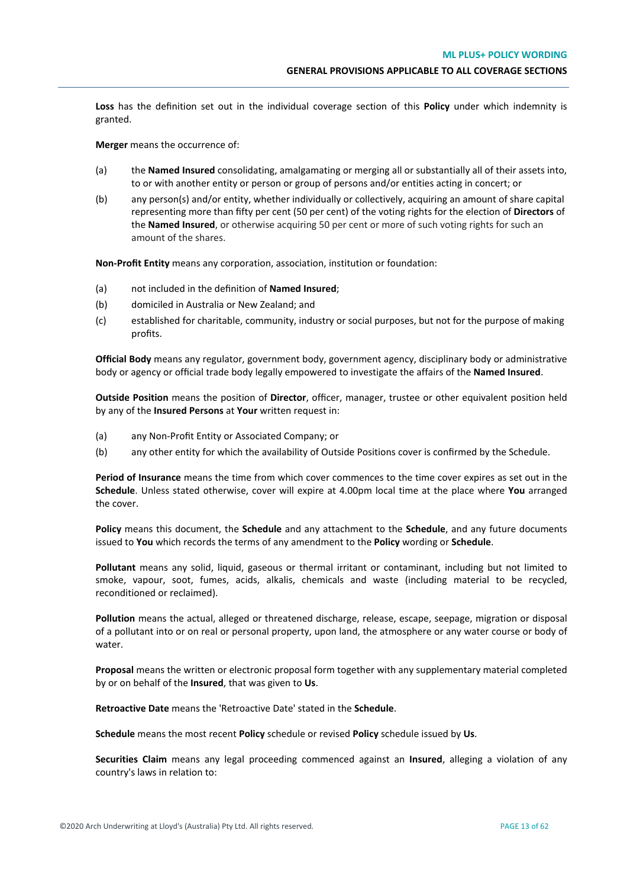**Loss** has the definition set out in the individual coverage section of this **Policy** under which indemnity is granted.

**Merger** means the occurrence of:

(a) the **Named Insured** consolidating, amalgamating or merging all or substantially all of their assets into, to or with another entity or person or group of persons and/or entities acting in concert; or

(b) any person(s) and/or entity, whether individually or collectively, acquiring an amount of share capital representing more than fifty per cent (50 per cent) of the voting rights for the election of **Directors** of the **Named Insured**, or otherwise acquiring 50 per cent or more of such voting rights for such an amount of the shares.

**Non-Profit Entity** means any corporation, association, institution or foundation:

(a) not included in the definition of **Named Insured**;

(b) domiciled in Australia or New Zealand; and

(c) established for charitable, community, industry or social purposes, but not for the purpose of making profits.

**Official Body** means any regulator, government body, government agency, disciplinary body or administrative body or agency or official trade body legally empowered to investigate the affairs of the **Named Insured**.

**Outside Position** means the position of **Director**, officer, manager, trustee or other equivalent position held by any of the **Insured Persons** at **Your** written request in:

(a) any Non-Profit Entity or Associated Company; or

(b) any other entity for which the availability of Outside Positions cover is confirmed by the Schedule.

**Period of Insurance** means the time from which cover commences to the time cover expires as set out in the **Schedule**. Unless stated otherwise, cover will expire at 4.00pm local time at the place where **You** arranged the cover.

**Policy** means this document, the **Schedule** and any attachment to the **Schedule**, and any future documents issued to **You** which records the terms of any amendment to the **Policy** wording or **Schedule**.

**Pollutant** means any solid, liquid, gaseous or thermal irritant or contaminant, including but not limited to smoke, vapour, soot, fumes, acids, alkalis, chemicals and waste (including material to be recycled, reconditioned or reclaimed).

**Pollution** means the actual, alleged or threatened discharge, release, escape, seepage, migration or disposal of a pollutant into or on real or personal property, upon land, the atmosphere or any water course or body of water.

**Proposal** means the written or electronic proposal form together with any supplementary material completed by or on behalf of the **Insured**, that was given to **Us**.

**Retroactive Date** means the 'Retroactive Date' stated in the **Schedule**.

**Schedule** means the most recent **Policy** schedule or revised **Policy** schedule issued by **Us**.

**Securities Claim** means any legal proceeding commenced against an **Insured**, alleging a violation of any country's laws in relation to: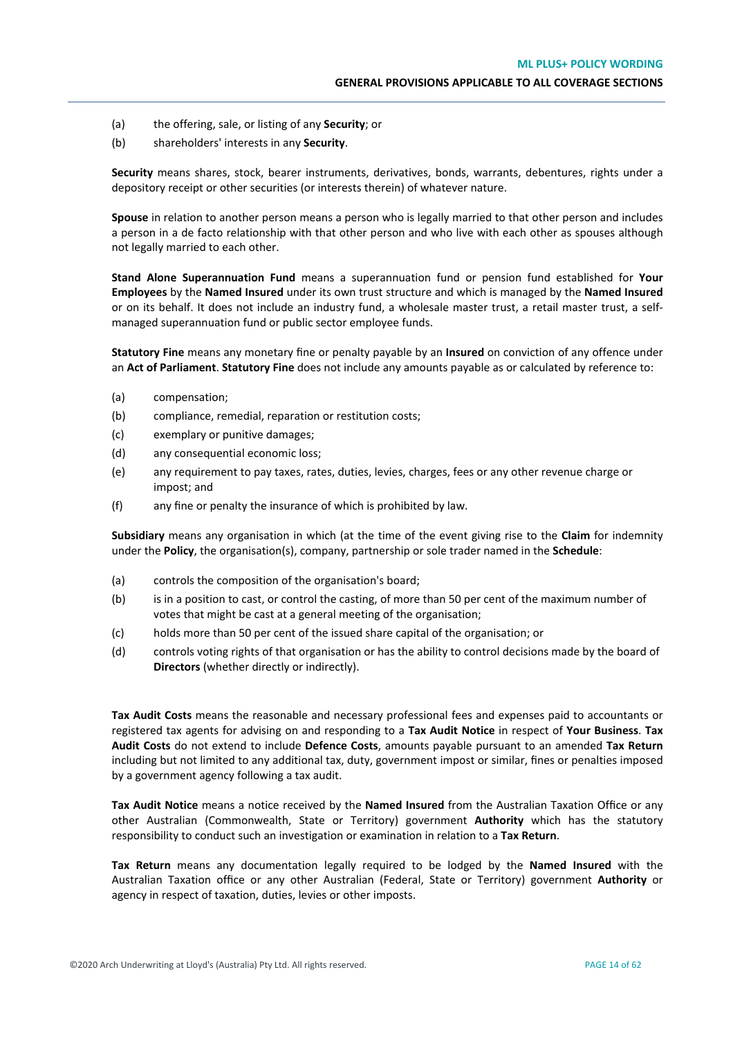(a) the offering, sale, or listing of any **Security**; or

(b) shareholders' interests in any **Security**.

**Security** means shares, stock, bearer instruments, derivatives, bonds, warrants, debentures, rights under a depository receipt or other securities (or interests therein) of whatever nature.

**Spouse** in relation to another person means a person who is legally married to that other person and includes a person in a de facto relationship with that other person and who live with each other as spouses although not legally married to each other.

**Stand Alone Superannuation Fund** means a superannuation fund or pension fund established for **Your Employees** by the **Named Insured** under its own trust structure and which is managed by the **Named Insured** or on its behalf. It does not include an industry fund, a wholesale master trust, a retail master trust, a self-managed superannuation fund or public sector employee funds.

**Statutory Fine** means any monetary fine or penalty payable by an **Insured** on conviction of any offence under an **Act of Parliament**. **Statutory Fine** does not include any amounts payable as or calculated by reference to:

(a) compensation;

(b) compliance, remedial, reparation or restitution costs;

(c) exemplary or punitive damages;

(d) any consequential economic loss;

(e) any requirement to pay taxes, rates, duties, levies, charges, fees or any other revenue charge or impost; and

(f) any fine or penalty the insurance of which is prohibited by law.

**Subsidiary** means any organisation in which (at the time of the event giving rise to the **Claim** for indemnity under the **Policy**, the organisation(s), company, partnership or sole trader named in the **Schedule**:

(a) controls the composition of the organisation's board;

(b) is in a position to cast, or control the casting, of more than 50 per cent of the maximum number of votes that might be cast at a general meeting of the organisation;

(c) holds more than 50 per cent of the issued share capital of the organisation; or

(d) controls voting rights of that organisation or has the ability to control decisions made by the board of **Directors** (whether directly or indirectly).

**Tax Audit Costs** means the reasonable and necessary professional fees and expenses paid to accountants or registered tax agents for advising on and responding to a **Tax Audit Notice** in respect of **Your Business**. **Tax Audit Costs** do not extend to include **Defence Costs**, amounts payable pursuant to an amended **Tax Return** including but not limited to any additional tax, duty, government impost or similar, fines or penalties imposed by a government agency following a tax audit.

**Tax Audit Notice** means a notice received by the **Named Insured** from the Australian Taxation Office or any other Australian (Commonwealth, State or Territory) government **Authority** which has the statutory responsibility to conduct such an investigation or examination in relation to a **Tax Return**.

**Tax Return** means any documentation legally required to be lodged by the **Named Insured** with the Australian Taxation office or any other Australian (Federal, State or Territory) government **Authority** or agency in respect of taxation, duties, levies or other imposts.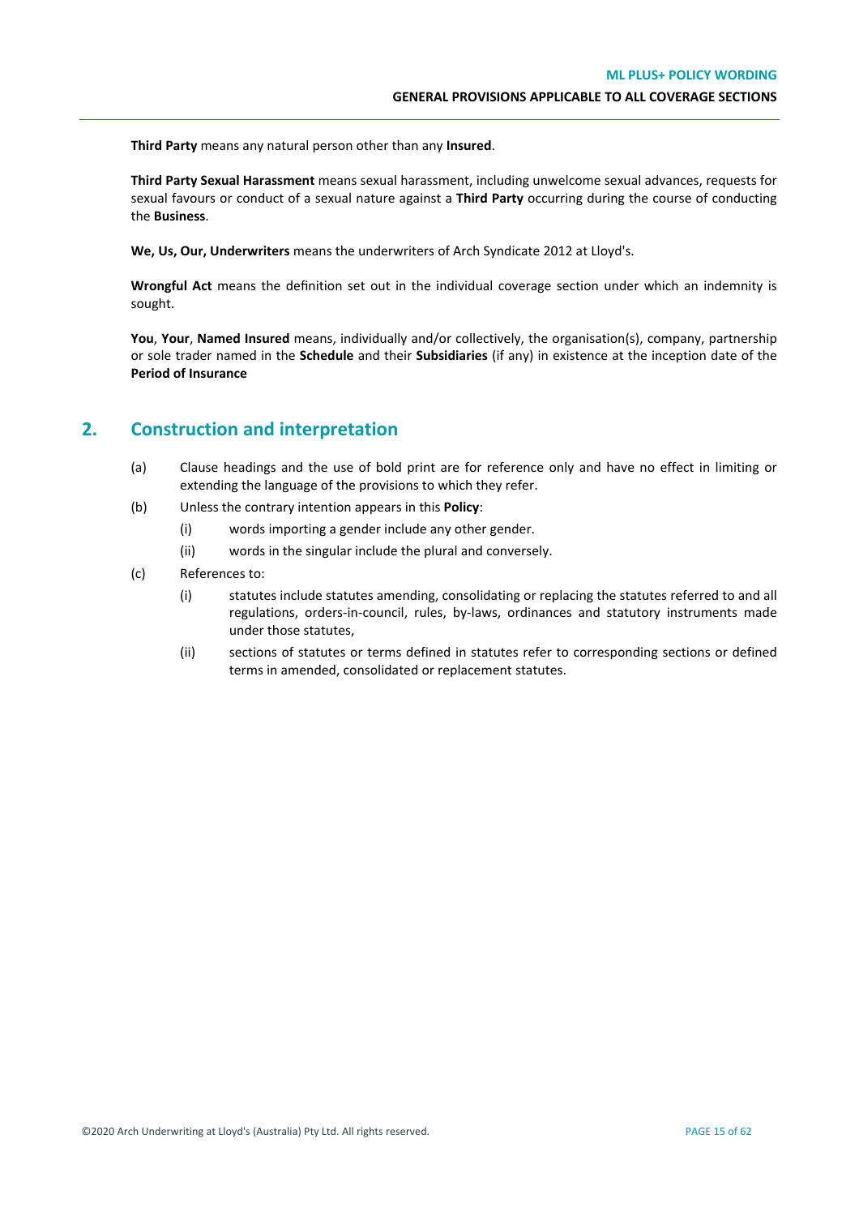**Third Party** means any natural person other than any **Insured**.

**Third Party Sexual Harassment** means sexual harassment, including unwelcome sexual advances, requests for sexual favours or conduct of a sexual nature against a **Third Party** occurring during the course of conducting the **Business**.

**We, Us, Our, Underwriters** means the underwriters of Arch Syndicate 2012 at Lloyd's.

**Wrongful Act** means the definition set out in the individual coverage section under which an indemnity is sought.

**You**, **Your**, **Named Insured** means, individually and/or collectively, the organisation(s), company, partnership or sole trader named in the **Schedule** and their **Subsidiaries** (if any) in existence at the inception date of the **Period of Insurance**

## 2. Construction and interpretation

(a) Clause headings and the use of bold print are for reference only and have no effect in limiting or extending the language of the provisions to which they refer.

(b) Unless the contrary intention appears in this **Policy**:

- (i) words importing a gender include any other gender.
- (ii) words in the singular include the plural and conversely.

(c) References to:

- (i) statutes include statutes amending, consolidating or replacing the statutes referred to and all regulations, orders-in-council, rules, by-laws, ordinances and statutory instruments made under those statutes,
- (ii) sections of statutes or terms defined in statutes refer to corresponding sections or defined terms in amended, consolidated or replacement statutes.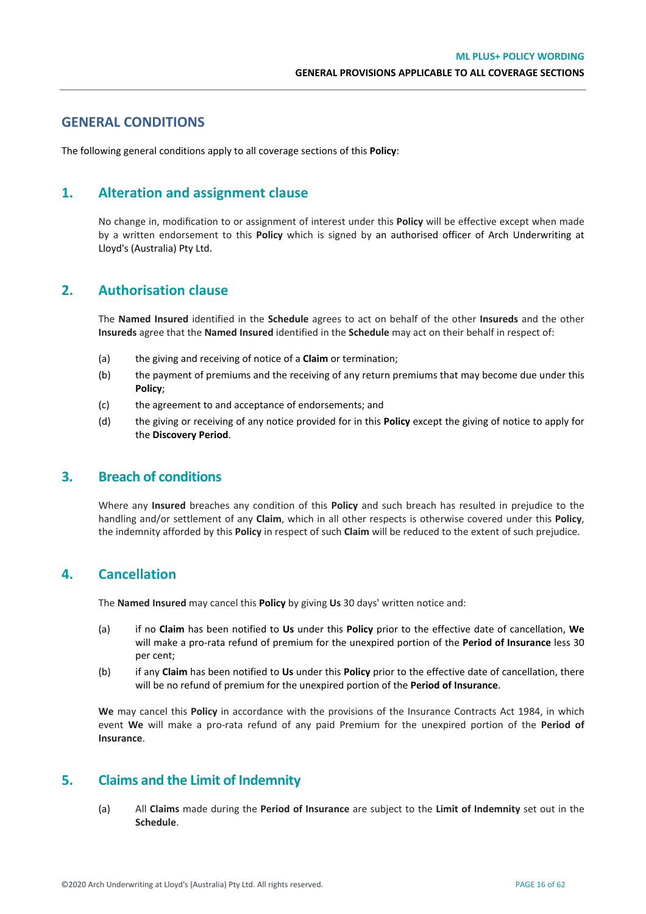## GENERAL CONDITIONS

The following general conditions apply to all coverage sections of this **Policy**:

### 1. Alteration and assignment clause

No change in, modification to or assignment of interest under this **Policy** will be effective except when made by a written endorsement to this **Policy** which is signed by an authorised officer of Arch Underwriting at Lloyd's (Australia) Pty Ltd.

### 2. Authorisation clause

The **Named Insured** identified in the **Schedule** agrees to act on behalf of the other **Insureds** and the other **Insureds** agree that the **Named Insured** identified in the **Schedule** may act on their behalf in respect of:

(a) the giving and receiving of notice of a **Claim** or termination;

(b) the payment of premiums and the receiving of any return premiums that may become due under this **Policy**;

(c) the agreement to and acceptance of endorsements; and

(d) the giving or receiving of any notice provided for in this **Policy** except the giving of notice to apply for the **Discovery Period**.

### 3. Breach of conditions

Where any **Insured** breaches any condition of this **Policy** and such breach has resulted in prejudice to the handling and/or settlement of any **Claim**, which in all other respects is otherwise covered under this **Policy**, the indemnity afforded by this **Policy** in respect of such **Claim** will be reduced to the extent of such prejudice.

### 4. Cancellation

The **Named Insured** may cancel this **Policy** by giving **Us** 30 days' written notice and:

(a) if no **Claim** has been notified to **Us** under this **Policy** prior to the effective date of cancellation, **We** will make a pro-rata refund of premium for the unexpired portion of the **Period of Insurance** less 30 per cent;

(b) if any **Claim** has been notified to **Us** under this **Policy** prior to the effective date of cancellation, there will be no refund of premium for the unexpired portion of the **Period of Insurance**.

**We** may cancel this **Policy** in accordance with the provisions of the Insurance Contracts Act 1984, in which event **We** will make a pro-rata refund of any paid Premium for the unexpired portion of the **Period of Insurance**.

### 5. Claims and the Limit of Indemnity

(a) All **Claims** made during the **Period of Insurance** are subject to the **Limit of Indemnity** set out in the **Schedule**.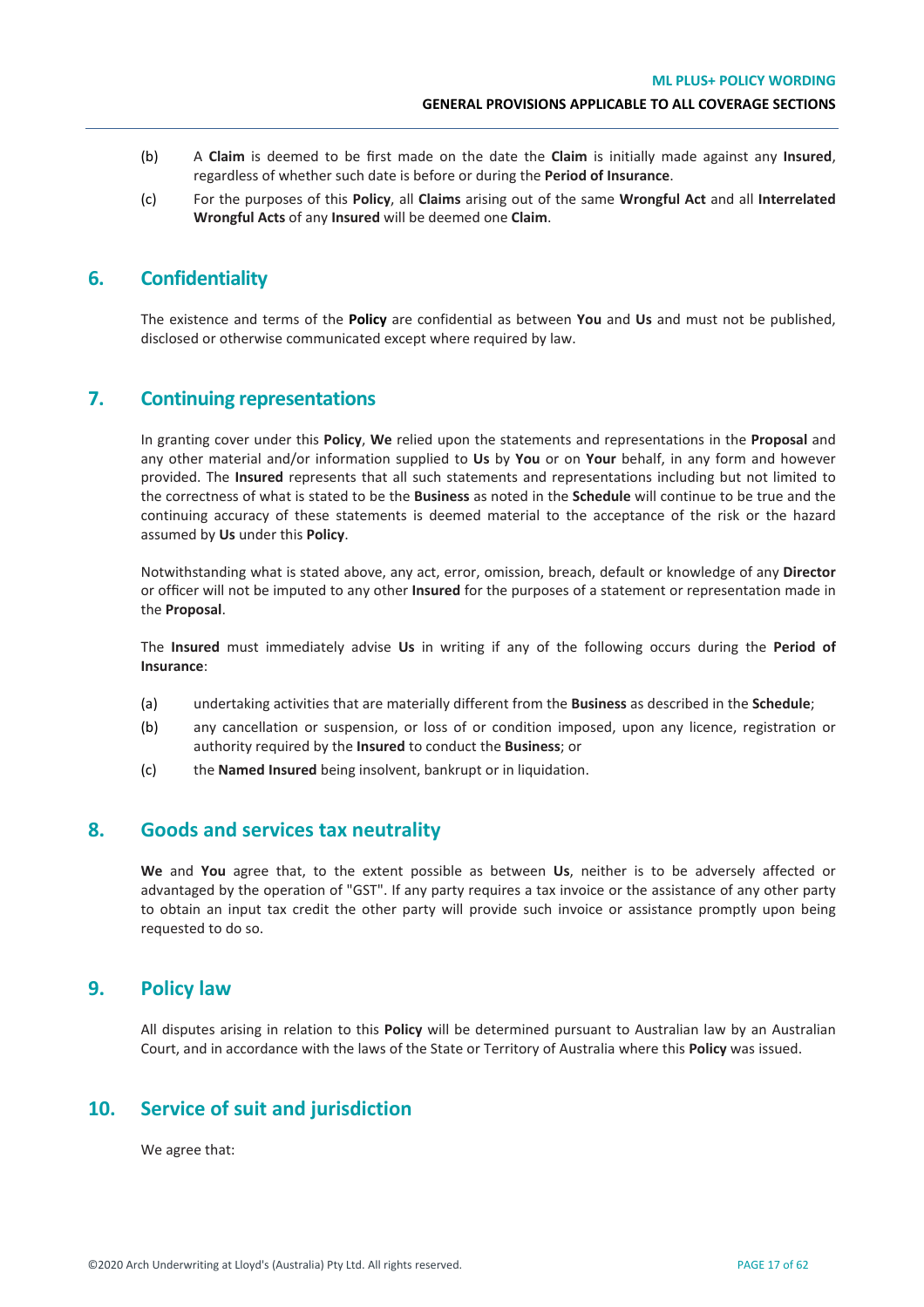(b) A **Claim** is deemed to be first made on the date the **Claim** is initially made against any **Insured**, regardless of whether such date is before or during the **Period of Insurance**.

(c) For the purposes of this **Policy**, all **Claims** arising out of the same **Wrongful Act** and all **Interrelated Wrongful Acts** of any **Insured** will be deemed one **Claim**.

## 6. Confidentiality

The existence and terms of the **Policy** are confidential as between **You** and **Us** and must not be published, disclosed or otherwise communicated except where required by law.

## 7. Continuing representations

In granting cover under this **Policy**, **We** relied upon the statements and representations in the **Proposal** and any other material and/or information supplied to **Us** by **You** or on **Your** behalf, in any form and however provided. The **Insured** represents that all such statements and representations including but not limited to the correctness of what is stated to be the **Business** as noted in the **Schedule** will continue to be true and the continuing accuracy of these statements is deemed material to the acceptance of the risk or the hazard assumed by **Us** under this **Policy**.

Notwithstanding what is stated above, any act, error, omission, breach, default or knowledge of any **Director** or officer will not be imputed to any other **Insured** for the purposes of a statement or representation made in the **Proposal**.

The **Insured** must immediately advise **Us** in writing if any of the following occurs during the **Period of Insurance**:

(a) undertaking activities that are materially different from the **Business** as described in the **Schedule**;

(b) any cancellation or suspension, or loss of or condition imposed, upon any licence, registration or authority required by the **Insured** to conduct the **Business**; or

(c) the **Named Insured** being insolvent, bankrupt or in liquidation.

## 8. Goods and services tax neutrality

**We** and **You** agree that, to the extent possible as between **Us**, neither is to be adversely affected or advantaged by the operation of "GST". If any party requires a tax invoice or the assistance of any other party to obtain an input tax credit the other party will provide such invoice or assistance promptly upon being requested to do so.

## 9. Policy law

All disputes arising in relation to this **Policy** will be determined pursuant to Australian law by an Australian Court, and in accordance with the laws of the State or Territory of Australia where this **Policy** was issued.

## 10. Service of suit and jurisdiction

We agree that: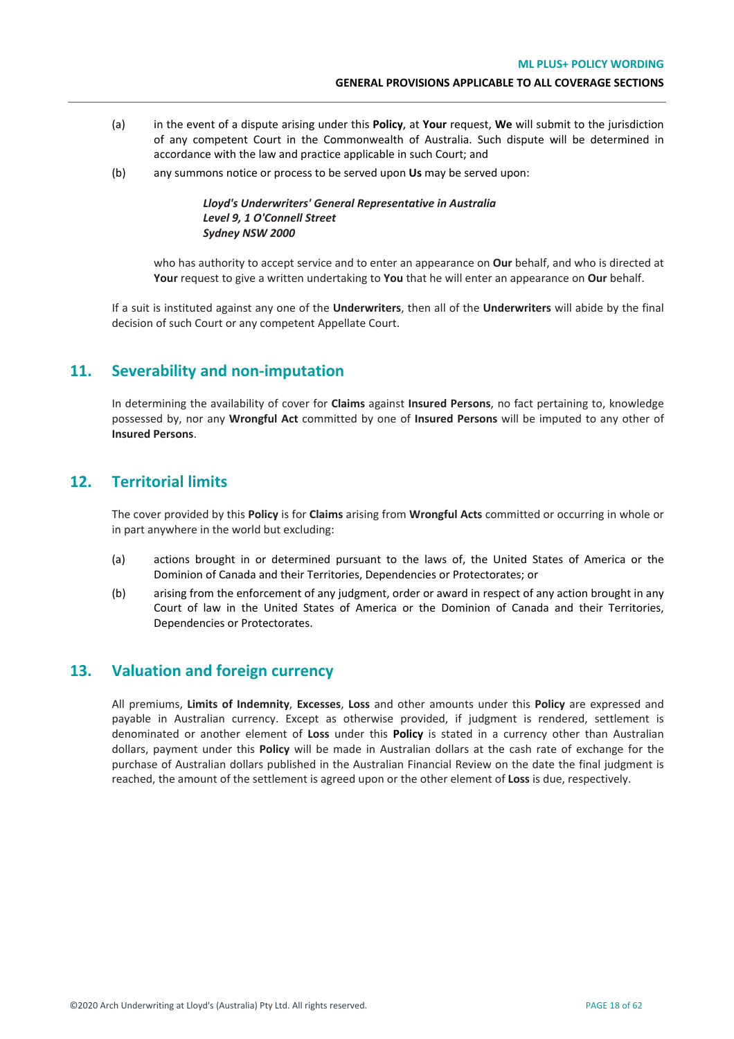(a) in the event of a dispute arising under this **Policy**, at **Your** request, **We** will submit to the jurisdiction of any competent Court in the Commonwealth of Australia. Such dispute will be determined in accordance with the law and practice applicable in such Court; and

(b) any summons notice or process to be served upon **Us** may be served upon:

> ***Lloyd's Underwriters' General Representative in Australia***
> ***Level 9, 1 O'Connell Street***
> ***Sydney NSW 2000***

who has authority to accept service and to enter an appearance on **Our** behalf, and who is directed at **Your** request to give a written undertaking to **You** that he will enter an appearance on **Our** behalf.

If a suit is instituted against any one of the **Underwriters**, then all of the **Underwriters** will abide by the final decision of such Court or any competent Appellate Court.

## 11. Severability and non-imputation

In determining the availability of cover for **Claims** against **Insured Persons**, no fact pertaining to, knowledge possessed by, nor any **Wrongful Act** committed by one of **Insured Persons** will be imputed to any other of **Insured Persons**.

## 12. Territorial limits

The cover provided by this **Policy** is for **Claims** arising from **Wrongful Acts** committed or occurring in whole or in part anywhere in the world but excluding:

(a) actions brought in or determined pursuant to the laws of, the United States of America or the Dominion of Canada and their Territories, Dependencies or Protectorates; or

(b) arising from the enforcement of any judgment, order or award in respect of any action brought in any Court of law in the United States of America or the Dominion of Canada and their Territories, Dependencies or Protectorates.

## 13. Valuation and foreign currency

All premiums, **Limits of Indemnity**, **Excesses**, **Loss** and other amounts under this **Policy** are expressed and payable in Australian currency. Except as otherwise provided, if judgment is rendered, settlement is denominated or another element of **Loss** under this **Policy** is stated in a currency other than Australian dollars, payment under this **Policy** will be made in Australian dollars at the cash rate of exchange for the purchase of Australian dollars published in the Australian Financial Review on the date the final judgment is reached, the amount of the settlement is agreed upon or the other element of **Loss** is due, respectively.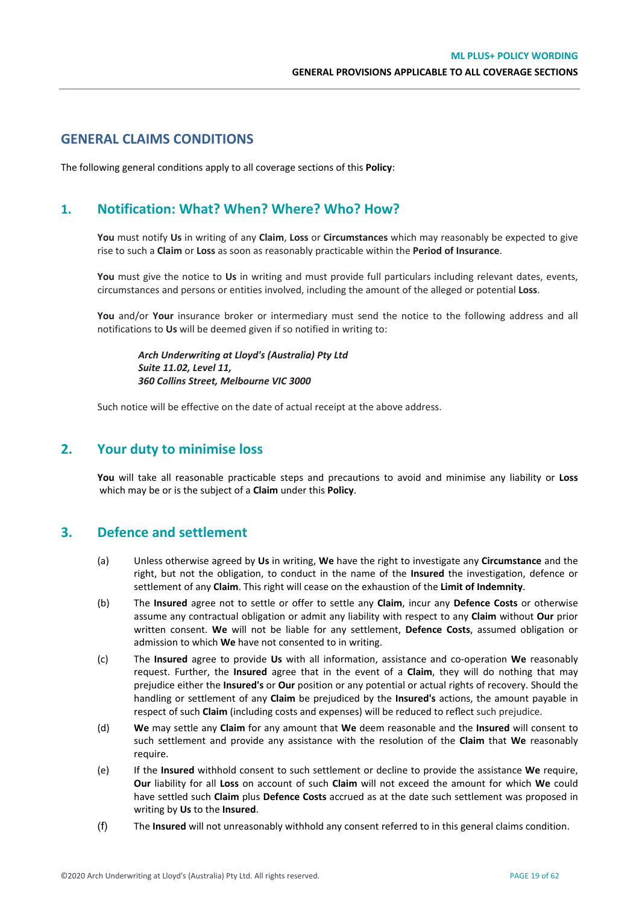## GENERAL CLAIMS CONDITIONS

The following general conditions apply to all coverage sections of this **Policy**:

### 1. Notification: What? When? Where? Who? How?

**You** must notify **Us** in writing of any **Claim**, **Loss** or **Circumstances** which may reasonably be expected to give rise to such a **Claim** or **Loss** as soon as reasonably practicable within the **Period of Insurance**.

**You** must give the notice to **Us** in writing and must provide full particulars including relevant dates, events, circumstances and persons or entities involved, including the amount of the alleged or potential **Loss**.

**You** and/or **Your** insurance broker or intermediary must send the notice to the following address and all notifications to **Us** will be deemed given if so notified in writing to:

***Arch Underwriting at Lloyd's (Australia) Pty Ltd***
***Suite 11.02, Level 11,***
***360 Collins Street, Melbourne VIC 3000***

Such notice will be effective on the date of actual receipt at the above address.

### 2. Your duty to minimise loss

**You** will take all reasonable practicable steps and precautions to avoid and minimise any liability or **Loss** which may be or is the subject of a **Claim** under this **Policy**.

### 3. Defence and settlement

(a) Unless otherwise agreed by **Us** in writing, **We** have the right to investigate any **Circumstance** and the right, but not the obligation, to conduct in the name of the **Insured** the investigation, defence or settlement of any **Claim**. This right will cease on the exhaustion of the **Limit of Indemnity**.

(b) The **Insured** agree not to settle or offer to settle any **Claim**, incur any **Defence Costs** or otherwise assume any contractual obligation or admit any liability with respect to any **Claim** without **Our** prior written consent. **We** will not be liable for any settlement, **Defence Costs**, assumed obligation or admission to which **We** have not consented to in writing.

(c) The **Insured** agree to provide **Us** with all information, assistance and co-operation **We** reasonably request. Further, the **Insured** agree that in the event of a **Claim**, they will do nothing that may prejudice either the **Insured's** or **Our** position or any potential or actual rights of recovery. Should the handling or settlement of any **Claim** be prejudiced by the **Insured's** actions, the amount payable in respect of such **Claim** (including costs and expenses) will be reduced to reflect such prejudice.

(d) **We** may settle any **Claim** for any amount that **We** deem reasonable and the **Insured** will consent to such settlement and provide any assistance with the resolution of the **Claim** that **We** reasonably require.

(e) If the **Insured** withhold consent to such settlement or decline to provide the assistance **We** require, **Our** liability for all **Loss** on account of such **Claim** will not exceed the amount for which **We** could have settled such **Claim** plus **Defence Costs** accrued as at the date such settlement was proposed in writing by **Us** to the **Insured**.

(f) The **Insured** will not unreasonably withhold any consent referred to in this general claims condition.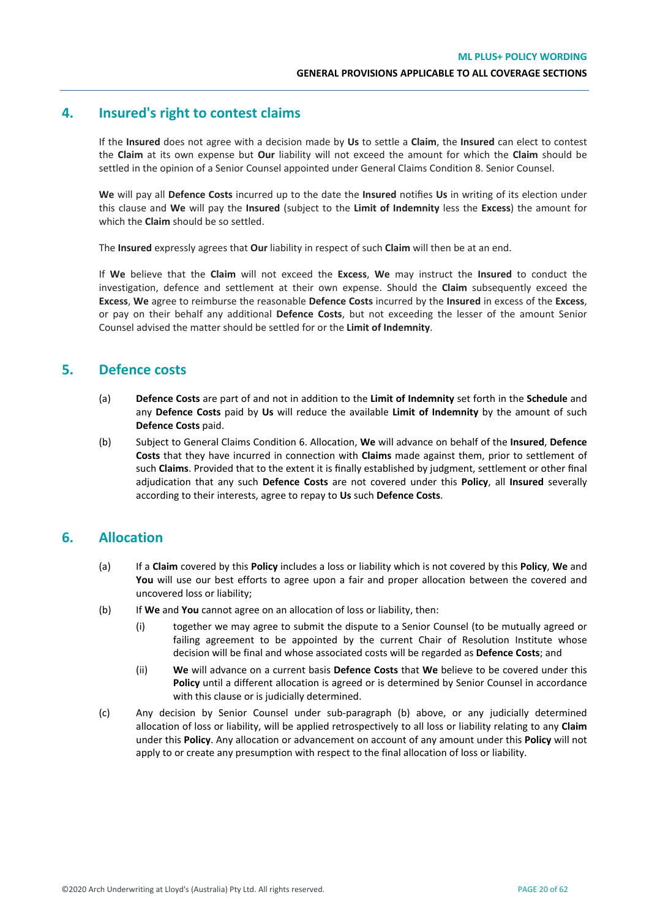## 4. Insured's right to contest claims

If the **Insured** does not agree with a decision made by **Us** to settle a **Claim**, the **Insured** can elect to contest the **Claim** at its own expense but **Our** liability will not exceed the amount for which the **Claim** should be settled in the opinion of a Senior Counsel appointed under General Claims Condition 8. Senior Counsel.

**We** will pay all **Defence Costs** incurred up to the date the **Insured** notifies **Us** in writing of its election under this clause and **We** will pay the **Insured** (subject to the **Limit of Indemnity** less the **Excess**) the amount for which the **Claim** should be so settled.

The **Insured** expressly agrees that **Our** liability in respect of such **Claim** will then be at an end.

If **We** believe that the **Claim** will not exceed the **Excess**, **We** may instruct the **Insured** to conduct the investigation, defence and settlement at their own expense. Should the **Claim** subsequently exceed the **Excess**, **We** agree to reimburse the reasonable **Defence Costs** incurred by the **Insured** in excess of the **Excess**, or pay on their behalf any additional **Defence Costs**, but not exceeding the lesser of the amount Senior Counsel advised the matter should be settled for or the **Limit of Indemnity**.

## 5. Defence costs

(a) **Defence Costs** are part of and not in addition to the **Limit of Indemnity** set forth in the **Schedule** and any **Defence Costs** paid by **Us** will reduce the available **Limit of Indemnity** by the amount of such **Defence Costs** paid.

(b) Subject to General Claims Condition 6. Allocation, **We** will advance on behalf of the **Insured**, **Defence Costs** that they have incurred in connection with **Claims** made against them, prior to settlement of such **Claims**. Provided that to the extent it is finally established by judgment, settlement or other final adjudication that any such **Defence Costs** are not covered under this **Policy**, all **Insured** severally according to their interests, agree to repay to **Us** such **Defence Costs**.

## 6. Allocation

(a) If a **Claim** covered by this **Policy** includes a loss or liability which is not covered by this **Policy**, **We** and **You** will use our best efforts to agree upon a fair and proper allocation between the covered and uncovered loss or liability;

(b) If **We** and **You** cannot agree on an allocation of loss or liability, then:

   (i) together we may agree to submit the dispute to a Senior Counsel (to be mutually agreed or failing agreement to be appointed by the current Chair of Resolution Institute whose decision will be final and whose associated costs will be regarded as **Defence Costs**; and

   (ii) **We** will advance on a current basis **Defence Costs** that **We** believe to be covered under this **Policy** until a different allocation is agreed or is determined by Senior Counsel in accordance with this clause or is judicially determined.

(c) Any decision by Senior Counsel under sub-paragraph (b) above, or any judicially determined allocation of loss or liability, will be applied retrospectively to all loss or liability relating to any **Claim** under this **Policy**. Any allocation or advancement on account of any amount under this **Policy** will not apply to or create any presumption with respect to the final allocation of loss or liability.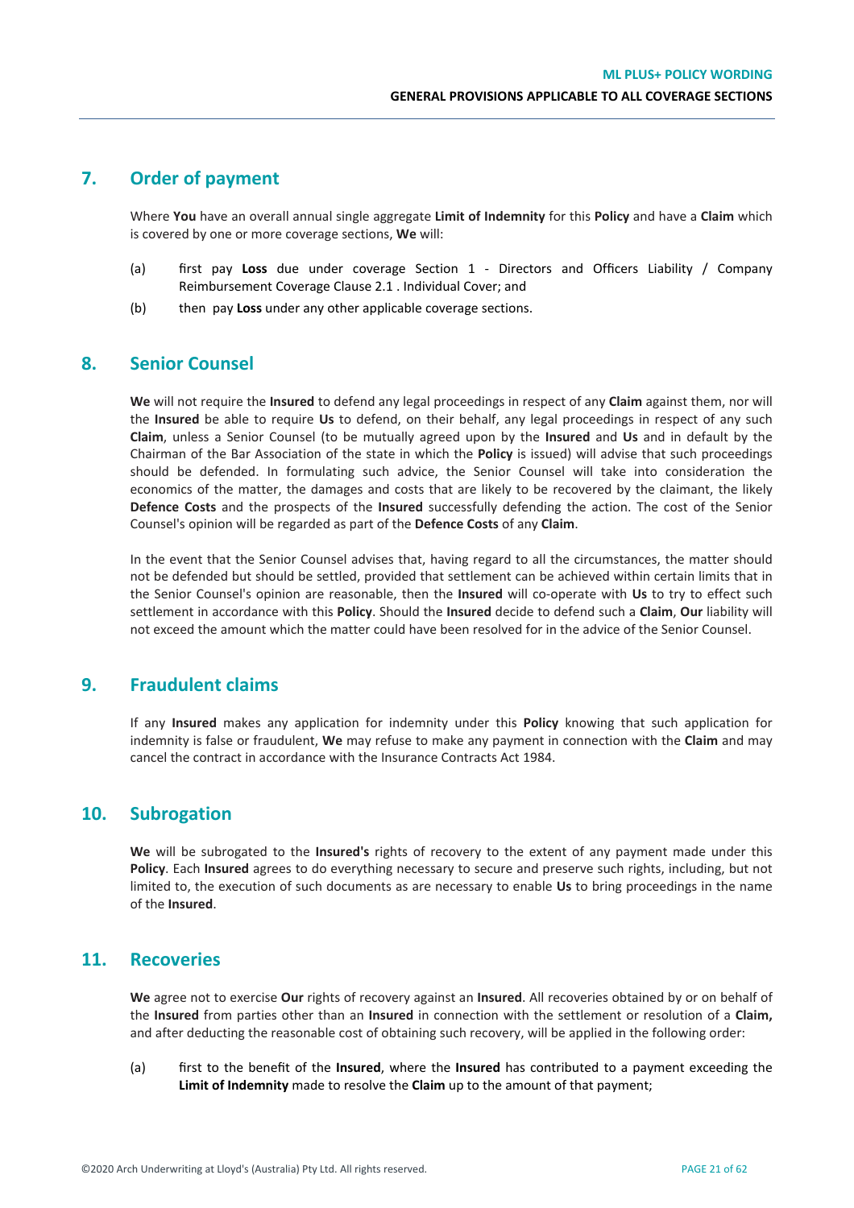## 7. Order of payment

Where **You** have an overall annual single aggregate **Limit of Indemnity** for this **Policy** and have a **Claim** which is covered by one or more coverage sections, **We** will:

(a) first pay **Loss** due under coverage Section 1 - Directors and Officers Liability / Company Reimbursement Coverage Clause 2.1 . Individual Cover; and

(b) then pay **Loss** under any other applicable coverage sections.

## 8. Senior Counsel

**We** will not require the **Insured** to defend any legal proceedings in respect of any **Claim** against them, nor will the **Insured** be able to require **Us** to defend, on their behalf, any legal proceedings in respect of any such **Claim**, unless a Senior Counsel (to be mutually agreed upon by the **Insured** and **Us** and in default by the Chairman of the Bar Association of the state in which the **Policy** is issued) will advise that such proceedings should be defended. In formulating such advice, the Senior Counsel will take into consideration the economics of the matter, the damages and costs that are likely to be recovered by the claimant, the likely **Defence Costs** and the prospects of the **Insured** successfully defending the action. The cost of the Senior Counsel's opinion will be regarded as part of the **Defence Costs** of any **Claim**.

In the event that the Senior Counsel advises that, having regard to all the circumstances, the matter should not be defended but should be settled, provided that settlement can be achieved within certain limits that in the Senior Counsel's opinion are reasonable, then the **Insured** will co-operate with **Us** to try to effect such settlement in accordance with this **Policy**. Should the **Insured** decide to defend such a **Claim**, **Our** liability will not exceed the amount which the matter could have been resolved for in the advice of the Senior Counsel.

## 9. Fraudulent claims

If any **Insured** makes any application for indemnity under this **Policy** knowing that such application for indemnity is false or fraudulent, **We** may refuse to make any payment in connection with the **Claim** and may cancel the contract in accordance with the Insurance Contracts Act 1984.

## 10. Subrogation

**We** will be subrogated to the **Insured's** rights of recovery to the extent of any payment made under this **Policy**. Each **Insured** agrees to do everything necessary to secure and preserve such rights, including, but not limited to, the execution of such documents as are necessary to enable **Us** to bring proceedings in the name of the **Insured**.

## 11. Recoveries

**We** agree not to exercise **Our** rights of recovery against an **Insured**. All recoveries obtained by or on behalf of the **Insured** from parties other than an **Insured** in connection with the settlement or resolution of a **Claim,** and after deducting the reasonable cost of obtaining such recovery, will be applied in the following order:

(a) first to the benefit of the **Insured**, where the **Insured** has contributed to a payment exceeding the **Limit of Indemnity** made to resolve the **Claim** up to the amount of that payment;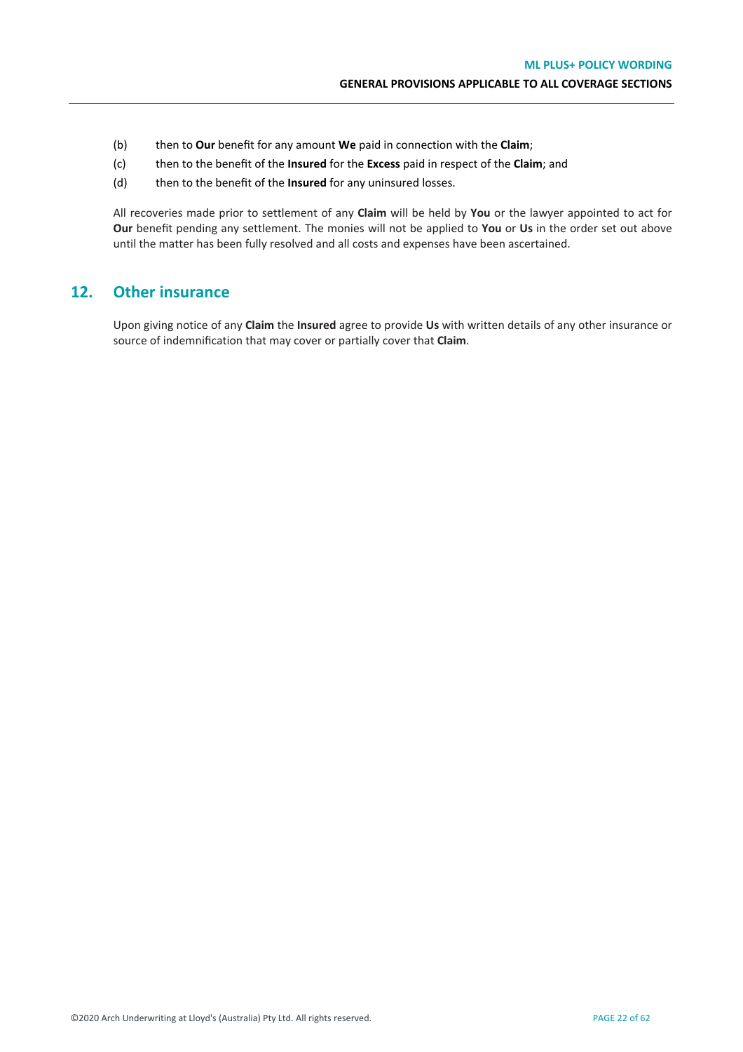(b) then to **Our** benefit for any amount **We** paid in connection with the **Claim**;

(c) then to the benefit of the **Insured** for the **Excess** paid in respect of the **Claim**; and

(d) then to the benefit of the **Insured** for any uninsured losses.

All recoveries made prior to settlement of any **Claim** will be held by **You** or the lawyer appointed to act for **Our** benefit pending any settlement. The monies will not be applied to **You** or **Us** in the order set out above until the matter has been fully resolved and all costs and expenses have been ascertained.

## 12. Other insurance

Upon giving notice of any **Claim** the **Insured** agree to provide **Us** with written details of any other insurance or source of indemnification that may cover or partially cover that **Claim**.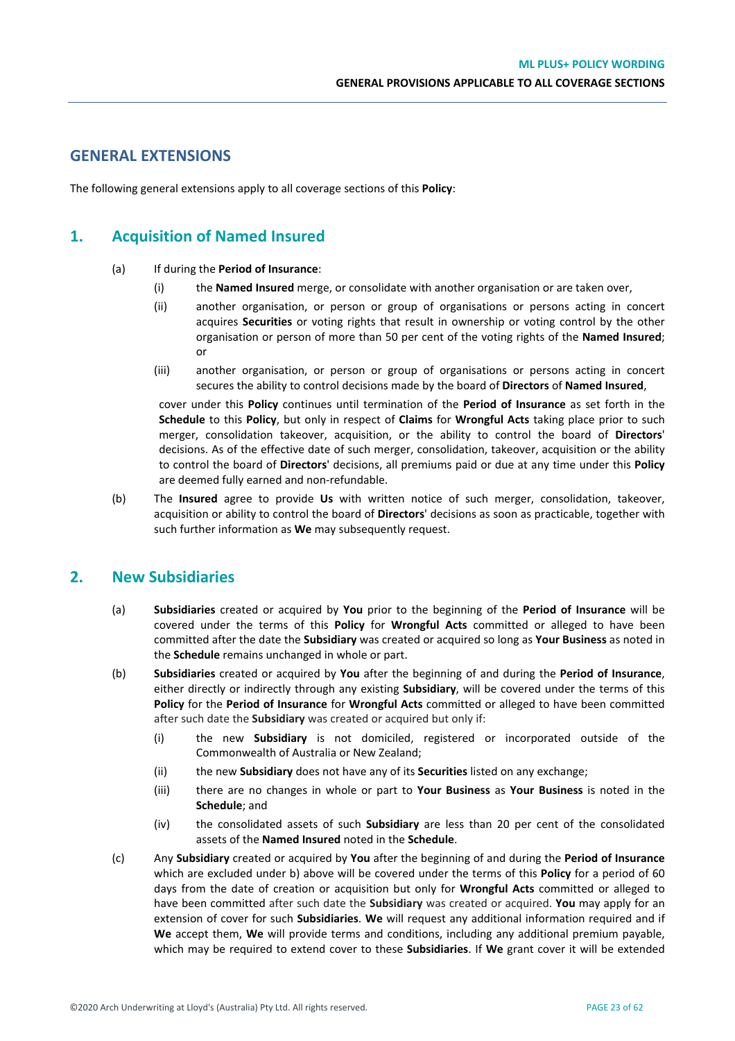## GENERAL EXTENSIONS

The following general extensions apply to all coverage sections of this **Policy**:

### 1. Acquisition of Named Insured

(a) If during the **Period of Insurance**:

   (i) the **Named Insured** merge, or consolidate with another organisation or are taken over,

   (ii) another organisation, or person or group of organisations or persons acting in concert acquires **Securities** or voting rights that result in ownership or voting control by the other organisation or person of more than 50 per cent of the voting rights of the **Named Insured**; or

   (iii) another organisation, or person or group of organisations or persons acting in concert secures the ability to control decisions made by the board of **Directors** of **Named Insured**,

   cover under this **Policy** continues until termination of the **Period of Insurance** as set forth in the **Schedule** to this **Policy**, but only in respect of **Claims** for **Wrongful Acts** taking place prior to such merger, consolidation takeover, acquisition, or the ability to control the board of **Directors**' decisions. As of the effective date of such merger, consolidation, takeover, acquisition or the ability to control the board of **Directors**' decisions, all premiums paid or due at any time under this **Policy** are deemed fully earned and non-refundable.

(b) The **Insured** agree to provide **Us** with written notice of such merger, consolidation, takeover, acquisition or ability to control the board of **Directors**' decisions as soon as practicable, together with such further information as **We** may subsequently request.

### 2. New Subsidiaries

(a) **Subsidiaries** created or acquired by **You** prior to the beginning of the **Period of Insurance** will be covered under the terms of this **Policy** for **Wrongful Acts** committed or alleged to have been committed after the date the **Subsidiary** was created or acquired so long as **Your Business** as noted in the **Schedule** remains unchanged in whole or part.

(b) **Subsidiaries** created or acquired by **You** after the beginning of and during the **Period of Insurance**, either directly or indirectly through any existing **Subsidiary**, will be covered under the terms of this **Policy** for the **Period of Insurance** for **Wrongful Acts** committed or alleged to have been committed after such date the **Subsidiary** was created or acquired but only if:

   (i) the new **Subsidiary** is not domiciled, registered or incorporated outside of the Commonwealth of Australia or New Zealand;

   (ii) the new **Subsidiary** does not have any of its **Securities** listed on any exchange;

   (iii) there are no changes in whole or part to **Your Business** as **Your Business** is noted in the **Schedule**; and

   (iv) the consolidated assets of such **Subsidiary** are less than 20 per cent of the consolidated assets of the **Named Insured** noted in the **Schedule**.

(c) Any **Subsidiary** created or acquired by **You** after the beginning of and during the **Period of Insurance** which are excluded under b) above will be covered under the terms of this **Policy** for a period of 60 days from the date of creation or acquisition but only for **Wrongful Acts** committed or alleged to have been committed after such date the **Subsidiary** was created or acquired. **You** may apply for an extension of cover for such **Subsidiaries**. **We** will request any additional information required and if **We** accept them, **We** will provide terms and conditions, including any additional premium payable, which may be required to extend cover to these **Subsidiaries**. If **We** grant cover it will be extended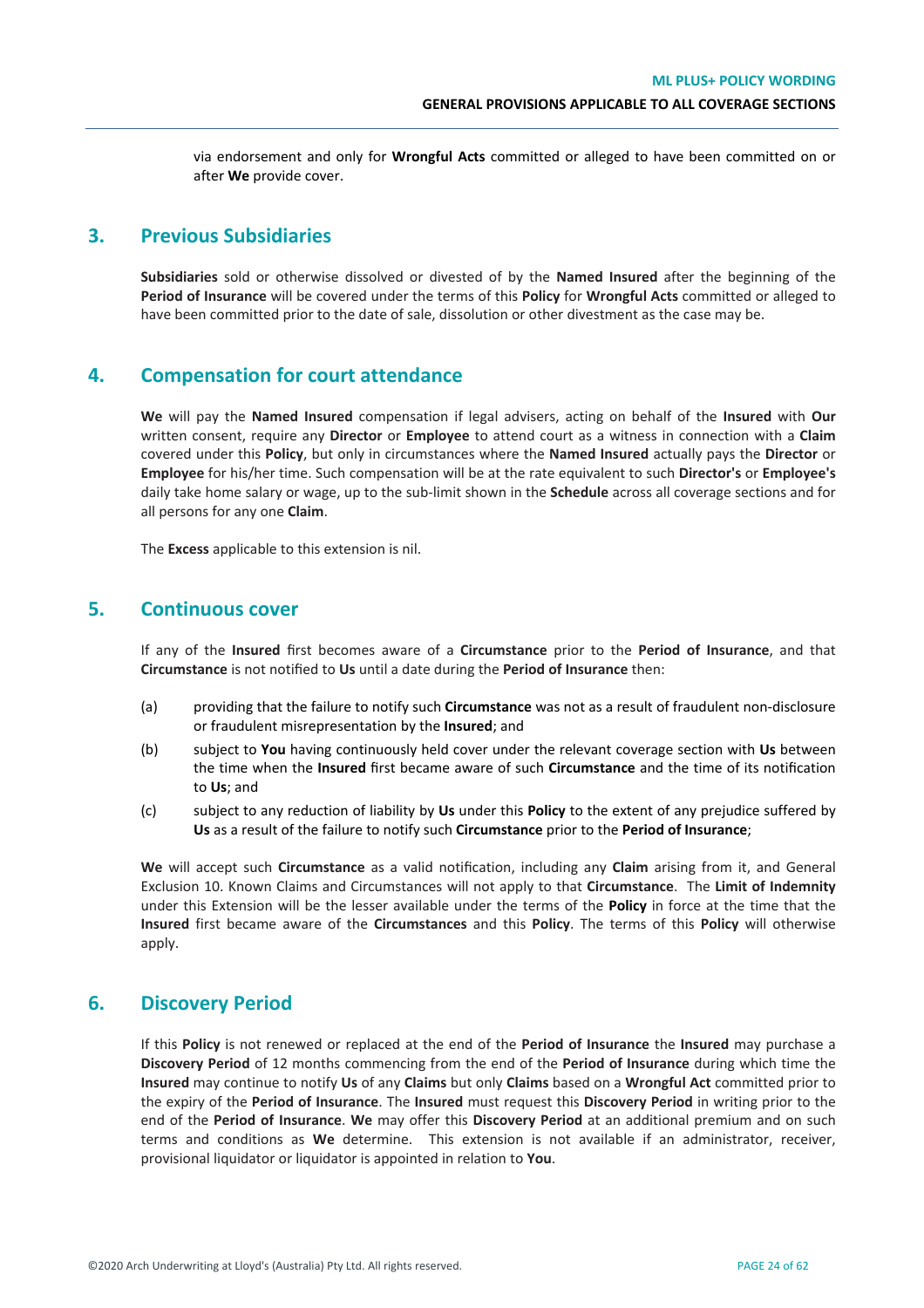via endorsement and only for **Wrongful Acts** committed or alleged to have been committed on or after **We** provide cover.

## 3. Previous Subsidiaries

**Subsidiaries** sold or otherwise dissolved or divested of by the **Named Insured** after the beginning of the **Period of Insurance** will be covered under the terms of this **Policy** for **Wrongful Acts** committed or alleged to have been committed prior to the date of sale, dissolution or other divestment as the case may be.

## 4. Compensation for court attendance

**We** will pay the **Named Insured** compensation if legal advisers, acting on behalf of the **Insured** with **Our** written consent, require any **Director** or **Employee** to attend court as a witness in connection with a **Claim** covered under this **Policy**, but only in circumstances where the **Named Insured** actually pays the **Director** or **Employee** for his/her time. Such compensation will be at the rate equivalent to such **Director's** or **Employee's** daily take home salary or wage, up to the sub-limit shown in the **Schedule** across all coverage sections and for all persons for any one **Claim**.

The **Excess** applicable to this extension is nil.

## 5. Continuous cover

If any of the **Insured** first becomes aware of a **Circumstance** prior to the **Period of Insurance**, and that **Circumstance** is not notified to **Us** until a date during the **Period of Insurance** then:

(a) providing that the failure to notify such **Circumstance** was not as a result of fraudulent non-disclosure or fraudulent misrepresentation by the **Insured**; and

(b) subject to **You** having continuously held cover under the relevant coverage section with **Us** between the time when the **Insured** first became aware of such **Circumstance** and the time of its notification to **Us**; and

(c) subject to any reduction of liability by **Us** under this **Policy** to the extent of any prejudice suffered by **Us** as a result of the failure to notify such **Circumstance** prior to the **Period of Insurance**;

**We** will accept such **Circumstance** as a valid notification, including any **Claim** arising from it, and General Exclusion 10. Known Claims and Circumstances will not apply to that **Circumstance**. The **Limit of Indemnity** under this Extension will be the lesser available under the terms of the **Policy** in force at the time that the **Insured** first became aware of the **Circumstances** and this **Policy**. The terms of this **Policy** will otherwise apply.

## 6. Discovery Period

If this **Policy** is not renewed or replaced at the end of the **Period of Insurance** the **Insured** may purchase a **Discovery Period** of 12 months commencing from the end of the **Period of Insurance** during which time the **Insured** may continue to notify **Us** of any **Claims** but only **Claims** based on a **Wrongful Act** committed prior to the expiry of the **Period of Insurance**. The **Insured** must request this **Discovery Period** in writing prior to the end of the **Period of Insurance**. **We** may offer this **Discovery Period** at an additional premium and on such terms and conditions as **We** determine. This extension is not available if an administrator, receiver, provisional liquidator or liquidator is appointed in relation to **You**.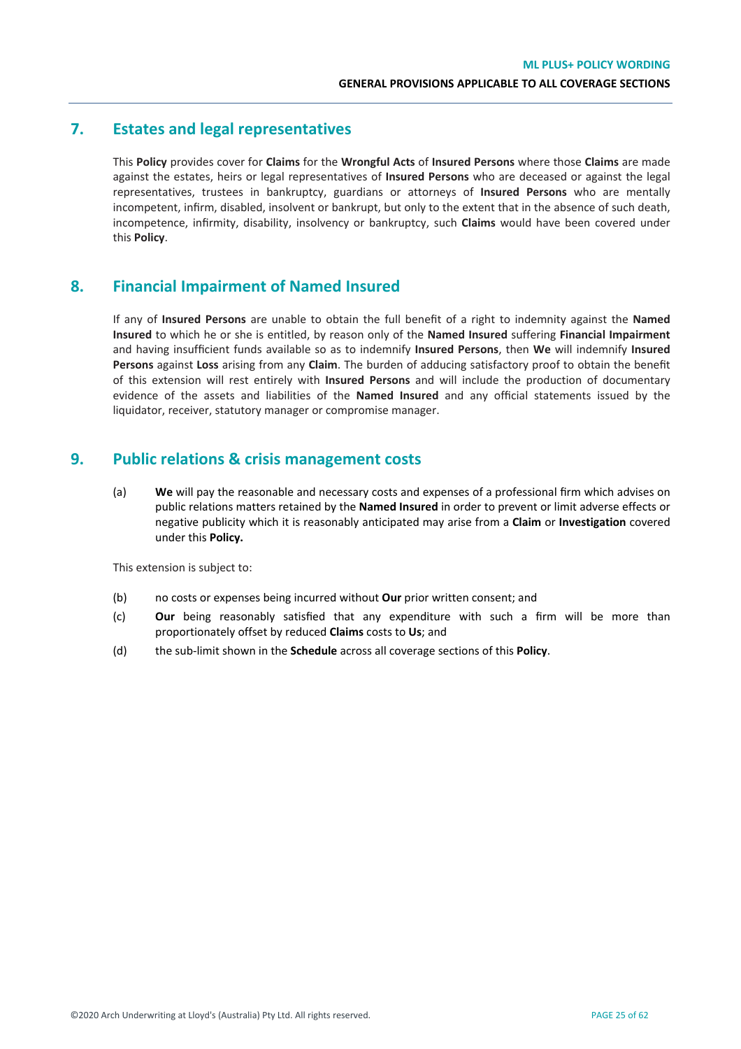## 7. Estates and legal representatives

This **Policy** provides cover for **Claims** for the **Wrongful Acts** of **Insured Persons** where those **Claims** are made against the estates, heirs or legal representatives of **Insured Persons** who are deceased or against the legal representatives, trustees in bankruptcy, guardians or attorneys of **Insured Persons** who are mentally incompetent, infirm, disabled, insolvent or bankrupt, but only to the extent that in the absence of such death, incompetence, infirmity, disability, insolvency or bankruptcy, such **Claims** would have been covered under this **Policy**.

## 8. Financial Impairment of Named Insured

If any of **Insured Persons** are unable to obtain the full benefit of a right to indemnity against the **Named Insured** to which he or she is entitled, by reason only of the **Named Insured** suffering **Financial Impairment** and having insufficient funds available so as to indemnify **Insured Persons**, then **We** will indemnify **Insured Persons** against **Loss** arising from any **Claim**. The burden of adducing satisfactory proof to obtain the benefit of this extension will rest entirely with **Insured Persons** and will include the production of documentary evidence of the assets and liabilities of the **Named Insured** and any official statements issued by the liquidator, receiver, statutory manager or compromise manager.

## 9. Public relations & crisis management costs

(a) **We** will pay the reasonable and necessary costs and expenses of a professional firm which advises on public relations matters retained by the **Named Insured** in order to prevent or limit adverse effects or negative publicity which it is reasonably anticipated may arise from a **Claim** or **Investigation** covered under this **Policy.**

This extension is subject to:

(b) no costs or expenses being incurred without **Our** prior written consent; and

(c) **Our** being reasonably satisfied that any expenditure with such a firm will be more than proportionately offset by reduced **Claims** costs to **Us**; and

(d) the sub-limit shown in the **Schedule** across all coverage sections of this **Policy**.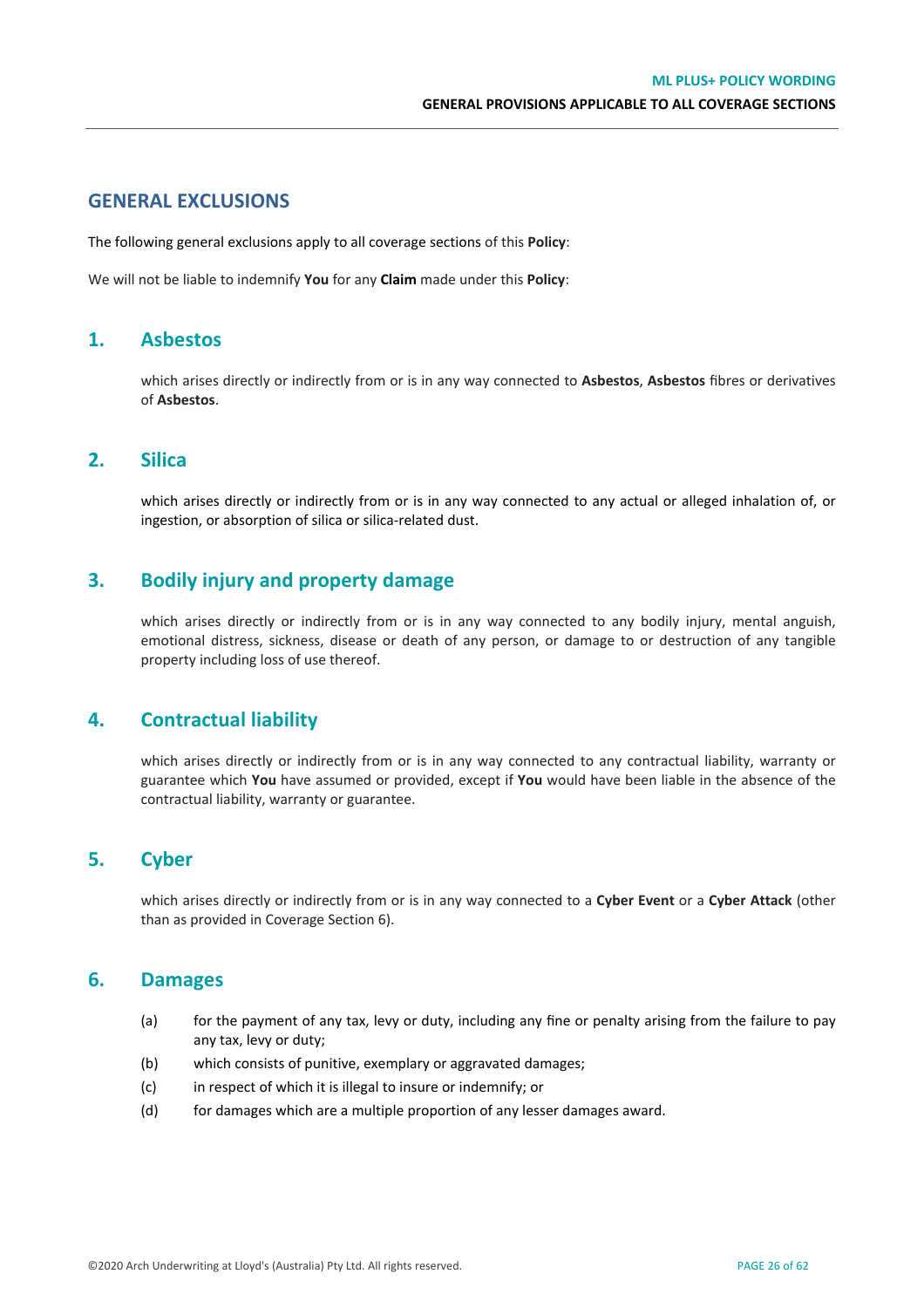## GENERAL EXCLUSIONS

The following general exclusions apply to all coverage sections of this **Policy**:

We will not be liable to indemnify **You** for any **Claim** made under this **Policy**:

### 1. Asbestos

which arises directly or indirectly from or is in any way connected to **Asbestos**, **Asbestos** fibres or derivatives of **Asbestos**.

### 2. Silica

which arises directly or indirectly from or is in any way connected to any actual or alleged inhalation of, or ingestion, or absorption of silica or silica-related dust.

### 3. Bodily injury and property damage

which arises directly or indirectly from or is in any way connected to any bodily injury, mental anguish, emotional distress, sickness, disease or death of any person, or damage to or destruction of any tangible property including loss of use thereof.

### 4. Contractual liability

which arises directly or indirectly from or is in any way connected to any contractual liability, warranty or guarantee which **You** have assumed or provided, except if **You** would have been liable in the absence of the contractual liability, warranty or guarantee.

### 5. Cyber

which arises directly or indirectly from or is in any way connected to a **Cyber Event** or a **Cyber Attack** (other than as provided in Coverage Section 6).

### 6. Damages

(a) for the payment of any tax, levy or duty, including any fine or penalty arising from the failure to pay any tax, levy or duty;

(b) which consists of punitive, exemplary or aggravated damages;

(c) in respect of which it is illegal to insure or indemnify; or

(d) for damages which are a multiple proportion of any lesser damages award.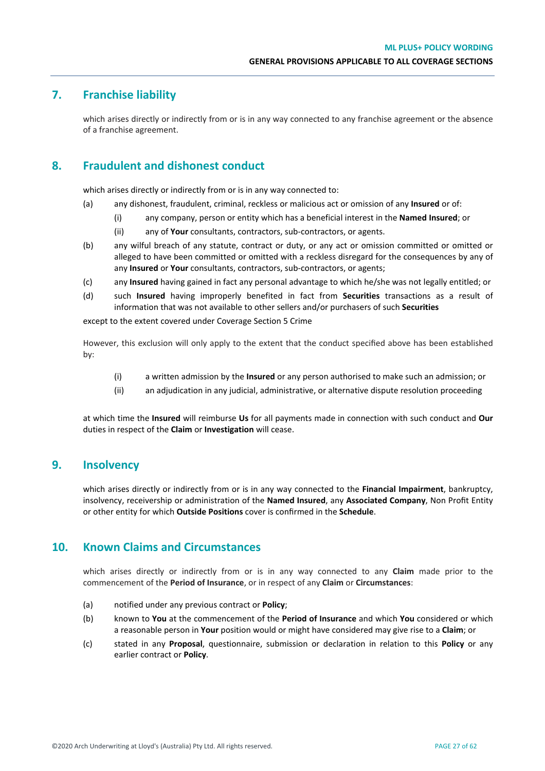## 7. Franchise liability

which arises directly or indirectly from or is in any way connected to any franchise agreement or the absence of a franchise agreement.

## 8. Fraudulent and dishonest conduct

which arises directly or indirectly from or is in any way connected to:

(a) any dishonest, fraudulent, criminal, reckless or malicious act or omission of any **Insured** or of:

 (i) any company, person or entity which has a beneficial interest in the **Named Insured**; or

 (ii) any of **Your** consultants, contractors, sub-contractors, or agents.

(b) any wilful breach of any statute, contract or duty, or any act or omission committed or omitted or alleged to have been committed or omitted with a reckless disregard for the consequences by any of any **Insured** or **Your** consultants, contractors, sub-contractors, or agents;

(c) any **Insured** having gained in fact any personal advantage to which he/she was not legally entitled; or

(d) such **Insured** having improperly benefited in fact from **Securities** transactions as a result of information that was not available to other sellers and/or purchasers of such **Securities**

except to the extent covered under Coverage Section 5 Crime

However, this exclusion will only apply to the extent that the conduct specified above has been established by:

 (i) a written admission by the **Insured** or any person authorised to make such an admission; or

 (ii) an adjudication in any judicial, administrative, or alternative dispute resolution proceeding

at which time the **Insured** will reimburse **Us** for all payments made in connection with such conduct and **Our** duties in respect of the **Claim** or **Investigation** will cease.

## 9. Insolvency

which arises directly or indirectly from or is in any way connected to the **Financial Impairment**, bankruptcy, insolvency, receivership or administration of the **Named Insured**, any **Associated Company**, Non Profit Entity or other entity for which **Outside Positions** cover is confirmed in the **Schedule**.

## 10. Known Claims and Circumstances

which arises directly or indirectly from or is in any way connected to any **Claim** made prior to the commencement of the **Period of Insurance**, or in respect of any **Claim** or **Circumstances**:

(a) notified under any previous contract or **Policy**;

(b) known to **You** at the commencement of the **Period of Insurance** and which **You** considered or which a reasonable person in **Your** position would or might have considered may give rise to a **Claim**; or

(c) stated in any **Proposal**, questionnaire, submission or declaration in relation to this **Policy** or any earlier contract or **Policy**.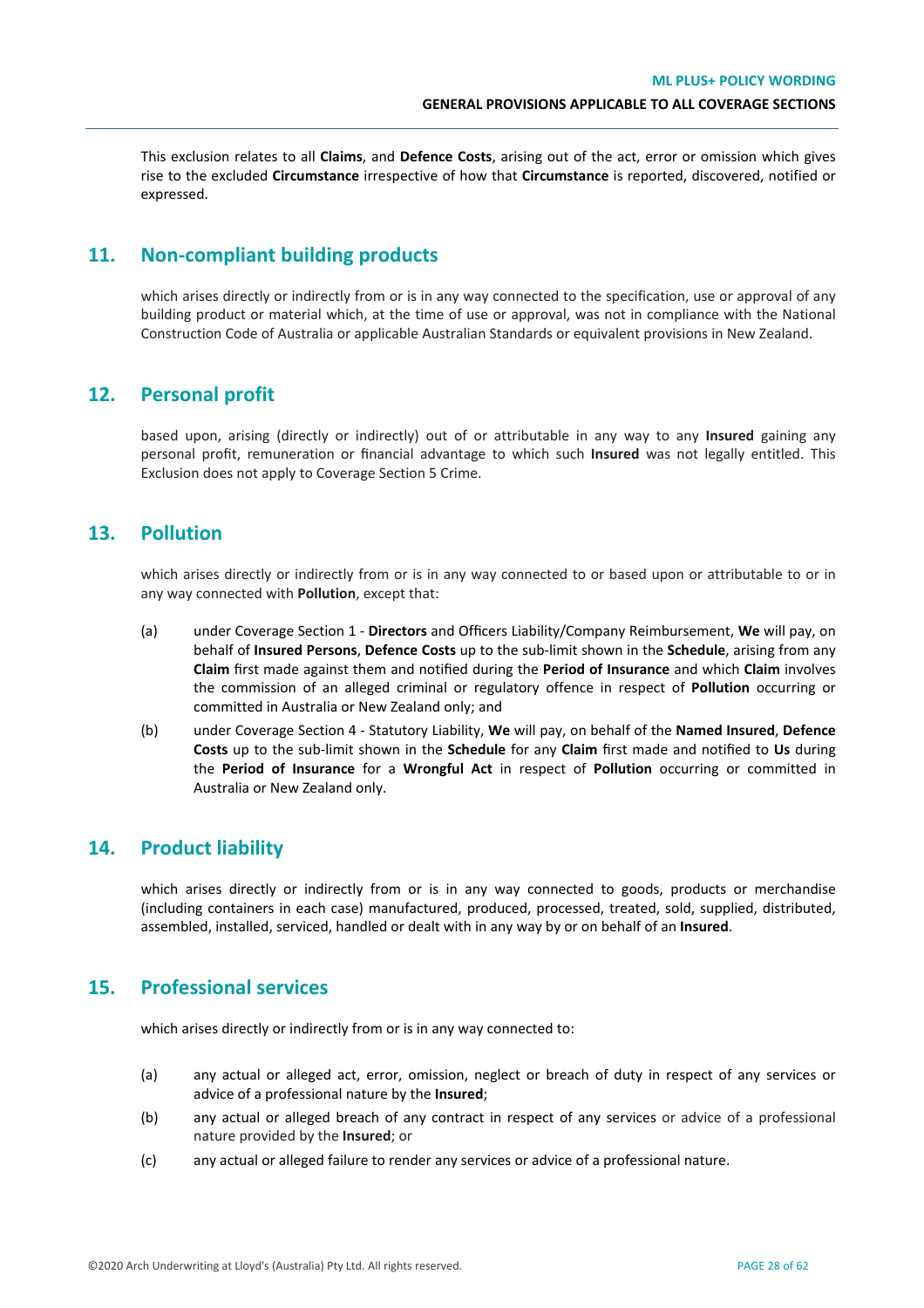This exclusion relates to all **Claims**, and **Defence Costs**, arising out of the act, error or omission which gives rise to the excluded **Circumstance** irrespective of how that **Circumstance** is reported, discovered, notified or expressed.

## 11. Non-compliant building products

which arises directly or indirectly from or is in any way connected to the specification, use or approval of any building product or material which, at the time of use or approval, was not in compliance with the National Construction Code of Australia or applicable Australian Standards or equivalent provisions in New Zealand.

## 12. Personal profit

based upon, arising (directly or indirectly) out of or attributable in any way to any **Insured** gaining any personal profit, remuneration or financial advantage to which such **Insured** was not legally entitled. This Exclusion does not apply to Coverage Section 5 Crime.

## 13. Pollution

which arises directly or indirectly from or is in any way connected to or based upon or attributable to or in any way connected with **Pollution**, except that:

(a) under Coverage Section 1 - **Directors** and Officers Liability/Company Reimbursement, **We** will pay, on behalf of **Insured Persons**, **Defence Costs** up to the sub-limit shown in the **Schedule**, arising from any **Claim** first made against them and notified during the **Period of Insurance** and which **Claim** involves the commission of an alleged criminal or regulatory offence in respect of **Pollution** occurring or committed in Australia or New Zealand only; and

(b) under Coverage Section 4 - Statutory Liability, **We** will pay, on behalf of the **Named Insured**, **Defence Costs** up to the sub-limit shown in the **Schedule** for any **Claim** first made and notified to **Us** during the **Period of Insurance** for a **Wrongful Act** in respect of **Pollution** occurring or committed in Australia or New Zealand only.

## 14. Product liability

which arises directly or indirectly from or is in any way connected to goods, products or merchandise (including containers in each case) manufactured, produced, processed, treated, sold, supplied, distributed, assembled, installed, serviced, handled or dealt with in any way by or on behalf of an **Insured**.

## 15. Professional services

which arises directly or indirectly from or is in any way connected to:

(a) any actual or alleged act, error, omission, neglect or breach of duty in respect of any services or advice of a professional nature by the **Insured**;

(b) any actual or alleged breach of any contract in respect of any services or advice of a professional nature provided by the **Insured**; or

(c) any actual or alleged failure to render any services or advice of a professional nature.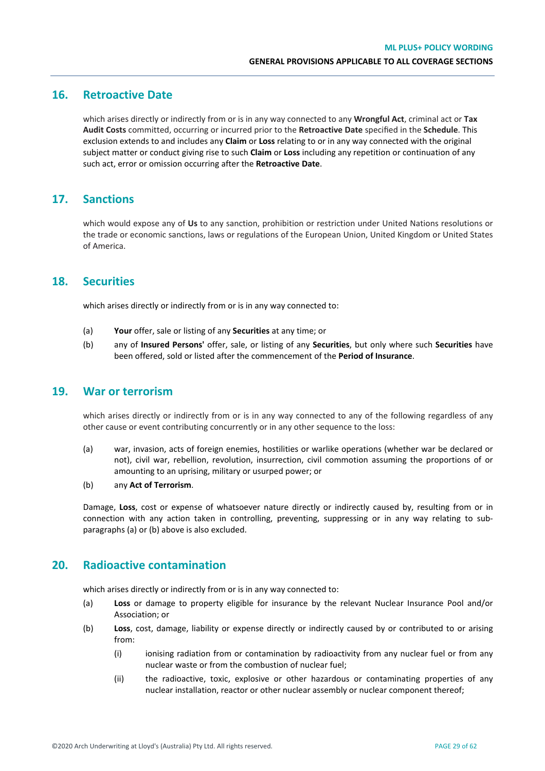## 16. Retroactive Date

which arises directly or indirectly from or is in any way connected to any **Wrongful Act**, criminal act or **Tax Audit Costs** committed, occurring or incurred prior to the **Retroactive Date** specified in the **Schedule**. This exclusion extends to and includes any **Claim** or **Loss** relating to or in any way connected with the original subject matter or conduct giving rise to such **Claim** or **Loss** including any repetition or continuation of any such act, error or omission occurring after the **Retroactive Date**.

## 17. Sanctions

which would expose any of **Us** to any sanction, prohibition or restriction under United Nations resolutions or the trade or economic sanctions, laws or regulations of the European Union, United Kingdom or United States of America.

## 18. Securities

which arises directly or indirectly from or is in any way connected to:

(a) **Your** offer, sale or listing of any **Securities** at any time; or

(b) any of **Insured Persons'** offer, sale, or listing of any **Securities**, but only where such **Securities** have been offered, sold or listed after the commencement of the **Period of Insurance**.

## 19. War or terrorism

which arises directly or indirectly from or is in any way connected to any of the following regardless of any other cause or event contributing concurrently or in any other sequence to the loss:

(a) war, invasion, acts of foreign enemies, hostilities or warlike operations (whether war be declared or not), civil war, rebellion, revolution, insurrection, civil commotion assuming the proportions of or amounting to an uprising, military or usurped power; or

(b) any **Act of Terrorism**.

Damage, **Loss**, cost or expense of whatsoever nature directly or indirectly caused by, resulting from or in connection with any action taken in controlling, preventing, suppressing or in any way relating to sub-paragraphs (a) or (b) above is also excluded.

## 20. Radioactive contamination

which arises directly or indirectly from or is in any way connected to:

(a) **Loss** or damage to property eligible for insurance by the relevant Nuclear Insurance Pool and/or Association; or

(b) **Loss**, cost, damage, liability or expense directly or indirectly caused by or contributed to or arising from:

   (i) ionising radiation from or contamination by radioactivity from any nuclear fuel or from any nuclear waste or from the combustion of nuclear fuel;

   (ii) the radioactive, toxic, explosive or other hazardous or contaminating properties of any nuclear installation, reactor or other nuclear assembly or nuclear component thereof;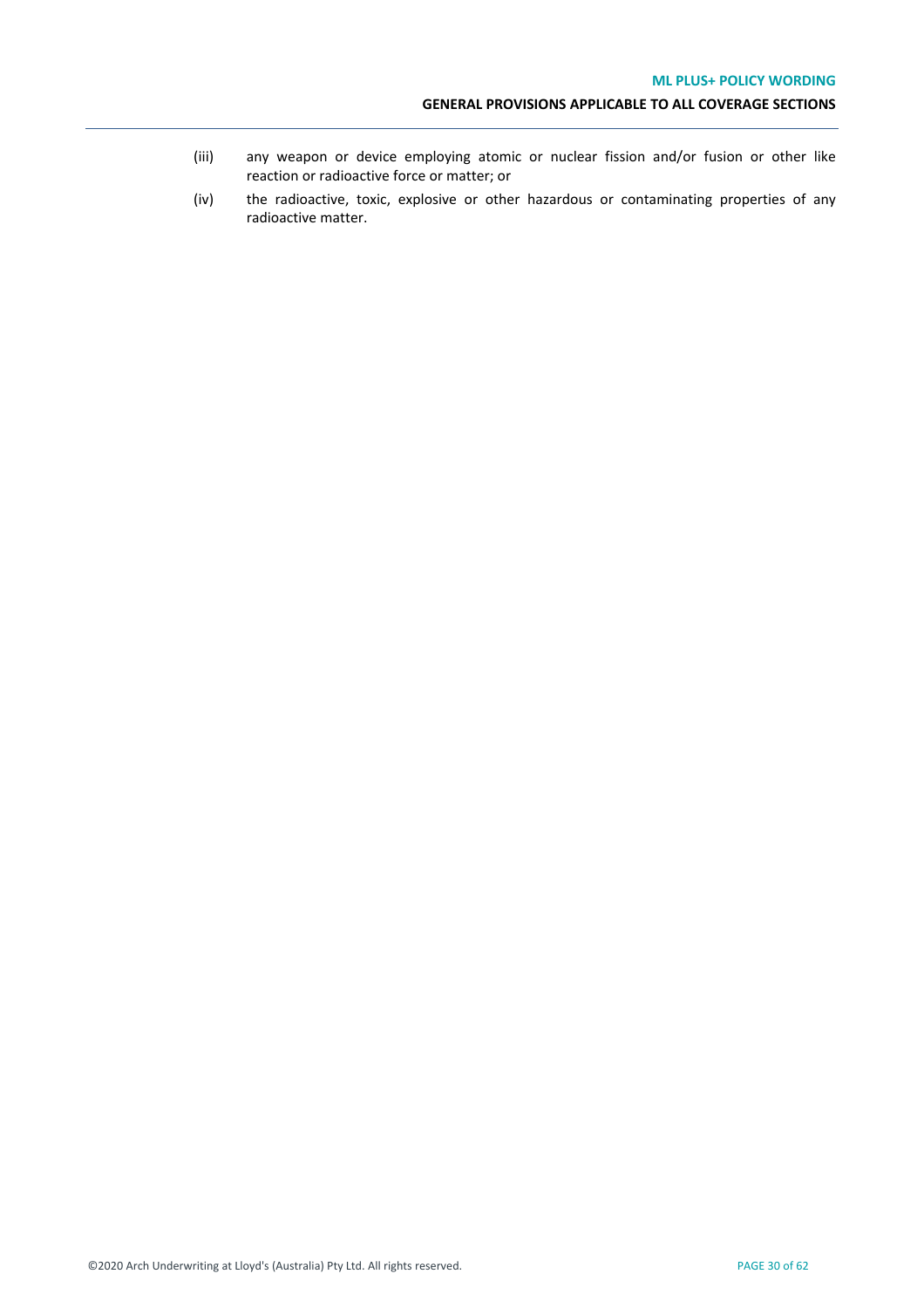(iii) any weapon or device employing atomic or nuclear fission and/or fusion or other like reaction or radioactive force or matter; or

(iv) the radioactive, toxic, explosive or other hazardous or contaminating properties of any radioactive matter.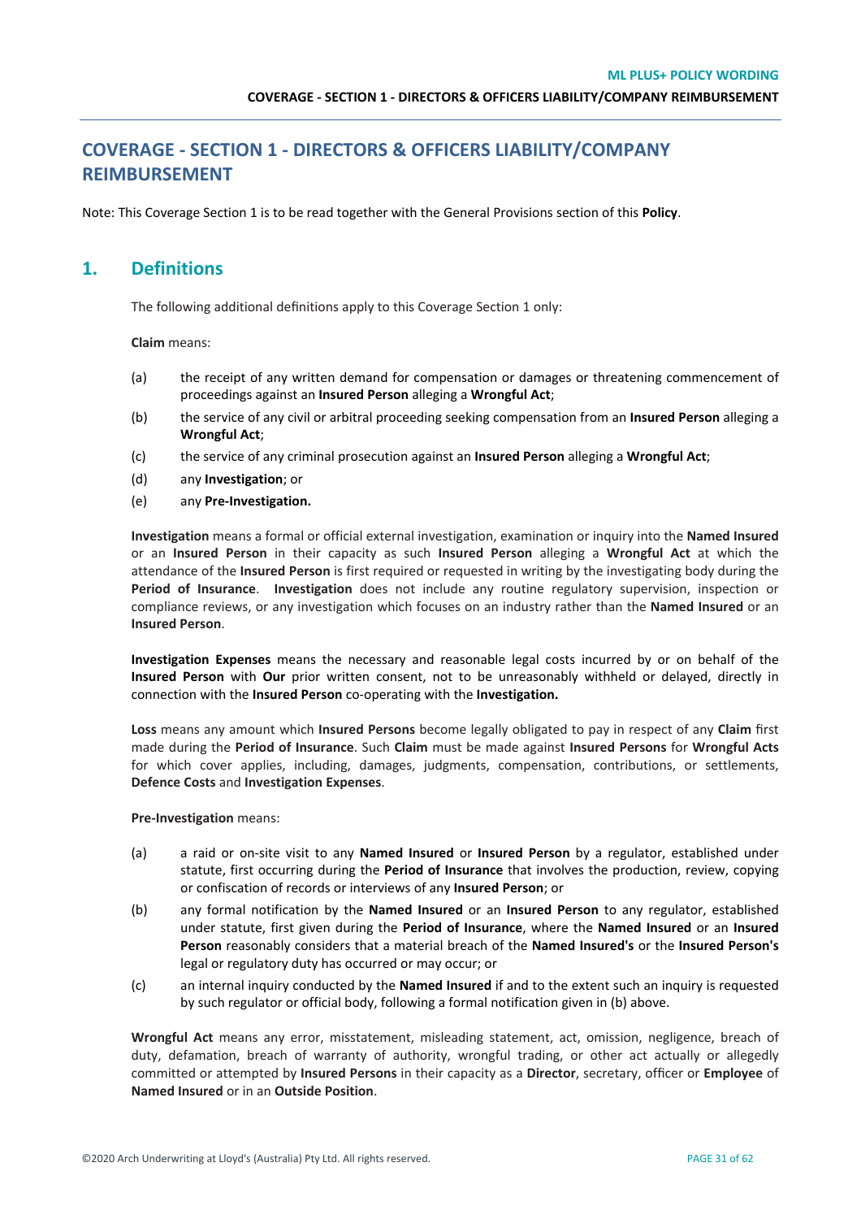# COVERAGE - SECTION 1 - DIRECTORS & OFFICERS LIABILITY/COMPANY REIMBURSEMENT

Note: This Coverage Section 1 is to be read together with the General Provisions section of this **Policy**.

## 1. Definitions

The following additional definitions apply to this Coverage Section 1 only:

**Claim** means:

(a) the receipt of any written demand for compensation or damages or threatening commencement of proceedings against an **Insured Person** alleging a **Wrongful Act**;

(b) the service of any civil or arbitral proceeding seeking compensation from an **Insured Person** alleging a **Wrongful Act**;

(c) the service of any criminal prosecution against an **Insured Person** alleging a **Wrongful Act**;

(d) any **Investigation**; or

(e) any **Pre-Investigation.**

**Investigation** means a formal or official external investigation, examination or inquiry into the **Named Insured** or an **Insured Person** in their capacity as such **Insured Person** alleging a **Wrongful Act** at which the attendance of the **Insured Person** is first required or requested in writing by the investigating body during the **Period of Insurance**. **Investigation** does not include any routine regulatory supervision, inspection or compliance reviews, or any investigation which focuses on an industry rather than the **Named Insured** or an **Insured Person**.

**Investigation Expenses** means the necessary and reasonable legal costs incurred by or on behalf of the **Insured Person** with **Our** prior written consent, not to be unreasonably withheld or delayed, directly in connection with the **Insured Person** co-operating with the **Investigation.**

**Loss** means any amount which **Insured Persons** become legally obligated to pay in respect of any **Claim** first made during the **Period of Insurance**. Such **Claim** must be made against **Insured Persons** for **Wrongful Acts** for which cover applies, including, damages, judgments, compensation, contributions, or settlements, **Defence Costs** and **Investigation Expenses**.

**Pre-Investigation** means:

(a) a raid or on-site visit to any **Named Insured** or **Insured Person** by a regulator, established under statute, first occurring during the **Period of Insurance** that involves the production, review, copying or confiscation of records or interviews of any **Insured Person**; or

(b) any formal notification by the **Named Insured** or an **Insured Person** to any regulator, established under statute, first given during the **Period of Insurance**, where the **Named Insured** or an **Insured Person** reasonably considers that a material breach of the **Named Insured's** or the **Insured Person's** legal or regulatory duty has occurred or may occur; or

(c) an internal inquiry conducted by the **Named Insured** if and to the extent such an inquiry is requested by such regulator or official body, following a formal notification given in (b) above.

**Wrongful Act** means any error, misstatement, misleading statement, act, omission, negligence, breach of duty, defamation, breach of warranty of authority, wrongful trading, or other act actually or allegedly committed or attempted by **Insured Persons** in their capacity as a **Director**, secretary, officer or **Employee** of **Named Insured** or in an **Outside Position**.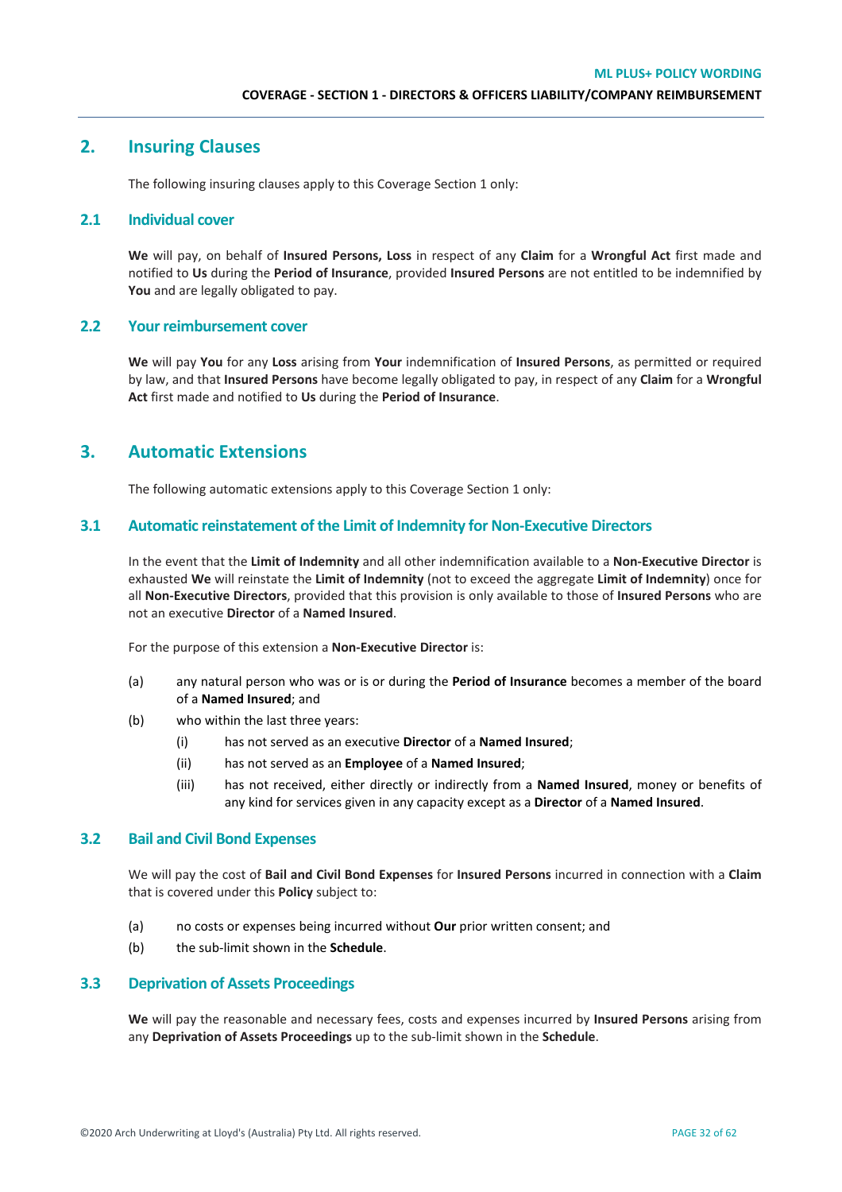## 2. Insuring Clauses

The following insuring clauses apply to this Coverage Section 1 only:

### 2.1 Individual cover

**We** will pay, on behalf of **Insured Persons, Loss** in respect of any **Claim** for a **Wrongful Act** first made and notified to **Us** during the **Period of Insurance**, provided **Insured Persons** are not entitled to be indemnified by **You** and are legally obligated to pay.

### 2.2 Your reimbursement cover

**We** will pay **You** for any **Loss** arising from **Your** indemnification of **Insured Persons**, as permitted or required by law, and that **Insured Persons** have become legally obligated to pay, in respect of any **Claim** for a **Wrongful Act** first made and notified to **Us** during the **Period of Insurance**.

## 3. Automatic Extensions

The following automatic extensions apply to this Coverage Section 1 only:

### 3.1 Automatic reinstatement of the Limit of Indemnity for Non-Executive Directors

In the event that the **Limit of Indemnity** and all other indemnification available to a **Non-Executive Director** is exhausted **We** will reinstate the **Limit of Indemnity** (not to exceed the aggregate **Limit of Indemnity**) once for all **Non-Executive Directors**, provided that this provision is only available to those of **Insured Persons** who are not an executive **Director** of a **Named Insured**.

For the purpose of this extension a **Non-Executive Director** is:

(a) any natural person who was or is or during the **Period of Insurance** becomes a member of the board of a **Named Insured**; and

(b) who within the last three years:

  (i) has not served as an executive **Director** of a **Named Insured**;

  (ii) has not served as an **Employee** of a **Named Insured**;

  (iii) has not received, either directly or indirectly from a **Named Insured**, money or benefits of any kind for services given in any capacity except as a **Director** of a **Named Insured**.

### 3.2 Bail and Civil Bond Expenses

We will pay the cost of **Bail and Civil Bond Expenses** for **Insured Persons** incurred in connection with a **Claim** that is covered under this **Policy** subject to:

(a) no costs or expenses being incurred without **Our** prior written consent; and

(b) the sub-limit shown in the **Schedule**.

### 3.3 Deprivation of Assets Proceedings

**We** will pay the reasonable and necessary fees, costs and expenses incurred by **Insured Persons** arising from any **Deprivation of Assets Proceedings** up to the sub-limit shown in the **Schedule**.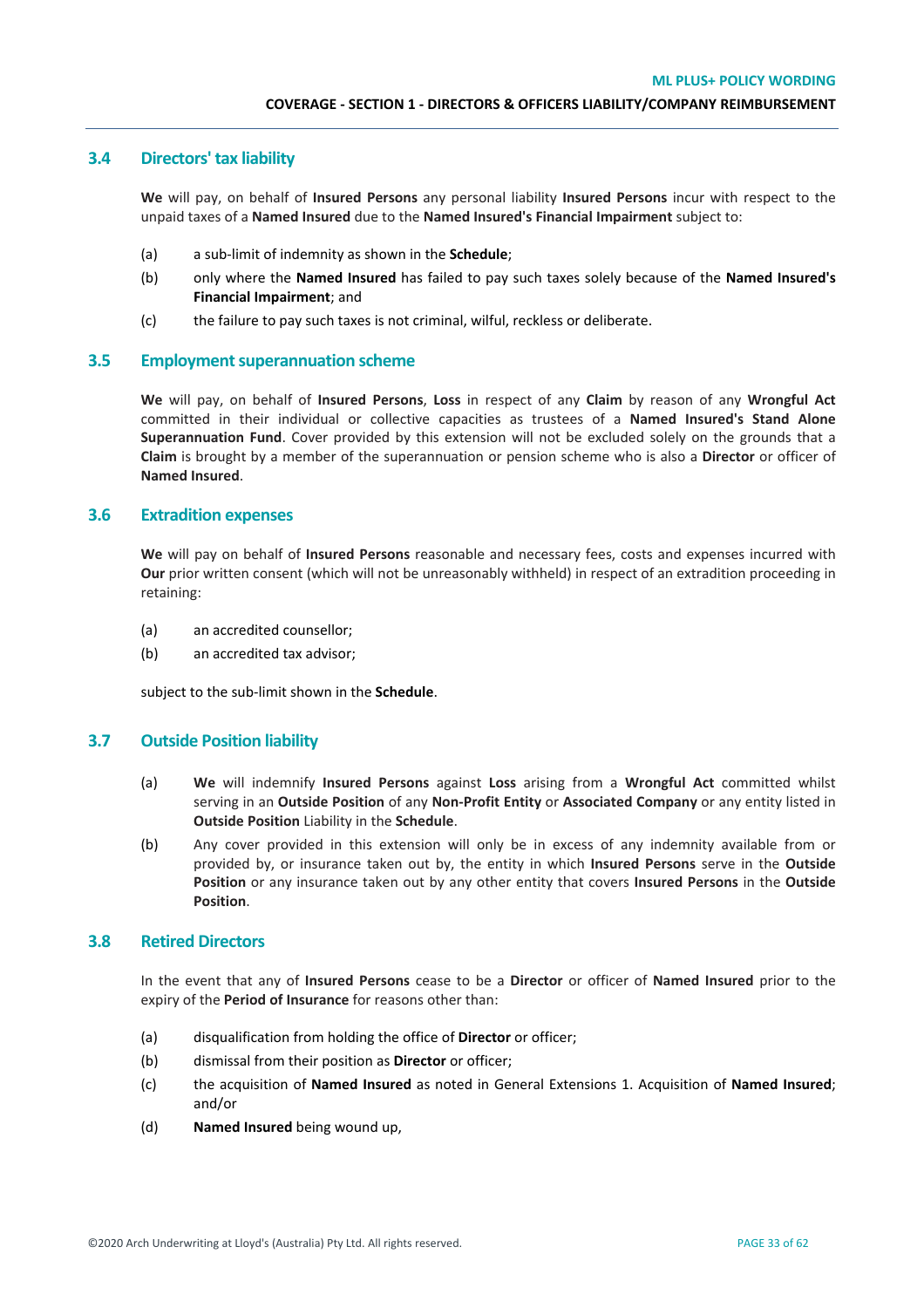## 3.4 Directors' tax liability

**We** will pay, on behalf of **Insured Persons** any personal liability **Insured Persons** incur with respect to the unpaid taxes of a **Named Insured** due to the **Named Insured's Financial Impairment** subject to:

(a) a sub-limit of indemnity as shown in the **Schedule**;

(b) only where the **Named Insured** has failed to pay such taxes solely because of the **Named Insured's Financial Impairment**; and

(c) the failure to pay such taxes is not criminal, wilful, reckless or deliberate.

## 3.5 Employment superannuation scheme

**We** will pay, on behalf of **Insured Persons**, **Loss** in respect of any **Claim** by reason of any **Wrongful Act** committed in their individual or collective capacities as trustees of a **Named Insured's Stand Alone Superannuation Fund**. Cover provided by this extension will not be excluded solely on the grounds that a **Claim** is brought by a member of the superannuation or pension scheme who is also a **Director** or officer of **Named Insured**.

## 3.6 Extradition expenses

**We** will pay on behalf of **Insured Persons** reasonable and necessary fees, costs and expenses incurred with **Our** prior written consent (which will not be unreasonably withheld) in respect of an extradition proceeding in retaining:

(a) an accredited counsellor;

(b) an accredited tax advisor;

subject to the sub-limit shown in the **Schedule**.

## 3.7 Outside Position liability

(a) **We** will indemnify **Insured Persons** against **Loss** arising from a **Wrongful Act** committed whilst serving in an **Outside Position** of any **Non-Profit Entity** or **Associated Company** or any entity listed in **Outside Position** Liability in the **Schedule**.

(b) Any cover provided in this extension will only be in excess of any indemnity available from or provided by, or insurance taken out by, the entity in which **Insured Persons** serve in the **Outside Position** or any insurance taken out by any other entity that covers **Insured Persons** in the **Outside Position**.

## 3.8 Retired Directors

In the event that any of **Insured Persons** cease to be a **Director** or officer of **Named Insured** prior to the expiry of the **Period of Insurance** for reasons other than:

(a) disqualification from holding the office of **Director** or officer;

(b) dismissal from their position as **Director** or officer;

(c) the acquisition of **Named Insured** as noted in General Extensions 1. Acquisition of **Named Insured**; and/or

(d) **Named Insured** being wound up,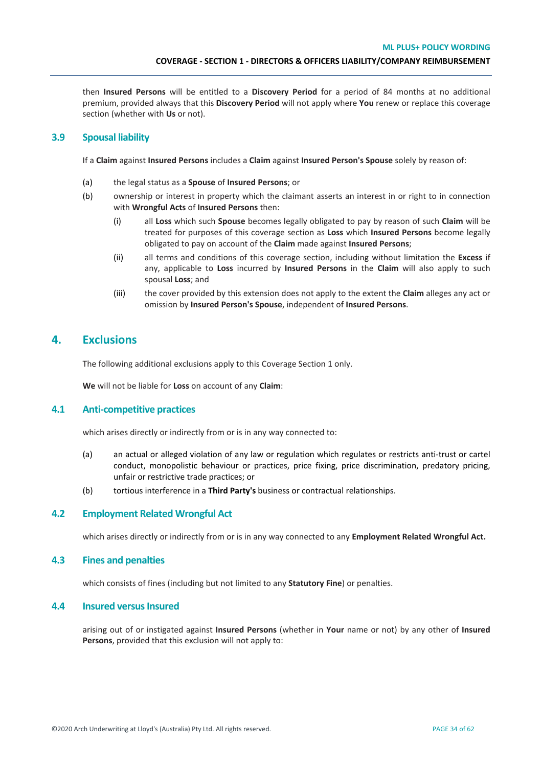then **Insured Persons** will be entitled to a **Discovery Period** for a period of 84 months at no additional premium, provided always that this **Discovery Period** will not apply where **You** renew or replace this coverage section (whether with **Us** or not).

### 3.9 Spousal liability

If a **Claim** against **Insured Persons** includes a **Claim** against **Insured Person's Spouse** solely by reason of:

(a) the legal status as a **Spouse** of **Insured Persons**; or

(b) ownership or interest in property which the claimant asserts an interest in or right to in connection with **Wrongful Acts** of **Insured Persons** then:

   (i) all **Loss** which such **Spouse** becomes legally obligated to pay by reason of such **Claim** will be treated for purposes of this coverage section as **Loss** which **Insured Persons** become legally obligated to pay on account of the **Claim** made against **Insured Persons**;

   (ii) all terms and conditions of this coverage section, including without limitation the **Excess** if any, applicable to **Loss** incurred by **Insured Persons** in the **Claim** will also apply to such spousal **Loss**; and

   (iii) the cover provided by this extension does not apply to the extent the **Claim** alleges any act or omission by **Insured Person's Spouse**, independent of **Insured Persons**.

## 4. Exclusions

The following additional exclusions apply to this Coverage Section 1 only.

**We** will not be liable for **Loss** on account of any **Claim**:

### 4.1 Anti-competitive practices

which arises directly or indirectly from or is in any way connected to:

(a) an actual or alleged violation of any law or regulation which regulates or restricts anti-trust or cartel conduct, monopolistic behaviour or practices, price fixing, price discrimination, predatory pricing, unfair or restrictive trade practices; or

(b) tortious interference in a **Third Party's** business or contractual relationships.

### 4.2 Employment Related Wrongful Act

which arises directly or indirectly from or is in any way connected to any **Employment Related Wrongful Act.**

### 4.3 Fines and penalties

which consists of fines (including but not limited to any **Statutory Fine**) or penalties.

### 4.4 Insured versus Insured

arising out of or instigated against **Insured Persons** (whether in **Your** name or not) by any other of **Insured Persons**, provided that this exclusion will not apply to: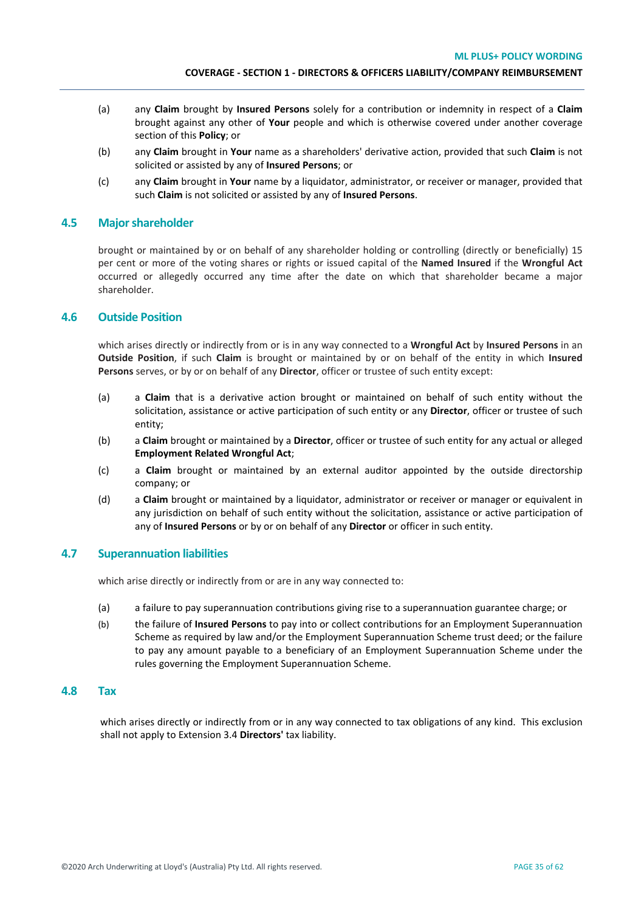(a) any **Claim** brought by **Insured Persons** solely for a contribution or indemnity in respect of a **Claim** brought against any other of **Your** people and which is otherwise covered under another coverage section of this **Policy**; or

(b) any **Claim** brought in **Your** name as a shareholders' derivative action, provided that such **Claim** is not solicited or assisted by any of **Insured Persons**; or

(c) any **Claim** brought in **Your** name by a liquidator, administrator, or receiver or manager, provided that such **Claim** is not solicited or assisted by any of **Insured Persons**.

## 4.5 Major shareholder

brought or maintained by or on behalf of any shareholder holding or controlling (directly or beneficially) 15 per cent or more of the voting shares or rights or issued capital of the **Named Insured** if the **Wrongful Act** occurred or allegedly occurred any time after the date on which that shareholder became a major shareholder.

## 4.6 Outside Position

which arises directly or indirectly from or is in any way connected to a **Wrongful Act** by **Insured Persons** in an **Outside Position**, if such **Claim** is brought or maintained by or on behalf of the entity in which **Insured Persons** serves, or by or on behalf of any **Director**, officer or trustee of such entity except:

(a) a **Claim** that is a derivative action brought or maintained on behalf of such entity without the solicitation, assistance or active participation of such entity or any **Director**, officer or trustee of such entity;

(b) a **Claim** brought or maintained by a **Director**, officer or trustee of such entity for any actual or alleged **Employment Related Wrongful Act**;

(c) a **Claim** brought or maintained by an external auditor appointed by the outside directorship company; or

(d) a **Claim** brought or maintained by a liquidator, administrator or receiver or manager or equivalent in any jurisdiction on behalf of such entity without the solicitation, assistance or active participation of any of **Insured Persons** or by or on behalf of any **Director** or officer in such entity.

## 4.7 Superannuation liabilities

which arise directly or indirectly from or are in any way connected to:

(a) a failure to pay superannuation contributions giving rise to a superannuation guarantee charge; or

(b) the failure of **Insured Persons** to pay into or collect contributions for an Employment Superannuation Scheme as required by law and/or the Employment Superannuation Scheme trust deed; or the failure to pay any amount payable to a beneficiary of an Employment Superannuation Scheme under the rules governing the Employment Superannuation Scheme.

## 4.8 Tax

which arises directly or indirectly from or in any way connected to tax obligations of any kind. This exclusion shall not apply to Extension 3.4 **Directors'** tax liability.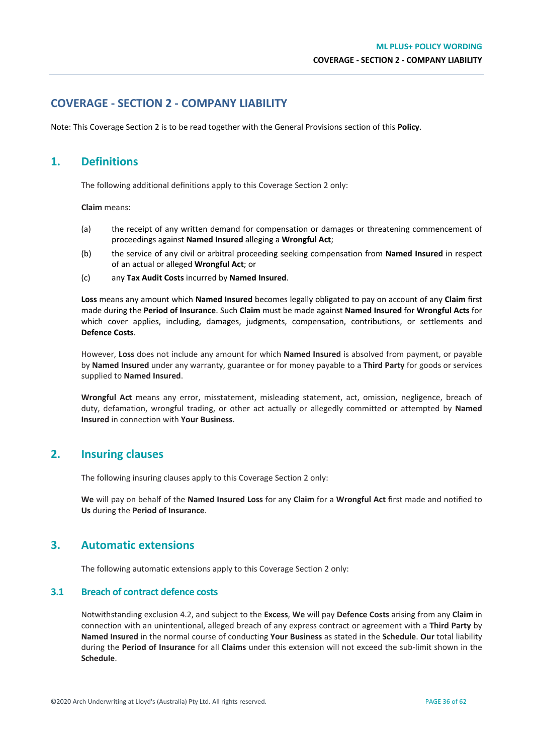# COVERAGE - SECTION 2 - COMPANY LIABILITY

Note: This Coverage Section 2 is to be read together with the General Provisions section of this **Policy**.

## 1. Definitions

The following additional definitions apply to this Coverage Section 2 only:

**Claim** means:

(a) the receipt of any written demand for compensation or damages or threatening commencement of proceedings against **Named Insured** alleging a **Wrongful Act**;

(b) the service of any civil or arbitral proceeding seeking compensation from **Named Insured** in respect of an actual or alleged **Wrongful Act**; or

(c) any **Tax Audit Costs** incurred by **Named Insured**.

**Loss** means any amount which **Named Insured** becomes legally obligated to pay on account of any **Claim** first made during the **Period of Insurance**. Such **Claim** must be made against **Named Insured** for **Wrongful Acts** for which cover applies, including, damages, judgments, compensation, contributions, or settlements and **Defence Costs**.

However, **Loss** does not include any amount for which **Named Insured** is absolved from payment, or payable by **Named Insured** under any warranty, guarantee or for money payable to a **Third Party** for goods or services supplied to **Named Insured**.

**Wrongful Act** means any error, misstatement, misleading statement, act, omission, negligence, breach of duty, defamation, wrongful trading, or other act actually or allegedly committed or attempted by **Named Insured** in connection with **Your Business**.

## 2. Insuring clauses

The following insuring clauses apply to this Coverage Section 2 only:

**We** will pay on behalf of the **Named Insured Loss** for any **Claim** for a **Wrongful Act** first made and notified to **Us** during the **Period of Insurance**.

## 3. Automatic extensions

The following automatic extensions apply to this Coverage Section 2 only:

### 3.1 Breach of contract defence costs

Notwithstanding exclusion 4.2, and subject to the **Excess**, **We** will pay **Defence Costs** arising from any **Claim** in connection with an unintentional, alleged breach of any express contract or agreement with a **Third Party** by **Named Insured** in the normal course of conducting **Your Business** as stated in the **Schedule**. **Our** total liability during the **Period of Insurance** for all **Claims** under this extension will not exceed the sub-limit shown in the **Schedule**.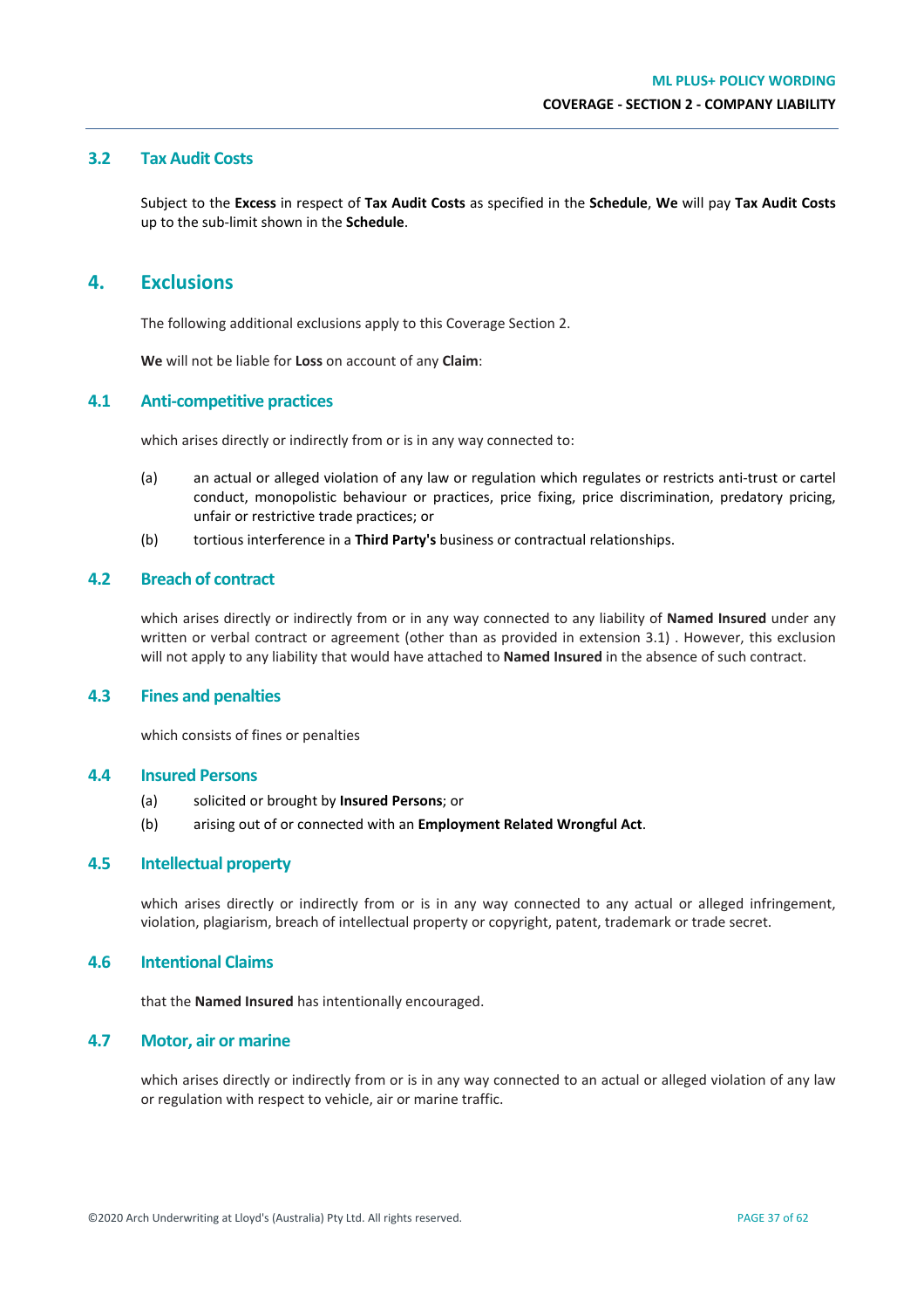### 3.2 Tax Audit Costs

Subject to the **Excess** in respect of **Tax Audit Costs** as specified in the **Schedule**, **We** will pay **Tax Audit Costs** up to the sub-limit shown in the **Schedule**.

## 4. Exclusions

The following additional exclusions apply to this Coverage Section 2.

**We** will not be liable for **Loss** on account of any **Claim**:

### 4.1 Anti-competitive practices

which arises directly or indirectly from or is in any way connected to:

(a) an actual or alleged violation of any law or regulation which regulates or restricts anti-trust or cartel conduct, monopolistic behaviour or practices, price fixing, price discrimination, predatory pricing, unfair or restrictive trade practices; or

(b) tortious interference in a **Third Party's** business or contractual relationships.

### 4.2 Breach of contract

which arises directly or indirectly from or in any way connected to any liability of **Named Insured** under any written or verbal contract or agreement (other than as provided in extension 3.1) . However, this exclusion will not apply to any liability that would have attached to **Named Insured** in the absence of such contract.

### 4.3 Fines and penalties

which consists of fines or penalties

### 4.4 Insured Persons

(a) solicited or brought by **Insured Persons**; or

(b) arising out of or connected with an **Employment Related Wrongful Act**.

### 4.5 Intellectual property

which arises directly or indirectly from or is in any way connected to any actual or alleged infringement, violation, plagiarism, breach of intellectual property or copyright, patent, trademark or trade secret.

### 4.6 Intentional Claims

that the **Named Insured** has intentionally encouraged.

### 4.7 Motor, air or marine

which arises directly or indirectly from or is in any way connected to an actual or alleged violation of any law or regulation with respect to vehicle, air or marine traffic.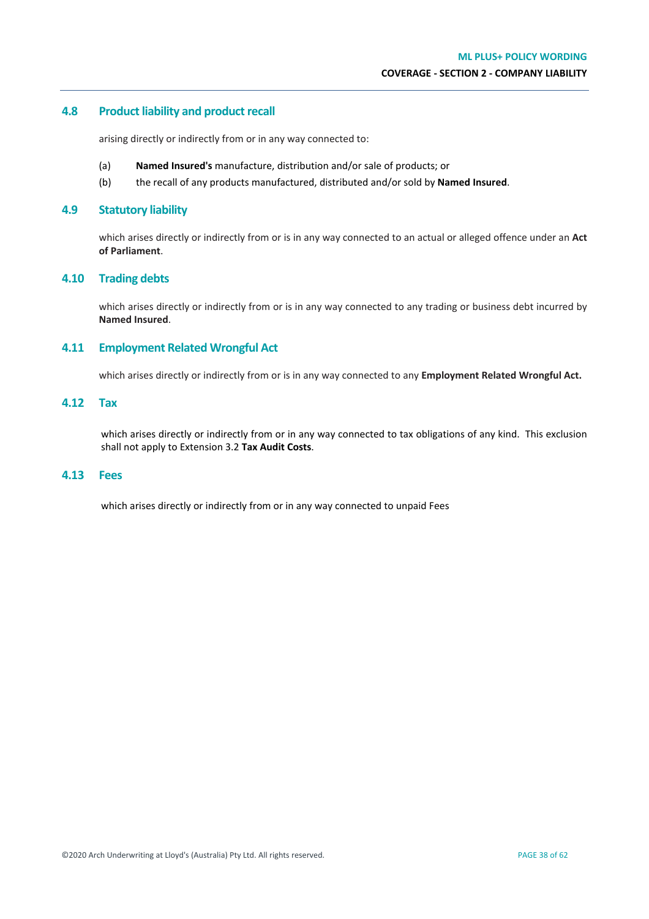## 4.8 Product liability and product recall

arising directly or indirectly from or in any way connected to:

(a) **Named Insured's** manufacture, distribution and/or sale of products; or

(b) the recall of any products manufactured, distributed and/or sold by **Named Insured**.

## 4.9 Statutory liability

which arises directly or indirectly from or is in any way connected to an actual or alleged offence under an **Act of Parliament**.

## 4.10 Trading debts

which arises directly or indirectly from or is in any way connected to any trading or business debt incurred by **Named Insured**.

## 4.11 Employment Related Wrongful Act

which arises directly or indirectly from or is in any way connected to any **Employment Related Wrongful Act.**

## 4.12 Tax

which arises directly or indirectly from or in any way connected to tax obligations of any kind. This exclusion shall not apply to Extension 3.2 **Tax Audit Costs**.

## 4.13 Fees

which arises directly or indirectly from or in any way connected to unpaid Fees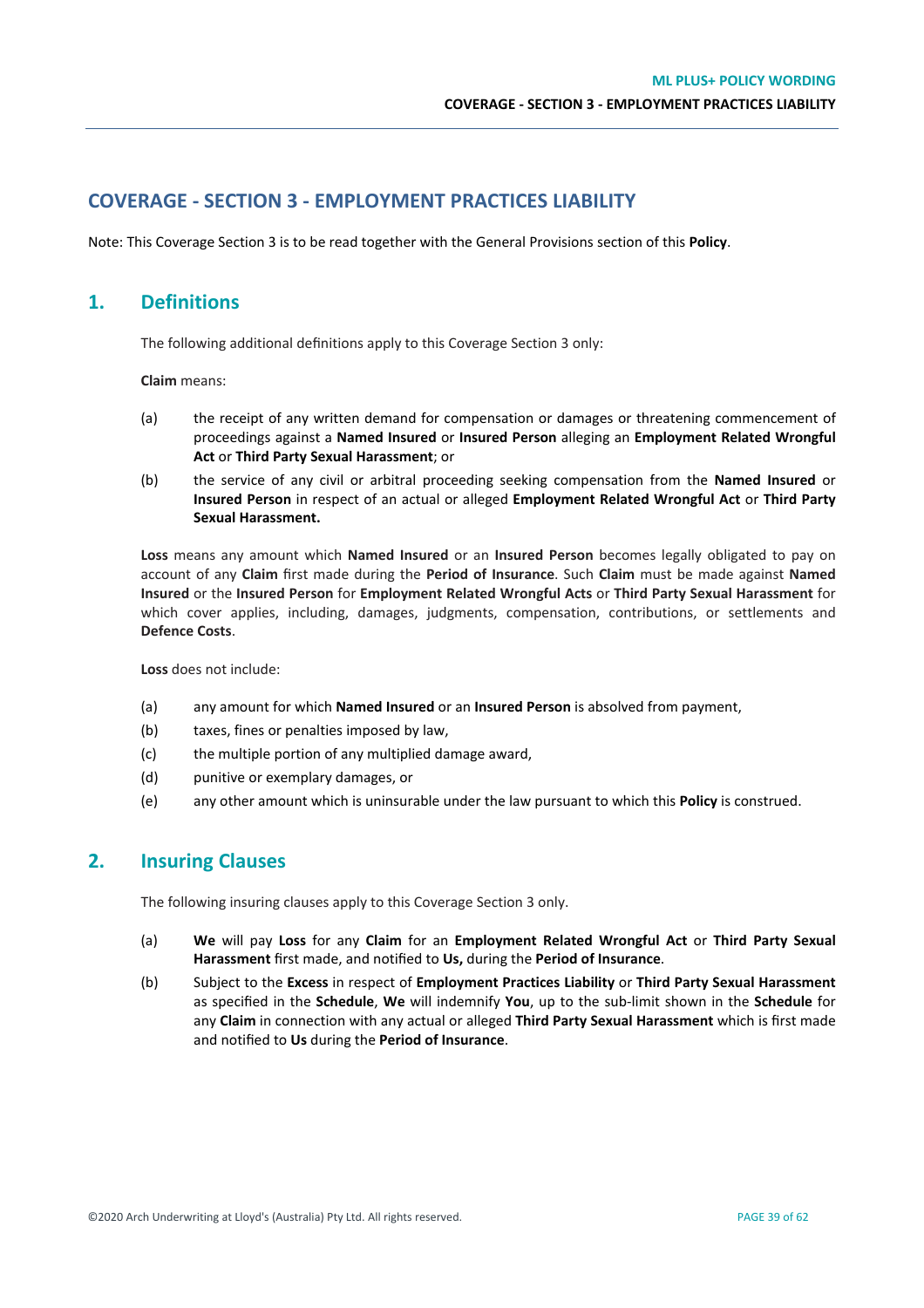# COVERAGE - SECTION 3 - EMPLOYMENT PRACTICES LIABILITY

Note: This Coverage Section 3 is to be read together with the General Provisions section of this **Policy**.

## 1. Definitions

The following additional definitions apply to this Coverage Section 3 only:

**Claim** means:

(a) the receipt of any written demand for compensation or damages or threatening commencement of proceedings against a **Named Insured** or **Insured Person** alleging an **Employment Related Wrongful Act** or **Third Party Sexual Harassment**; or

(b) the service of any civil or arbitral proceeding seeking compensation from the **Named Insured** or **Insured Person** in respect of an actual or alleged **Employment Related Wrongful Act** or **Third Party Sexual Harassment.**

**Loss** means any amount which **Named Insured** or an **Insured Person** becomes legally obligated to pay on account of any **Claim** first made during the **Period of Insurance**. Such **Claim** must be made against **Named Insured** or the **Insured Person** for **Employment Related Wrongful Acts** or **Third Party Sexual Harassment** for which cover applies, including, damages, judgments, compensation, contributions, or settlements and **Defence Costs**.

**Loss** does not include:

(a) any amount for which **Named Insured** or an **Insured Person** is absolved from payment,

(b) taxes, fines or penalties imposed by law,

(c) the multiple portion of any multiplied damage award,

(d) punitive or exemplary damages, or

(e) any other amount which is uninsurable under the law pursuant to which this **Policy** is construed.

## 2. Insuring Clauses

The following insuring clauses apply to this Coverage Section 3 only.

(a) **We** will pay **Loss** for any **Claim** for an **Employment Related Wrongful Act** or **Third Party Sexual Harassment** first made, and notified to **Us,** during the **Period of Insurance**.

(b) Subject to the **Excess** in respect of **Employment Practices Liability** or **Third Party Sexual Harassment** as specified in the **Schedule**, **We** will indemnify **You**, up to the sub-limit shown in the **Schedule** for any **Claim** in connection with any actual or alleged **Third Party Sexual Harassment** which is first made and notified to **Us** during the **Period of Insurance**.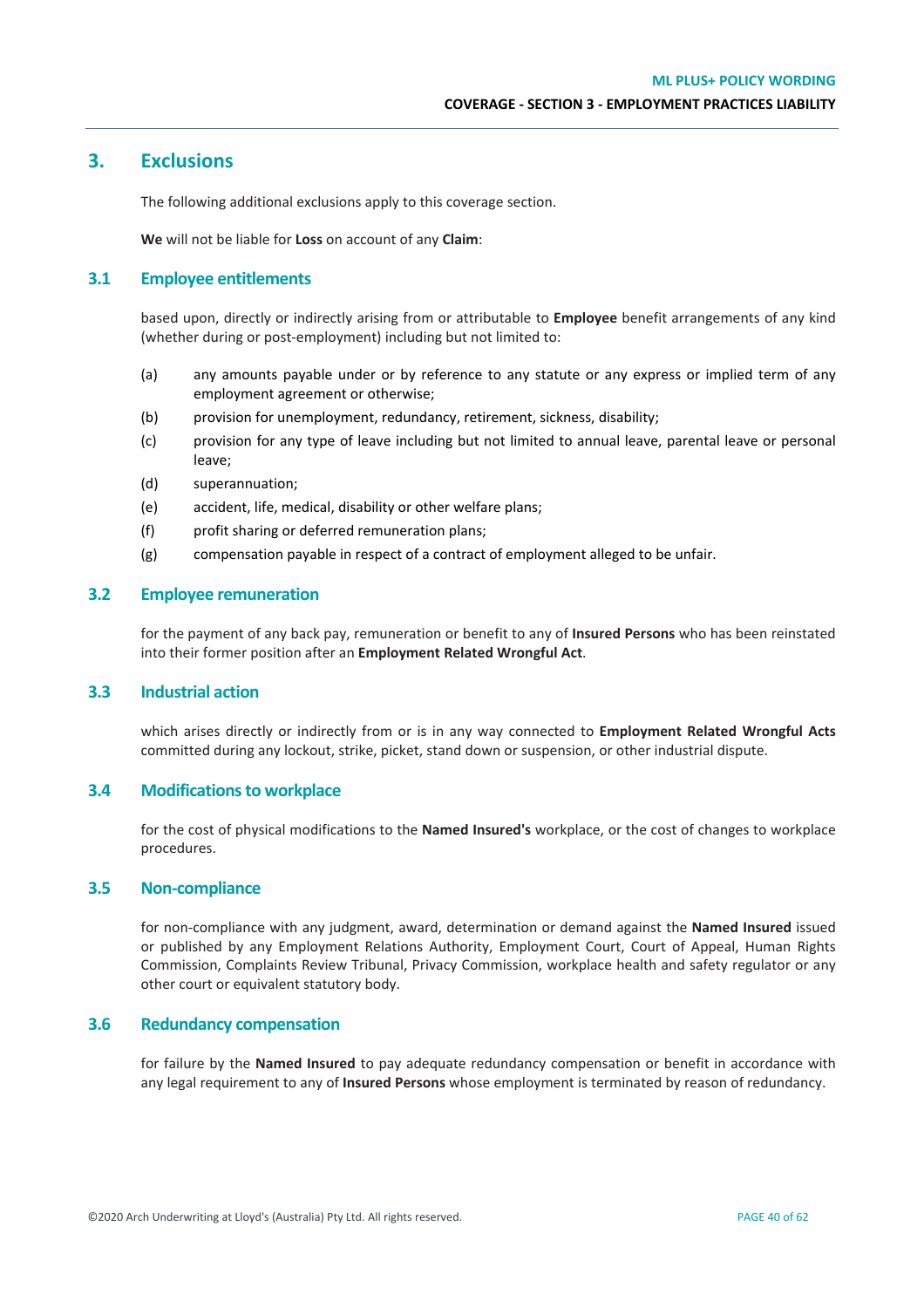# 3. Exclusions

The following additional exclusions apply to this coverage section.

**We** will not be liable for **Loss** on account of any **Claim**:

## 3.1 Employee entitlements

based upon, directly or indirectly arising from or attributable to **Employee** benefit arrangements of any kind (whether during or post-employment) including but not limited to:

(a) any amounts payable under or by reference to any statute or any express or implied term of any employment agreement or otherwise;

(b) provision for unemployment, redundancy, retirement, sickness, disability;

(c) provision for any type of leave including but not limited to annual leave, parental leave or personal leave;

(d) superannuation;

(e) accident, life, medical, disability or other welfare plans;

(f) profit sharing or deferred remuneration plans;

(g) compensation payable in respect of a contract of employment alleged to be unfair.

## 3.2 Employee remuneration

for the payment of any back pay, remuneration or benefit to any of **Insured Persons** who has been reinstated into their former position after an **Employment Related Wrongful Act**.

## 3.3 Industrial action

which arises directly or indirectly from or is in any way connected to **Employment Related Wrongful Acts** committed during any lockout, strike, picket, stand down or suspension, or other industrial dispute.

## 3.4 Modifications to workplace

for the cost of physical modifications to the **Named Insured's** workplace, or the cost of changes to workplace procedures.

## 3.5 Non-compliance

for non-compliance with any judgment, award, determination or demand against the **Named Insured** issued or published by any Employment Relations Authority, Employment Court, Court of Appeal, Human Rights Commission, Complaints Review Tribunal, Privacy Commission, workplace health and safety regulator or any other court or equivalent statutory body.

## 3.6 Redundancy compensation

for failure by the **Named Insured** to pay adequate redundancy compensation or benefit in accordance with any legal requirement to any of **Insured Persons** whose employment is terminated by reason of redundancy.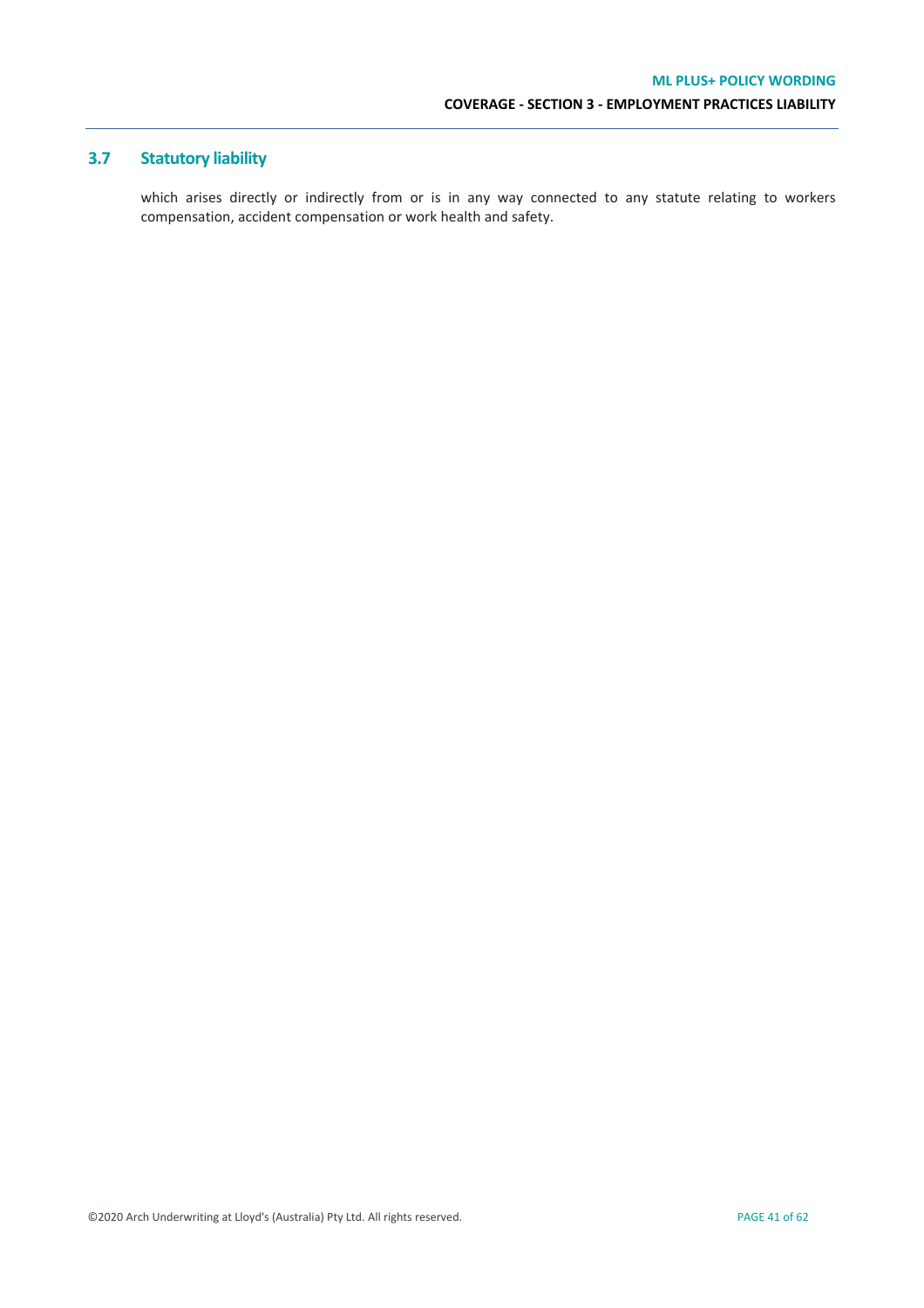## 3.7 Statutory liability

which arises directly or indirectly from or is in any way connected to any statute relating to workers compensation, accident compensation or work health and safety.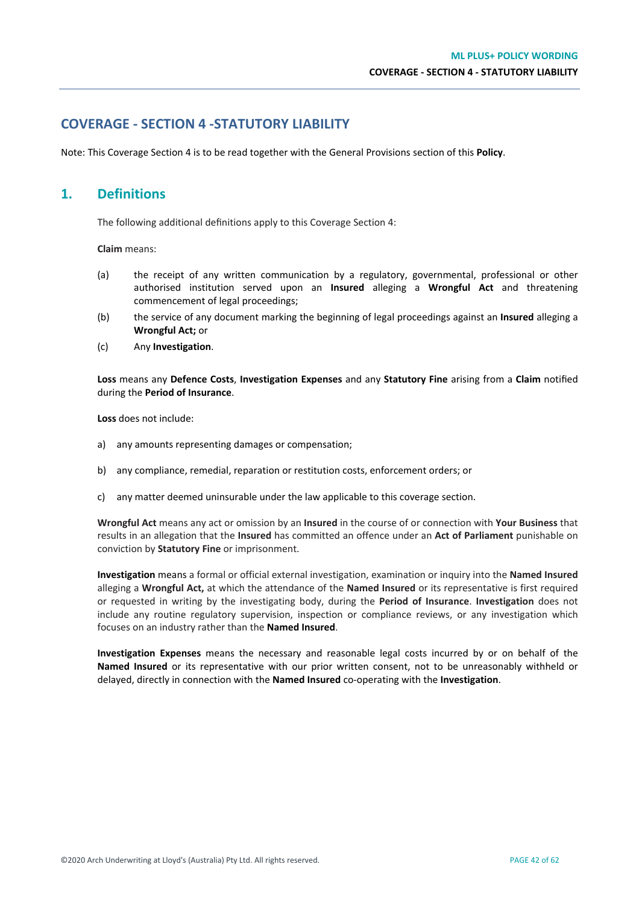# COVERAGE - SECTION 4 -STATUTORY LIABILITY

Note: This Coverage Section 4 is to be read together with the General Provisions section of this **Policy**.

## 1. Definitions

The following additional definitions apply to this Coverage Section 4:

**Claim** means:

(a) the receipt of any written communication by a regulatory, governmental, professional or other authorised institution served upon an **Insured** alleging a **Wrongful Act** and threatening commencement of legal proceedings;

(b) the service of any document marking the beginning of legal proceedings against an **Insured** alleging a **Wrongful Act;** or

(c) Any **Investigation**.

**Loss** means any **Defence Costs**, **Investigation Expenses** and any **Statutory Fine** arising from a **Claim** notified during the **Period of Insurance**.

**Loss** does not include:

a) any amounts representing damages or compensation;

b) any compliance, remedial, reparation or restitution costs, enforcement orders; or

c) any matter deemed uninsurable under the law applicable to this coverage section.

**Wrongful Act** means any act or omission by an **Insured** in the course of or connection with **Your Business** that results in an allegation that the **Insured** has committed an offence under an **Act of Parliament** punishable on conviction by **Statutory Fine** or imprisonment.

**Investigation** means a formal or official external investigation, examination or inquiry into the **Named Insured** alleging a **Wrongful Act,** at which the attendance of the **Named Insured** or its representative is first required or requested in writing by the investigating body, during the **Period of Insurance**. **Investigation** does not include any routine regulatory supervision, inspection or compliance reviews, or any investigation which focuses on an industry rather than the **Named Insured**.

**Investigation Expenses** means the necessary and reasonable legal costs incurred by or on behalf of the **Named Insured** or its representative with our prior written consent, not to be unreasonably withheld or delayed, directly in connection with the **Named Insured** co-operating with the **Investigation**.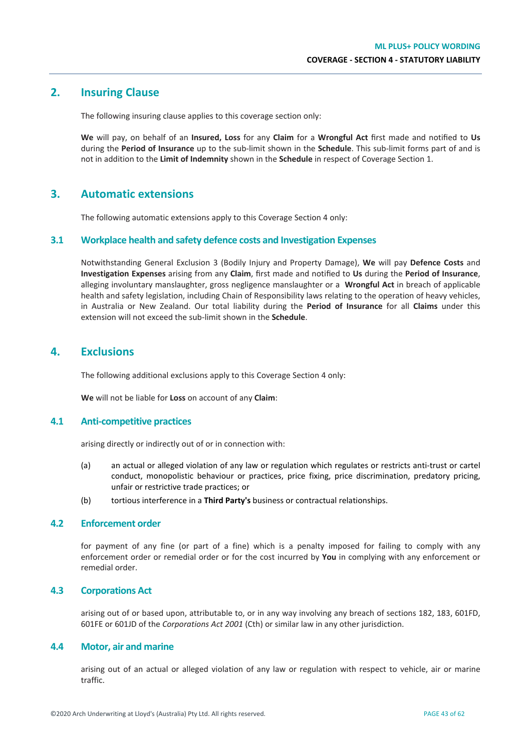## 2. Insuring Clause

The following insuring clause applies to this coverage section only:

**We** will pay, on behalf of an **Insured, Loss** for any **Claim** for a **Wrongful Act** first made and notified to **Us** during the **Period of Insurance** up to the sub-limit shown in the **Schedule**. This sub-limit forms part of and is not in addition to the **Limit of Indemnity** shown in the **Schedule** in respect of Coverage Section 1.

## 3. Automatic extensions

The following automatic extensions apply to this Coverage Section 4 only:

### 3.1 Workplace health and safety defence costs and Investigation Expenses

Notwithstanding General Exclusion 3 (Bodily Injury and Property Damage), **We** will pay **Defence Costs** and **Investigation Expenses** arising from any **Claim**, first made and notified to **Us** during the **Period of Insurance**, alleging involuntary manslaughter, gross negligence manslaughter or a **Wrongful Act** in breach of applicable health and safety legislation, including Chain of Responsibility laws relating to the operation of heavy vehicles, in Australia or New Zealand. Our total liability during the **Period of Insurance** for all **Claims** under this extension will not exceed the sub-limit shown in the **Schedule**.

## 4. Exclusions

The following additional exclusions apply to this Coverage Section 4 only:

**We** will not be liable for **Loss** on account of any **Claim**:

### 4.1 Anti-competitive practices

arising directly or indirectly out of or in connection with:

(a) an actual or alleged violation of any law or regulation which regulates or restricts anti-trust or cartel conduct, monopolistic behaviour or practices, price fixing, price discrimination, predatory pricing, unfair or restrictive trade practices; or

(b) tortious interference in a **Third Party's** business or contractual relationships.

### 4.2 Enforcement order

for payment of any fine (or part of a fine) which is a penalty imposed for failing to comply with any enforcement order or remedial order or for the cost incurred by **You** in complying with any enforcement or remedial order.

### 4.3 Corporations Act

arising out of or based upon, attributable to, or in any way involving any breach of sections 182, 183, 601FD, 601FE or 601JD of the *Corporations Act 2001* (Cth) or similar law in any other jurisdiction.

### 4.4 Motor, air and marine

arising out of an actual or alleged violation of any law or regulation with respect to vehicle, air or marine traffic.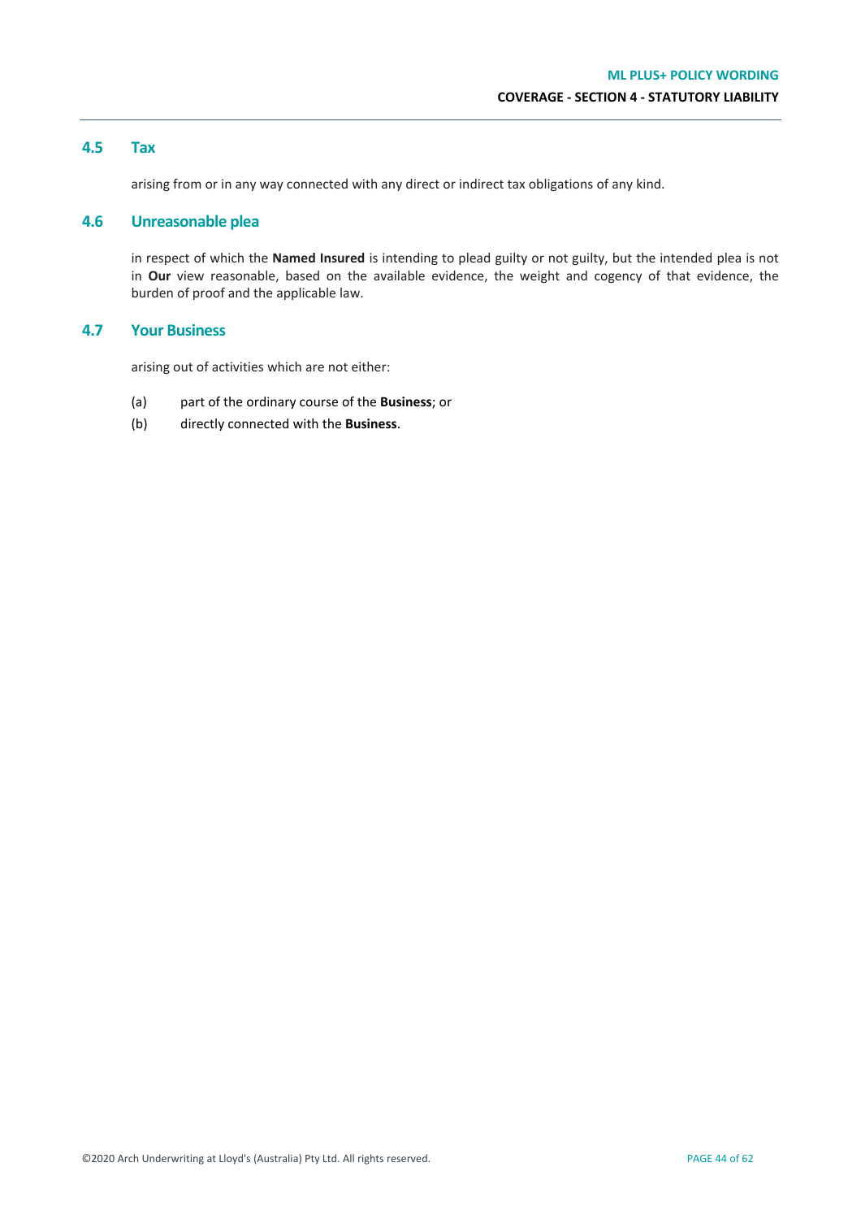## 4.5 Tax

arising from or in any way connected with any direct or indirect tax obligations of any kind.

## 4.6 Unreasonable plea

in respect of which the **Named Insured** is intending to plead guilty or not guilty, but the intended plea is not in **Our** view reasonable, based on the available evidence, the weight and cogency of that evidence, the burden of proof and the applicable law.

## 4.7 Your Business

arising out of activities which are not either:

(a) part of the ordinary course of the **Business**; or

(b) directly connected with the **Business**.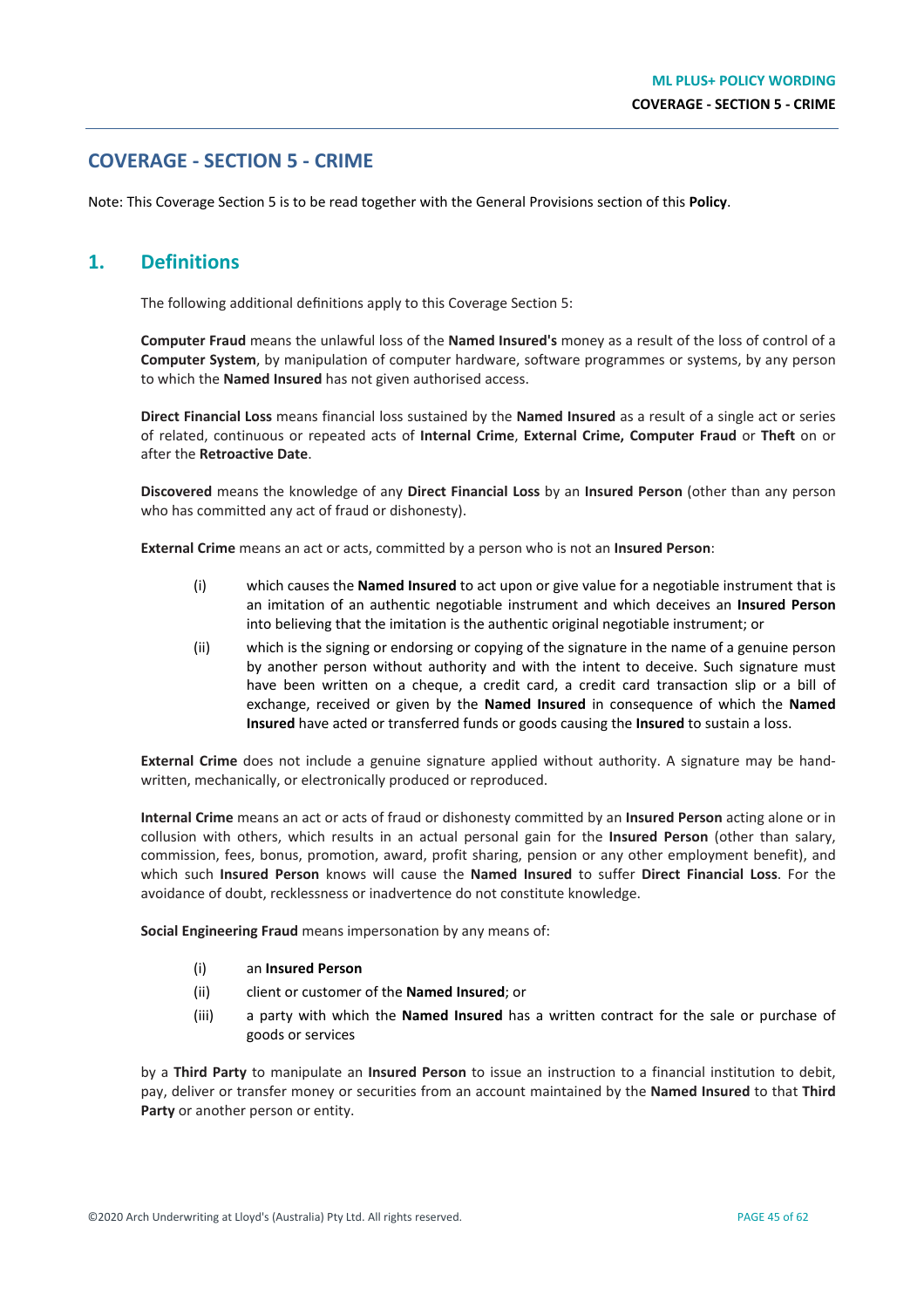# COVERAGE - SECTION 5 - CRIME

Note: This Coverage Section 5 is to be read together with the General Provisions section of this **Policy**.

## 1. Definitions

The following additional definitions apply to this Coverage Section 5:

**Computer Fraud** means the unlawful loss of the **Named Insured's** money as a result of the loss of control of a **Computer System**, by manipulation of computer hardware, software programmes or systems, by any person to which the **Named Insured** has not given authorised access.

**Direct Financial Loss** means financial loss sustained by the **Named Insured** as a result of a single act or series of related, continuous or repeated acts of **Internal Crime**, **External Crime, Computer Fraud** or **Theft** on or after the **Retroactive Date**.

**Discovered** means the knowledge of any **Direct Financial Loss** by an **Insured Person** (other than any person who has committed any act of fraud or dishonesty).

**External Crime** means an act or acts, committed by a person who is not an **Insured Person**:

(i) which causes the **Named Insured** to act upon or give value for a negotiable instrument that is an imitation of an authentic negotiable instrument and which deceives an **Insured Person** into believing that the imitation is the authentic original negotiable instrument; or

(ii) which is the signing or endorsing or copying of the signature in the name of a genuine person by another person without authority and with the intent to deceive. Such signature must have been written on a cheque, a credit card, a credit card transaction slip or a bill of exchange, received or given by the **Named Insured** in consequence of which the **Named Insured** have acted or transferred funds or goods causing the **Insured** to sustain a loss.

**External Crime** does not include a genuine signature applied without authority. A signature may be hand-written, mechanically, or electronically produced or reproduced.

**Internal Crime** means an act or acts of fraud or dishonesty committed by an **Insured Person** acting alone or in collusion with others, which results in an actual personal gain for the **Insured Person** (other than salary, commission, fees, bonus, promotion, award, profit sharing, pension or any other employment benefit), and which such **Insured Person** knows will cause the **Named Insured** to suffer **Direct Financial Loss**. For the avoidance of doubt, recklessness or inadvertence do not constitute knowledge.

**Social Engineering Fraud** means impersonation by any means of:

(i) an **Insured Person**

(ii) client or customer of the **Named Insured**; or

(iii) a party with which the **Named Insured** has a written contract for the sale or purchase of goods or services

by a **Third Party** to manipulate an **Insured Person** to issue an instruction to a financial institution to debit, pay, deliver or transfer money or securities from an account maintained by the **Named Insured** to that **Third Party** or another person or entity.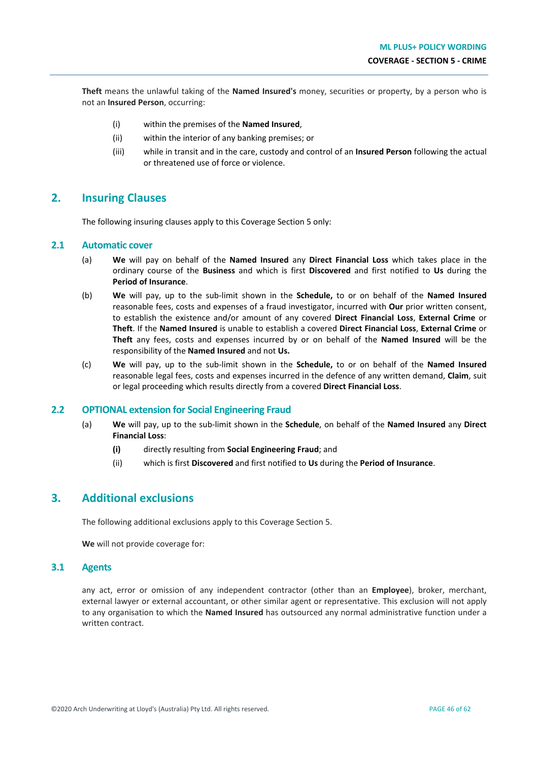**Theft** means the unlawful taking of the **Named Insured's** money, securities or property, by a person who is not an **Insured Person**, occurring:

(i) within the premises of the **Named Insured**,

(ii) within the interior of any banking premises; or

(iii) while in transit and in the care, custody and control of an **Insured Person** following the actual or threatened use of force or violence.

## 2. Insuring Clauses

The following insuring clauses apply to this Coverage Section 5 only:

### 2.1 Automatic cover

(a) **We** will pay on behalf of the **Named Insured** any **Direct Financial Loss** which takes place in the ordinary course of the **Business** and which is first **Discovered** and first notified to **Us** during the **Period of Insurance**.

(b) **We** will pay, up to the sub-limit shown in the **Schedule,** to or on behalf of the **Named Insured** reasonable fees, costs and expenses of a fraud investigator, incurred with **Our** prior written consent, to establish the existence and/or amount of any covered **Direct Financial Loss**, **External Crime** or **Theft**. If the **Named Insured** is unable to establish a covered **Direct Financial Loss**, **External Crime** or **Theft** any fees, costs and expenses incurred by or on behalf of the **Named Insured** will be the responsibility of the **Named Insured** and not **Us.**

(c) **We** will pay, up to the sub-limit shown in the **Schedule,** to or on behalf of the **Named Insured** reasonable legal fees, costs and expenses incurred in the defence of any written demand, **Claim**, suit or legal proceeding which results directly from a covered **Direct Financial Loss**.

### 2.2 OPTIONAL extension for Social Engineering Fraud

(a) **We** will pay, up to the sub-limit shown in the **Schedule**, on behalf of the **Named Insured** any **Direct Financial Loss**:

**(i)** directly resulting from **Social Engineering Fraud**; and

(ii) which is first **Discovered** and first notified to **Us** during the **Period of Insurance**.

## 3. Additional exclusions

The following additional exclusions apply to this Coverage Section 5.

**We** will not provide coverage for:

### 3.1 Agents

any act, error or omission of any independent contractor (other than an **Employee**), broker, merchant, external lawyer or external accountant, or other similar agent or representative. This exclusion will not apply to any organisation to which the **Named Insured** has outsourced any normal administrative function under a written contract.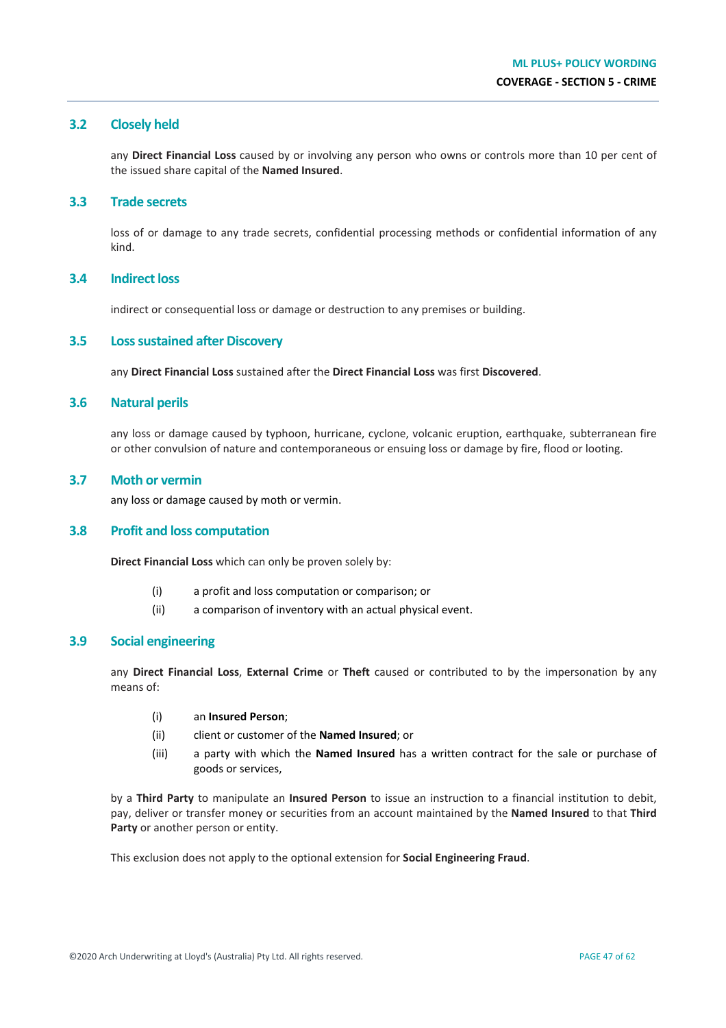### 3.2 Closely held

any **Direct Financial Loss** caused by or involving any person who owns or controls more than 10 per cent of the issued share capital of the **Named Insured**.

### 3.3 Trade secrets

loss of or damage to any trade secrets, confidential processing methods or confidential information of any kind.

### 3.4 Indirect loss

indirect or consequential loss or damage or destruction to any premises or building.

### 3.5 Loss sustained after Discovery

any **Direct Financial Loss** sustained after the **Direct Financial Loss** was first **Discovered**.

### 3.6 Natural perils

any loss or damage caused by typhoon, hurricane, cyclone, volcanic eruption, earthquake, subterranean fire or other convulsion of nature and contemporaneous or ensuing loss or damage by fire, flood or looting.

### 3.7 Moth or vermin

any loss or damage caused by moth or vermin.

### 3.8 Profit and loss computation

**Direct Financial Loss** which can only be proven solely by:

(i) a profit and loss computation or comparison; or

(ii) a comparison of inventory with an actual physical event.

### 3.9 Social engineering

any **Direct Financial Loss**, **External Crime** or **Theft** caused or contributed to by the impersonation by any means of:

(i) an **Insured Person**;

(ii) client or customer of the **Named Insured**; or

(iii) a party with which the **Named Insured** has a written contract for the sale or purchase of goods or services,

by a **Third Party** to manipulate an **Insured Person** to issue an instruction to a financial institution to debit, pay, deliver or transfer money or securities from an account maintained by the **Named Insured** to that **Third Party** or another person or entity.

This exclusion does not apply to the optional extension for **Social Engineering Fraud**.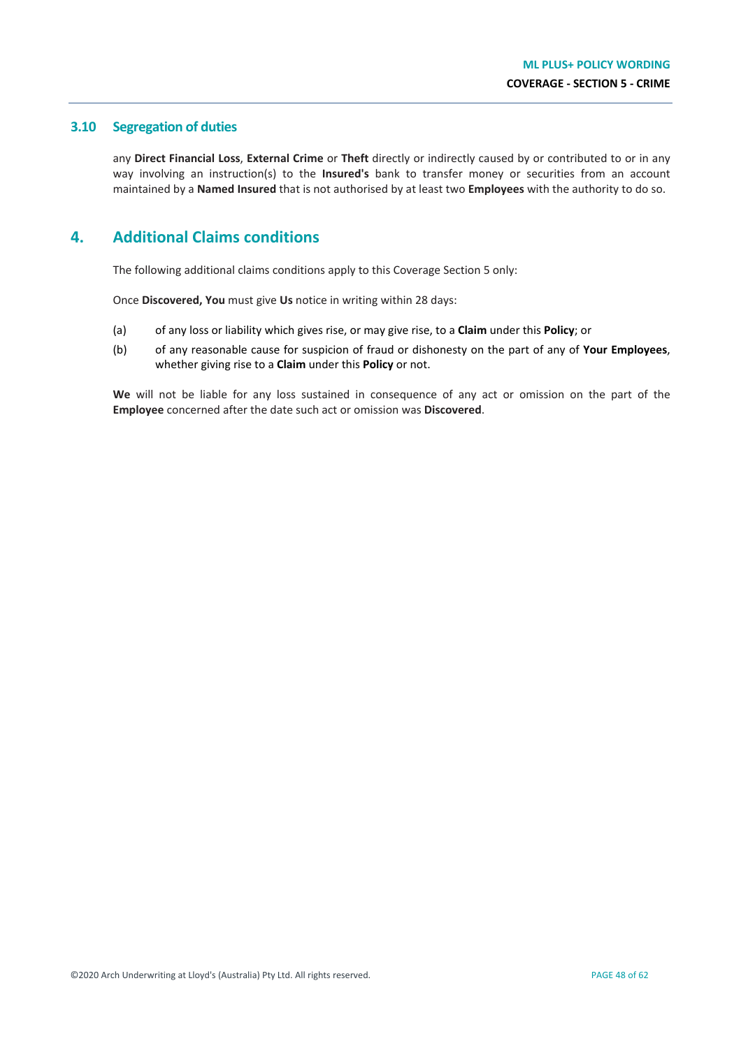### 3.10 Segregation of duties

any **Direct Financial Loss**, **External Crime** or **Theft** directly or indirectly caused by or contributed to or in any way involving an instruction(s) to the **Insured's** bank to transfer money or securities from an account maintained by a **Named Insured** that is not authorised by at least two **Employees** with the authority to do so.

## 4. Additional Claims conditions

The following additional claims conditions apply to this Coverage Section 5 only:

Once **Discovered, You** must give **Us** notice in writing within 28 days:

(a) of any loss or liability which gives rise, or may give rise, to a **Claim** under this **Policy**; or

(b) of any reasonable cause for suspicion of fraud or dishonesty on the part of any of **Your Employees**, whether giving rise to a **Claim** under this **Policy** or not.

**We** will not be liable for any loss sustained in consequence of any act or omission on the part of the **Employee** concerned after the date such act or omission was **Discovered**.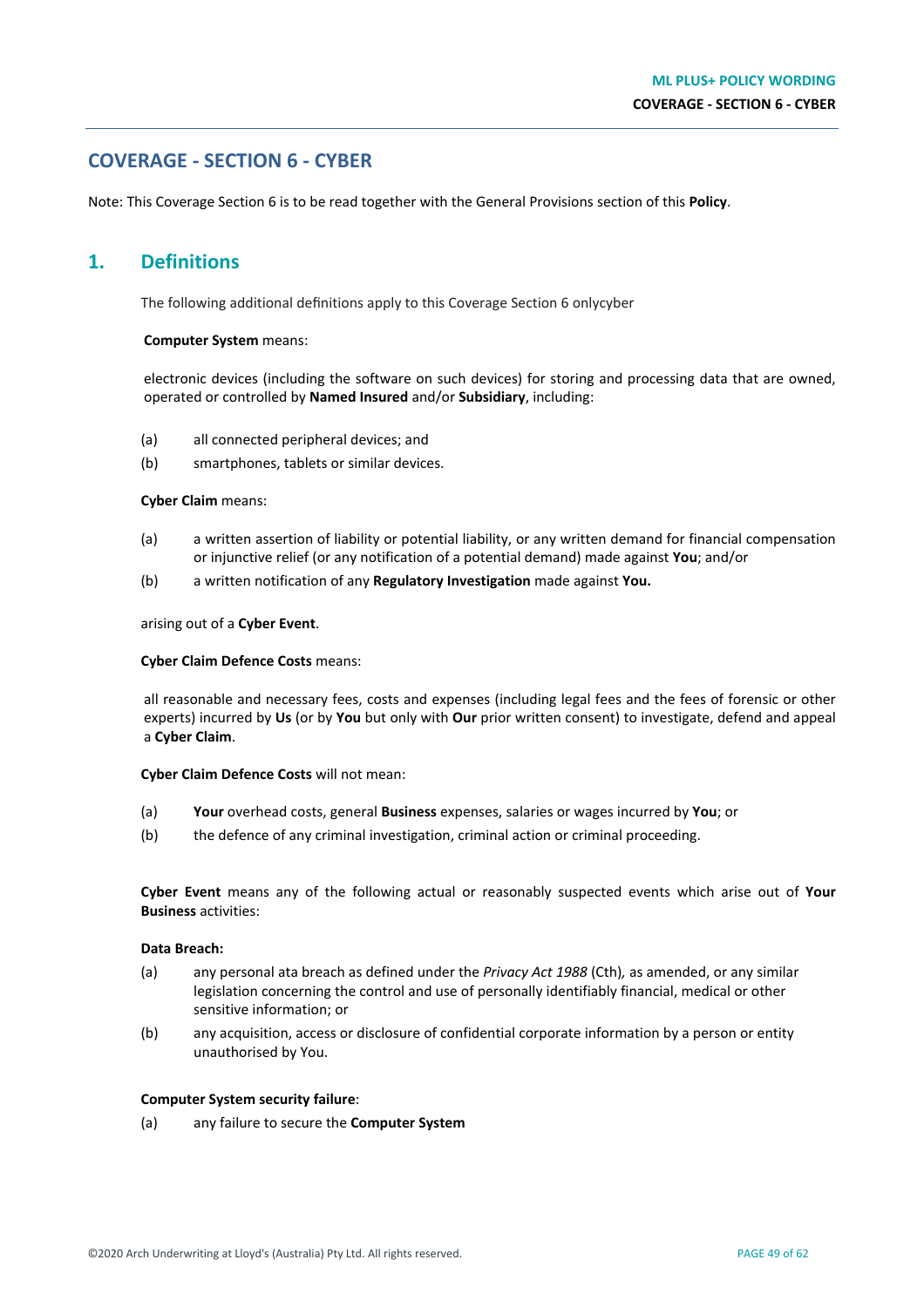# COVERAGE - SECTION 6 - CYBER

Note: This Coverage Section 6 is to be read together with the General Provisions section of this **Policy**.

## 1. Definitions

The following additional definitions apply to this Coverage Section 6 onlycyber

**Computer System** means:

electronic devices (including the software on such devices) for storing and processing data that are owned, operated or controlled by **Named Insured** and/or **Subsidiary**, including:

(a) all connected peripheral devices; and

(b) smartphones, tablets or similar devices.

**Cyber Claim** means:

(a) a written assertion of liability or potential liability, or any written demand for financial compensation or injunctive relief (or any notification of a potential demand) made against **You**; and/or

(b) a written notification of any **Regulatory Investigation** made against **You.**

arising out of a **Cyber Event**.

**Cyber Claim Defence Costs** means:

all reasonable and necessary fees, costs and expenses (including legal fees and the fees of forensic or other experts) incurred by **Us** (or by **You** but only with **Our** prior written consent) to investigate, defend and appeal a **Cyber Claim**.

**Cyber Claim Defence Costs** will not mean:

(a) **Your** overhead costs, general **Business** expenses, salaries or wages incurred by **You**; or

(b) the defence of any criminal investigation, criminal action or criminal proceeding.

**Cyber Event** means any of the following actual or reasonably suspected events which arise out of **Your Business** activities:

**Data Breach:**

(a) any personal ata breach as defined under the *Privacy Act 1988* (Cth), as amended, or any similar legislation concerning the control and use of personally identifiably financial, medical or other sensitive information; or

(b) any acquisition, access or disclosure of confidential corporate information by a person or entity unauthorised by You.

**Computer System security failure**:

(a) any failure to secure the **Computer System**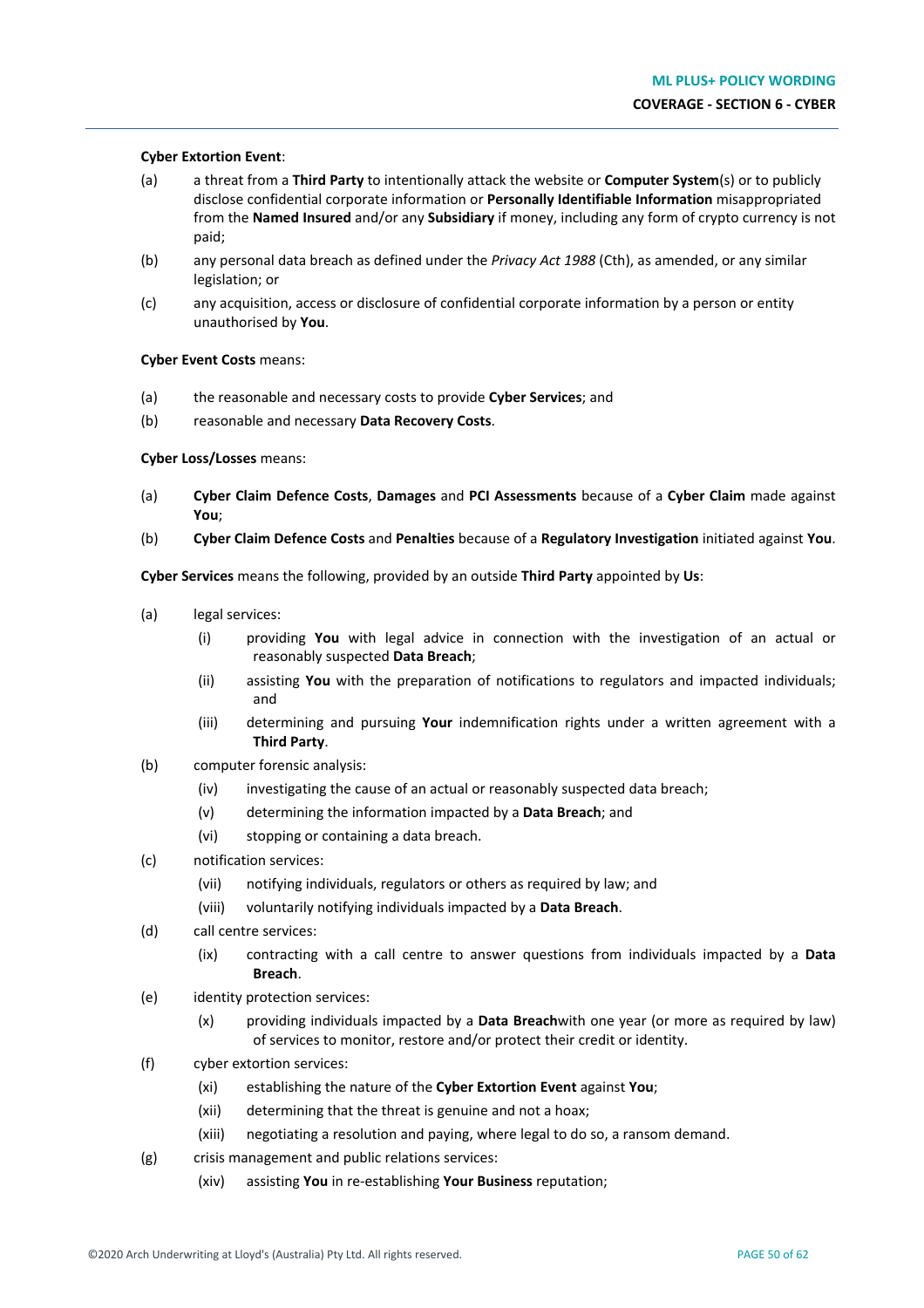**Cyber Extortion Event**:

(a) a threat from a **Third Party** to intentionally attack the website or **Computer System**(s) or to publicly disclose confidential corporate information or **Personally Identifiable Information** misappropriated from the **Named Insured** and/or any **Subsidiary** if money, including any form of crypto currency is not paid;

(b) any personal data breach as defined under the *Privacy Act 1988* (Cth), as amended, or any similar legislation; or

(c) any acquisition, access or disclosure of confidential corporate information by a person or entity unauthorised by **You**.

**Cyber Event Costs** means:

(a) the reasonable and necessary costs to provide **Cyber Services**; and

(b) reasonable and necessary **Data Recovery Costs**.

**Cyber Loss/Losses** means:

(a) **Cyber Claim Defence Costs**, **Damages** and **PCI Assessments** because of a **Cyber Claim** made against **You**;

(b) **Cyber Claim Defence Costs** and **Penalties** because of a **Regulatory Investigation** initiated against **You**.

**Cyber Services** means the following, provided by an outside **Third Party** appointed by **Us**:

(a) legal services:

  (i) providing **You** with legal advice in connection with the investigation of an actual or reasonably suspected **Data Breach**;

  (ii) assisting **You** with the preparation of notifications to regulators and impacted individuals; and

  (iii) determining and pursuing **Your** indemnification rights under a written agreement with a **Third Party**.

(b) computer forensic analysis:

  (iv) investigating the cause of an actual or reasonably suspected data breach;

  (v) determining the information impacted by a **Data Breach**; and

  (vi) stopping or containing a data breach.

(c) notification services:

  (vii) notifying individuals, regulators or others as required by law; and

  (viii) voluntarily notifying individuals impacted by a **Data Breach**.

(d) call centre services:

  (ix) contracting with a call centre to answer questions from individuals impacted by a **Data Breach**.

(e) identity protection services:

  (x) providing individuals impacted by a **Data Breach**with one year (or more as required by law) of services to monitor, restore and/or protect their credit or identity.

(f) cyber extortion services:

  (xi) establishing the nature of the **Cyber Extortion Event** against **You**;

  (xii) determining that the threat is genuine and not a hoax;

  (xiii) negotiating a resolution and paying, where legal to do so, a ransom demand.

(g) crisis management and public relations services:

  (xiv) assisting **You** in re-establishing **Your Business** reputation;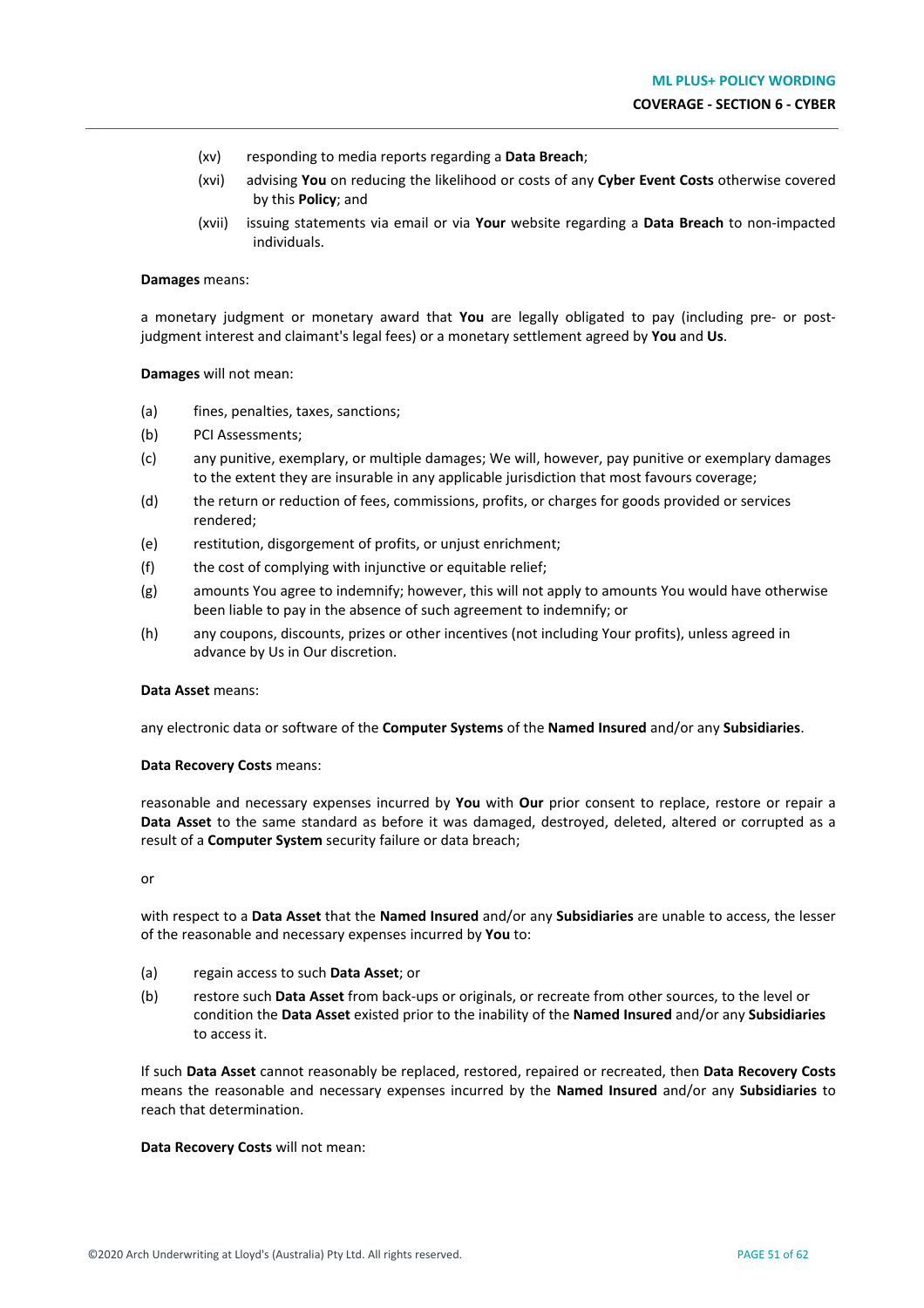(xv) responding to media reports regarding a **Data Breach**;

(xvi) advising **You** on reducing the likelihood or costs of any **Cyber Event Costs** otherwise covered by this **Policy**; and

(xvii) issuing statements via email or via **Your** website regarding a **Data Breach** to non-impacted individuals.

**Damages** means:

a monetary judgment or monetary award that **You** are legally obligated to pay (including pre- or post-judgment interest and claimant's legal fees) or a monetary settlement agreed by **You** and **Us**.

**Damages** will not mean:

(a) fines, penalties, taxes, sanctions;

(b) PCI Assessments;

(c) any punitive, exemplary, or multiple damages; We will, however, pay punitive or exemplary damages to the extent they are insurable in any applicable jurisdiction that most favours coverage;

(d) the return or reduction of fees, commissions, profits, or charges for goods provided or services rendered;

(e) restitution, disgorgement of profits, or unjust enrichment;

(f) the cost of complying with injunctive or equitable relief;

(g) amounts You agree to indemnify; however, this will not apply to amounts You would have otherwise been liable to pay in the absence of such agreement to indemnify; or

(h) any coupons, discounts, prizes or other incentives (not including Your profits), unless agreed in advance by Us in Our discretion.

**Data Asset** means:

any electronic data or software of the **Computer Systems** of the **Named Insured** and/or any **Subsidiaries**.

**Data Recovery Costs** means:

reasonable and necessary expenses incurred by **You** with **Our** prior consent to replace, restore or repair a **Data Asset** to the same standard as before it was damaged, destroyed, deleted, altered or corrupted as a result of a **Computer System** security failure or data breach;

or

with respect to a **Data Asset** that the **Named Insured** and/or any **Subsidiaries** are unable to access, the lesser of the reasonable and necessary expenses incurred by **You** to:

(a) regain access to such **Data Asset**; or

(b) restore such **Data Asset** from back-ups or originals, or recreate from other sources, to the level or condition the **Data Asset** existed prior to the inability of the **Named Insured** and/or any **Subsidiaries** to access it.

If such **Data Asset** cannot reasonably be replaced, restored, repaired or recreated, then **Data Recovery Costs** means the reasonable and necessary expenses incurred by the **Named Insured** and/or any **Subsidiaries** to reach that determination.

**Data Recovery Costs** will not mean: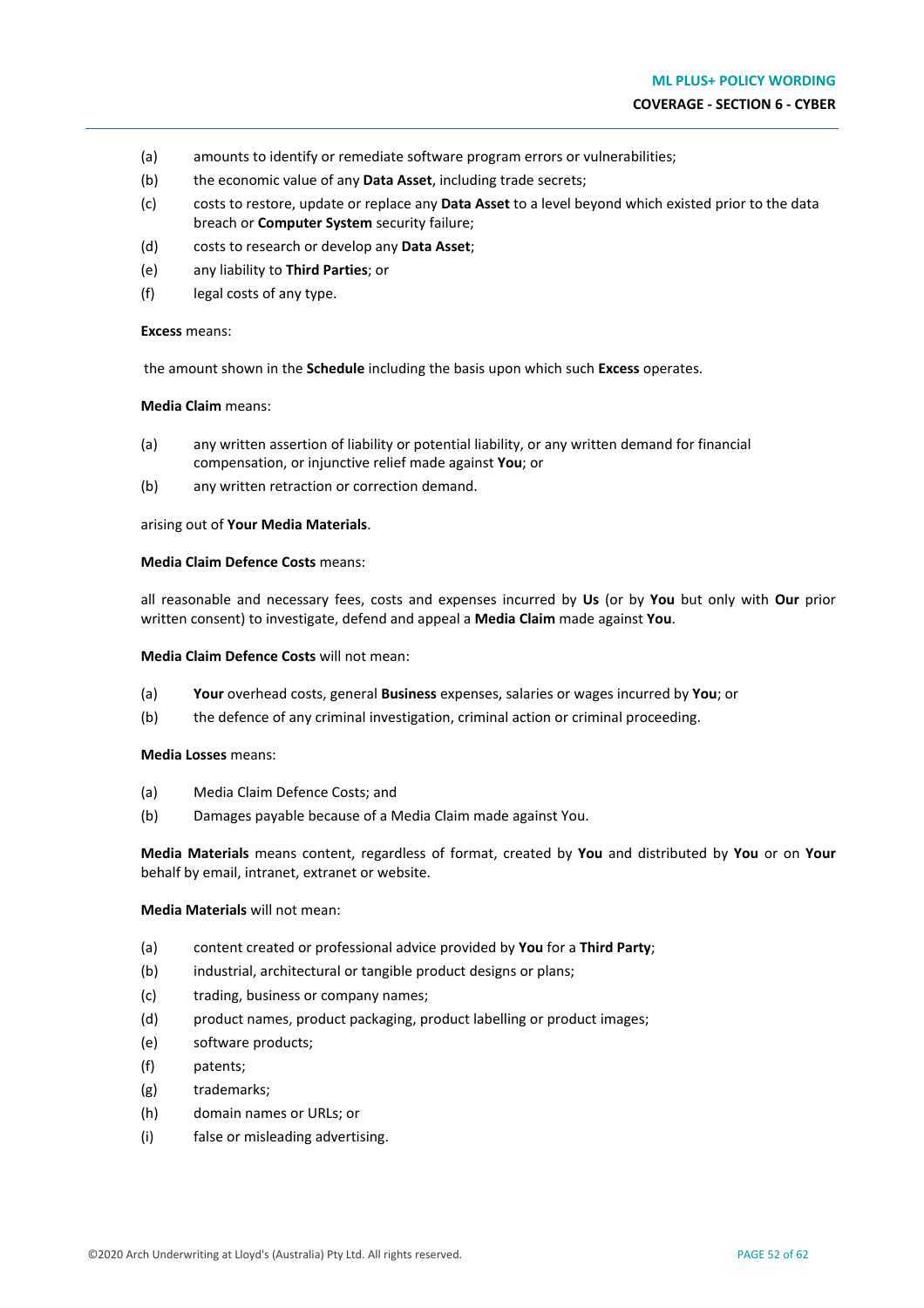(a) amounts to identify or remediate software program errors or vulnerabilities;

(b) the economic value of any **Data Asset**, including trade secrets;

(c) costs to restore, update or replace any **Data Asset** to a level beyond which existed prior to the data breach or **Computer System** security failure;

(d) costs to research or develop any **Data Asset**;

(e) any liability to **Third Parties**; or

(f) legal costs of any type.

**Excess** means:

the amount shown in the **Schedule** including the basis upon which such **Excess** operates.

**Media Claim** means:

(a) any written assertion of liability or potential liability, or any written demand for financial compensation, or injunctive relief made against **You**; or

(b) any written retraction or correction demand.

arising out of **Your Media Materials**.

**Media Claim Defence Costs** means:

all reasonable and necessary fees, costs and expenses incurred by **Us** (or by **You** but only with **Our** prior written consent) to investigate, defend and appeal a **Media Claim** made against **You**.

**Media Claim Defence Costs** will not mean:

(a) **Your** overhead costs, general **Business** expenses, salaries or wages incurred by **You**; or

(b) the defence of any criminal investigation, criminal action or criminal proceeding.

**Media Losses** means:

(a) Media Claim Defence Costs; and

(b) Damages payable because of a Media Claim made against You.

**Media Materials** means content, regardless of format, created by **You** and distributed by **You** or on **Your** behalf by email, intranet, extranet or website.

**Media Materials** will not mean:

(a) content created or professional advice provided by **You** for a **Third Party**;

(b) industrial, architectural or tangible product designs or plans;

(c) trading, business or company names;

(d) product names, product packaging, product labelling or product images;

(e) software products;

(f) patents;

(g) trademarks;

(h) domain names or URLs; or

(i) false or misleading advertising.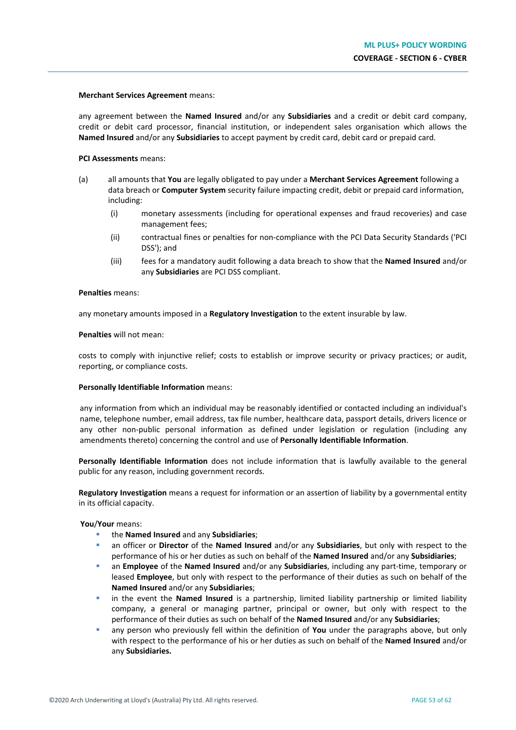**Merchant Services Agreement** means:

any agreement between the **Named Insured** and/or any **Subsidiaries** and a credit or debit card company, credit or debit card processor, financial institution, or independent sales organisation which allows the **Named Insured** and/or any **Subsidiaries** to accept payment by credit card, debit card or prepaid card.

**PCI Assessments** means:

(a) all amounts that **You** are legally obligated to pay under a **Merchant Services Agreement** following a data breach or **Computer System** security failure impacting credit, debit or prepaid card information, including:

   (i) monetary assessments (including for operational expenses and fraud recoveries) and case management fees;

   (ii) contractual fines or penalties for non-compliance with the PCI Data Security Standards ('PCI DSS'); and

   (iii) fees for a mandatory audit following a data breach to show that the **Named Insured** and/or any **Subsidiaries** are PCI DSS compliant.

**Penalties** means:

any monetary amounts imposed in a **Regulatory Investigation** to the extent insurable by law.

**Penalties** will not mean:

costs to comply with injunctive relief; costs to establish or improve security or privacy practices; or audit, reporting, or compliance costs.

**Personally Identifiable Information** means:

any information from which an individual may be reasonably identified or contacted including an individual's name, telephone number, email address, tax file number, healthcare data, passport details, drivers licence or any other non-public personal information as defined under legislation or regulation (including any amendments thereto) concerning the control and use of **Personally Identifiable Information**.

**Personally Identifiable Information** does not include information that is lawfully available to the general public for any reason, including government records.

**Regulatory Investigation** means a request for information or an assertion of liability by a governmental entity in its official capacity.

**You**/**Your** means:

- the **Named Insured** and any **Subsidiaries**;
- an officer or **Director** of the **Named Insured** and/or any **Subsidiaries**, but only with respect to the performance of his or her duties as such on behalf of the **Named Insured** and/or any **Subsidiaries**;
- an **Employee** of the **Named Insured** and/or any **Subsidiaries**, including any part-time, temporary or leased **Employee**, but only with respect to the performance of their duties as such on behalf of the **Named Insured** and/or any **Subsidiaries**;
- in the event the **Named Insured** is a partnership, limited liability partnership or limited liability company, a general or managing partner, principal or owner, but only with respect to the performance of their duties as such on behalf of the **Named Insured** and/or any **Subsidiaries**;
- any person who previously fell within the definition of **You** under the paragraphs above, but only with respect to the performance of his or her duties as such on behalf of the **Named Insured** and/or any **Subsidiaries.**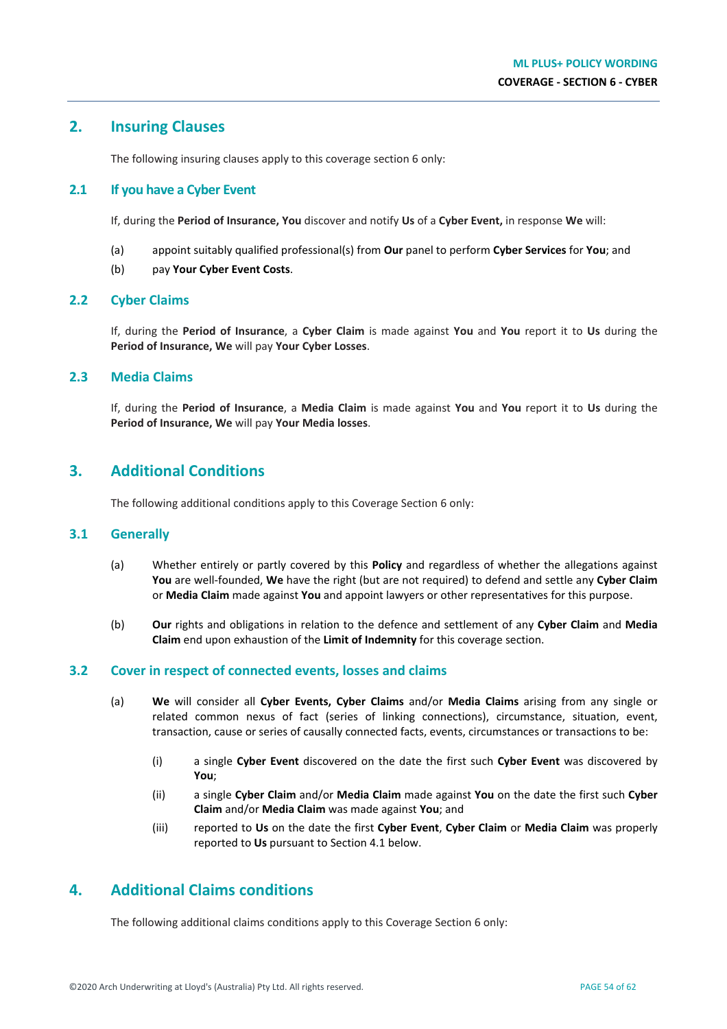## 2. Insuring Clauses

The following insuring clauses apply to this coverage section 6 only:

### 2.1 If you have a Cyber Event

If, during the **Period of Insurance, You** discover and notify **Us** of a **Cyber Event,** in response **We** will:

(a) appoint suitably qualified professional(s) from **Our** panel to perform **Cyber Services** for **You**; and

(b) pay **Your Cyber Event Costs**.

### 2.2 Cyber Claims

If, during the **Period of Insurance**, a **Cyber Claim** is made against **You** and **You** report it to **Us** during the **Period of Insurance, We** will pay **Your Cyber Losses**.

### 2.3 Media Claims

If, during the **Period of Insurance**, a **Media Claim** is made against **You** and **You** report it to **Us** during the **Period of Insurance, We** will pay **Your Media losses**.

## 3. Additional Conditions

The following additional conditions apply to this Coverage Section 6 only:

### 3.1 Generally

(a) Whether entirely or partly covered by this **Policy** and regardless of whether the allegations against **You** are well-founded, **We** have the right (but are not required) to defend and settle any **Cyber Claim** or **Media Claim** made against **You** and appoint lawyers or other representatives for this purpose.

(b) **Our** rights and obligations in relation to the defence and settlement of any **Cyber Claim** and **Media Claim** end upon exhaustion of the **Limit of Indemnity** for this coverage section.

### 3.2 Cover in respect of connected events, losses and claims

(a) **We** will consider all **Cyber Events, Cyber Claims** and/or **Media Claims** arising from any single or related common nexus of fact (series of linking connections), circumstance, situation, event, transaction, cause or series of causally connected facts, events, circumstances or transactions to be:

   (i) a single **Cyber Event** discovered on the date the first such **Cyber Event** was discovered by **You**;

   (ii) a single **Cyber Claim** and/or **Media Claim** made against **You** on the date the first such **Cyber Claim** and/or **Media Claim** was made against **You**; and

   (iii) reported to **Us** on the date the first **Cyber Event**, **Cyber Claim** or **Media Claim** was properly reported to **Us** pursuant to Section 4.1 below.

## 4. Additional Claims conditions

The following additional claims conditions apply to this Coverage Section 6 only: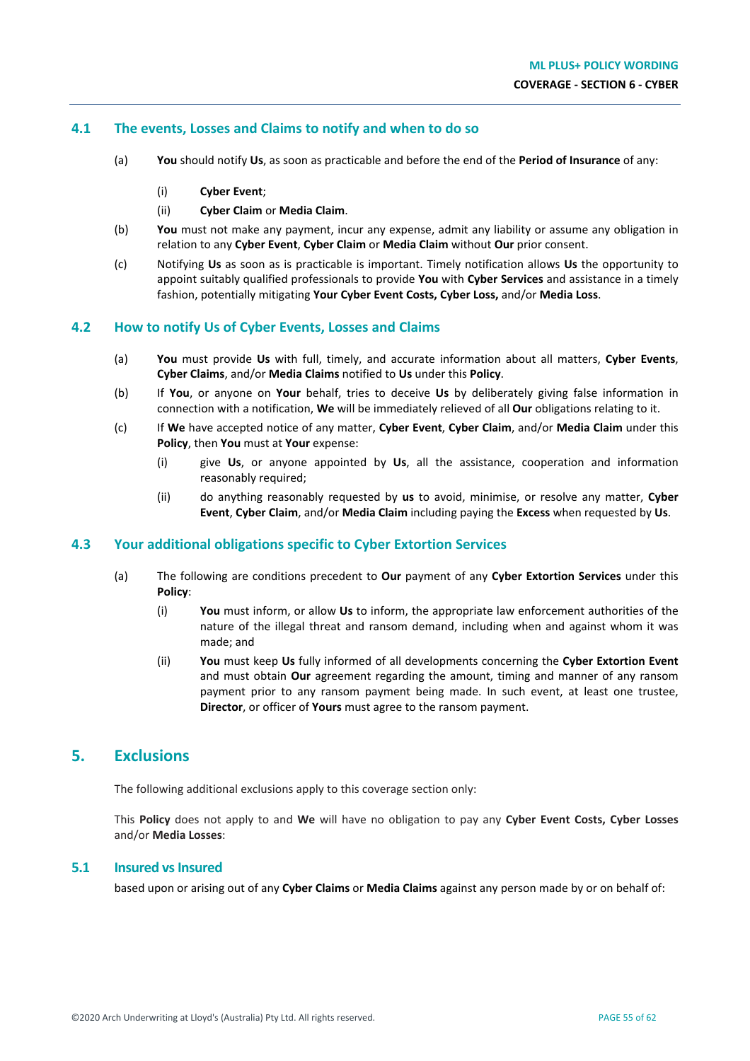### 4.1 The events, Losses and Claims to notify and when to do so

(a) **You** should notify **Us**, as soon as practicable and before the end of the **Period of Insurance** of any:

  (i) **Cyber Event**;

  (ii) **Cyber Claim** or **Media Claim**.

(b) **You** must not make any payment, incur any expense, admit any liability or assume any obligation in relation to any **Cyber Event**, **Cyber Claim** or **Media Claim** without **Our** prior consent.

(c) Notifying **Us** as soon as is practicable is important. Timely notification allows **Us** the opportunity to appoint suitably qualified professionals to provide **You** with **Cyber Services** and assistance in a timely fashion, potentially mitigating **Your Cyber Event Costs, Cyber Loss,** and/or **Media Loss**.

### 4.2 How to notify Us of Cyber Events, Losses and Claims

(a) **You** must provide **Us** with full, timely, and accurate information about all matters, **Cyber Events**, **Cyber Claims**, and/or **Media Claims** notified to **Us** under this **Policy**.

(b) If **You**, or anyone on **Your** behalf, tries to deceive **Us** by deliberately giving false information in connection with a notification, **We** will be immediately relieved of all **Our** obligations relating to it.

(c) If **We** have accepted notice of any matter, **Cyber Event**, **Cyber Claim**, and/or **Media Claim** under this **Policy**, then **You** must at **Your** expense:

  (i) give **Us**, or anyone appointed by **Us**, all the assistance, cooperation and information reasonably required;

  (ii) do anything reasonably requested by **us** to avoid, minimise, or resolve any matter, **Cyber Event**, **Cyber Claim**, and/or **Media Claim** including paying the **Excess** when requested by **Us**.

### 4.3 Your additional obligations specific to Cyber Extortion Services

(a) The following are conditions precedent to **Our** payment of any **Cyber Extortion Services** under this **Policy**:

  (i) **You** must inform, or allow **Us** to inform, the appropriate law enforcement authorities of the nature of the illegal threat and ransom demand, including when and against whom it was made; and

  (ii) **You** must keep **Us** fully informed of all developments concerning the **Cyber Extortion Event** and must obtain **Our** agreement regarding the amount, timing and manner of any ransom payment prior to any ransom payment being made. In such event, at least one trustee, **Director**, or officer of **Yours** must agree to the ransom payment.

## 5. Exclusions

The following additional exclusions apply to this coverage section only:

This **Policy** does not apply to and **We** will have no obligation to pay any **Cyber Event Costs, Cyber Losses** and/or **Media Losses**:

### 5.1 Insured vs Insured

based upon or arising out of any **Cyber Claims** or **Media Claims** against any person made by or on behalf of: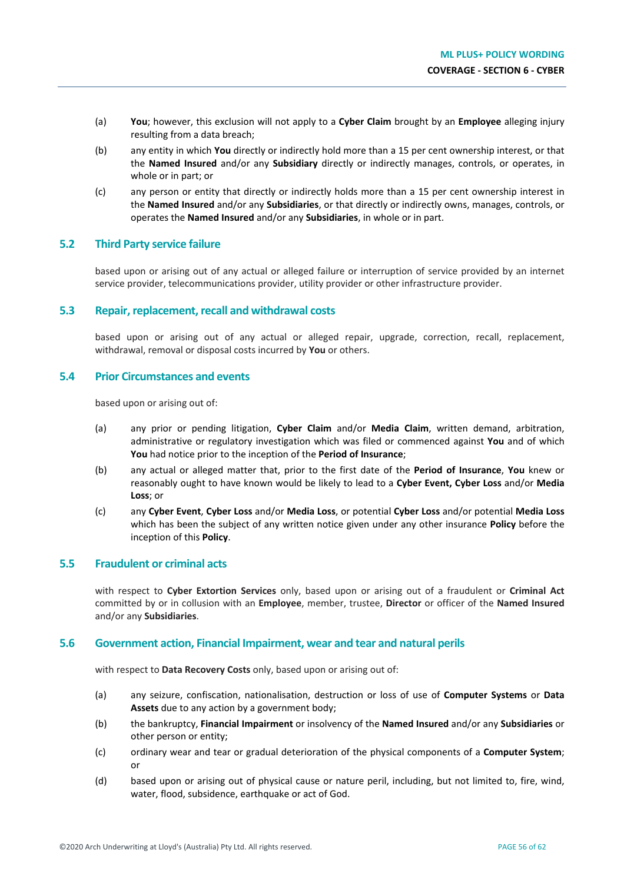(a) **You**; however, this exclusion will not apply to a **Cyber Claim** brought by an **Employee** alleging injury resulting from a data breach;

(b) any entity in which **You** directly or indirectly hold more than a 15 per cent ownership interest, or that the **Named Insured** and/or any **Subsidiary** directly or indirectly manages, controls, or operates, in whole or in part; or

(c) any person or entity that directly or indirectly holds more than a 15 per cent ownership interest in the **Named Insured** and/or any **Subsidiaries**, or that directly or indirectly owns, manages, controls, or operates the **Named Insured** and/or any **Subsidiaries**, in whole or in part.

## 5.2 Third Party service failure

based upon or arising out of any actual or alleged failure or interruption of service provided by an internet service provider, telecommunications provider, utility provider or other infrastructure provider.

## 5.3 Repair, replacement, recall and withdrawal costs

based upon or arising out of any actual or alleged repair, upgrade, correction, recall, replacement, withdrawal, removal or disposal costs incurred by **You** or others.

## 5.4 Prior Circumstances and events

based upon or arising out of:

(a) any prior or pending litigation, **Cyber Claim** and/or **Media Claim**, written demand, arbitration, administrative or regulatory investigation which was filed or commenced against **You** and of which **You** had notice prior to the inception of the **Period of Insurance**;

(b) any actual or alleged matter that, prior to the first date of the **Period of Insurance**, **You** knew or reasonably ought to have known would be likely to lead to a **Cyber Event, Cyber Loss** and/or **Media Loss**; or

(c) any **Cyber Event**, **Cyber Loss** and/or **Media Loss**, or potential **Cyber Loss** and/or potential **Media Loss** which has been the subject of any written notice given under any other insurance **Policy** before the inception of this **Policy**.

## 5.5 Fraudulent or criminal acts

with respect to **Cyber Extortion Services** only, based upon or arising out of a fraudulent or **Criminal Act** committed by or in collusion with an **Employee**, member, trustee, **Director** or officer of the **Named Insured** and/or any **Subsidiaries**.

## 5.6 Government action, Financial Impairment, wear and tear and natural perils

with respect to **Data Recovery Costs** only, based upon or arising out of:

(a) any seizure, confiscation, nationalisation, destruction or loss of use of **Computer Systems** or **Data Assets** due to any action by a government body;

(b) the bankruptcy, **Financial Impairment** or insolvency of the **Named Insured** and/or any **Subsidiaries** or other person or entity;

(c) ordinary wear and tear or gradual deterioration of the physical components of a **Computer System**; or

(d) based upon or arising out of physical cause or nature peril, including, but not limited to, fire, wind, water, flood, subsidence, earthquake or act of God.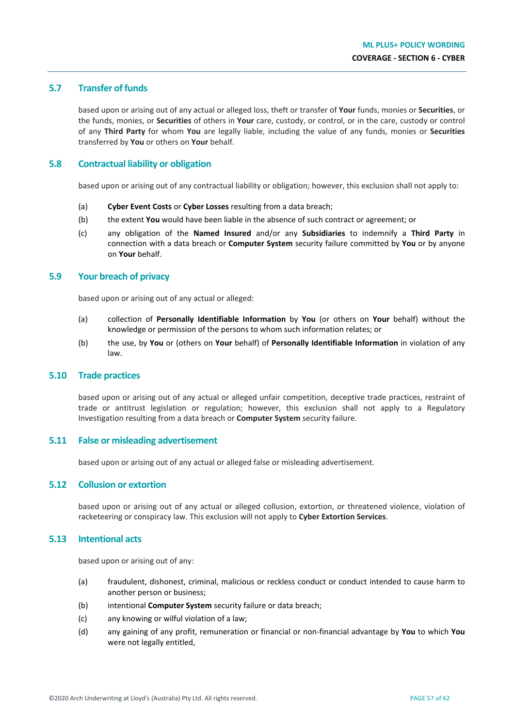## 5.7 Transfer of funds

based upon or arising out of any actual or alleged loss, theft or transfer of **Your** funds, monies or **Securities**, or the funds, monies, or **Securities** of others in **Your** care, custody, or control, or in the care, custody or control of any **Third Party** for whom **You** are legally liable, including the value of any funds, monies or **Securities** transferred by **You** or others on **Your** behalf.

## 5.8 Contractual liability or obligation

based upon or arising out of any contractual liability or obligation; however, this exclusion shall not apply to:

(a) **Cyber Event Costs** or **Cyber Losses** resulting from a data breach;

(b) the extent **You** would have been liable in the absence of such contract or agreement; or

(c) any obligation of the **Named Insured** and/or any **Subsidiaries** to indemnify a **Third Party** in connection with a data breach or **Computer System** security failure committed by **You** or by anyone on **Your** behalf.

## 5.9 Your breach of privacy

based upon or arising out of any actual or alleged:

(a) collection of **Personally Identifiable Information** by **You** (or others on **Your** behalf) without the knowledge or permission of the persons to whom such information relates; or

(b) the use, by **You** or (others on **Your** behalf) of **Personally Identifiable Information** in violation of any law.

## 5.10 Trade practices

based upon or arising out of any actual or alleged unfair competition, deceptive trade practices, restraint of trade or antitrust legislation or regulation; however, this exclusion shall not apply to a Regulatory Investigation resulting from a data breach or **Computer System** security failure.

## 5.11 False or misleading advertisement

based upon or arising out of any actual or alleged false or misleading advertisement.

## 5.12 Collusion or extortion

based upon or arising out of any actual or alleged collusion, extortion, or threatened violence, violation of racketeering or conspiracy law. This exclusion will not apply to **Cyber Extortion Services**.

## 5.13 Intentional acts

based upon or arising out of any:

(a) fraudulent, dishonest, criminal, malicious or reckless conduct or conduct intended to cause harm to another person or business;

(b) intentional **Computer System** security failure or data breach;

(c) any knowing or wilful violation of a law;

(d) any gaining of any profit, remuneration or financial or non-financial advantage by **You** to which **You** were not legally entitled,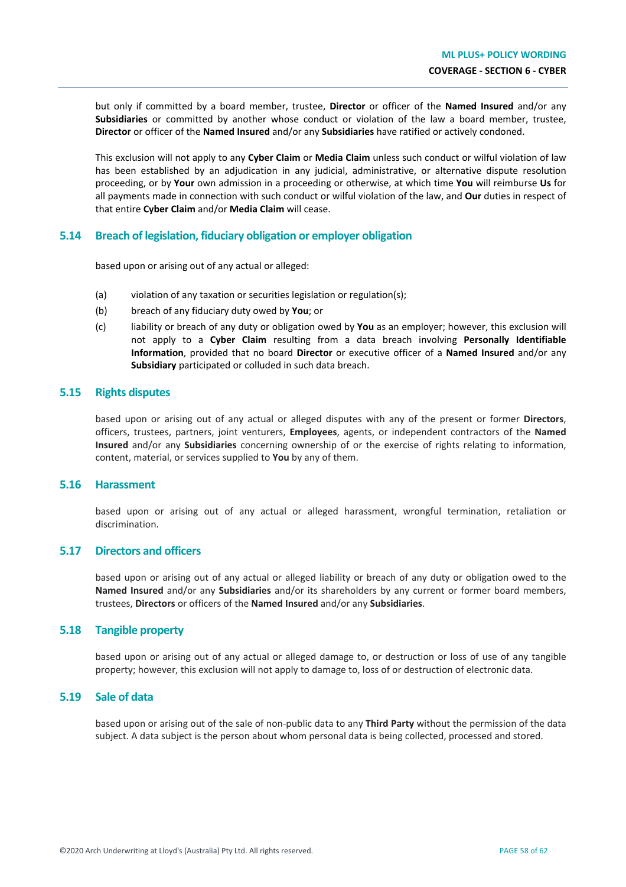but only if committed by a board member, trustee, **Director** or officer of the **Named Insured** and/or any **Subsidiaries** or committed by another whose conduct or violation of the law a board member, trustee, **Director** or officer of the **Named Insured** and/or any **Subsidiaries** have ratified or actively condoned.

This exclusion will not apply to any **Cyber Claim** or **Media Claim** unless such conduct or wilful violation of law has been established by an adjudication in any judicial, administrative, or alternative dispute resolution proceeding, or by **Your** own admission in a proceeding or otherwise, at which time **You** will reimburse **Us** for all payments made in connection with such conduct or wilful violation of the law, and **Our** duties in respect of that entire **Cyber Claim** and/or **Media Claim** will cease.

## 5.14 Breach of legislation, fiduciary obligation or employer obligation

based upon or arising out of any actual or alleged:

(a) violation of any taxation or securities legislation or regulation(s);

(b) breach of any fiduciary duty owed by **You**; or

(c) liability or breach of any duty or obligation owed by **You** as an employer; however, this exclusion will not apply to a **Cyber Claim** resulting from a data breach involving **Personally Identifiable Information**, provided that no board **Director** or executive officer of a **Named Insured** and/or any **Subsidiary** participated or colluded in such data breach.

## 5.15 Rights disputes

based upon or arising out of any actual or alleged disputes with any of the present or former **Directors**, officers, trustees, partners, joint venturers, **Employees**, agents, or independent contractors of the **Named Insured** and/or any **Subsidiaries** concerning ownership of or the exercise of rights relating to information, content, material, or services supplied to **You** by any of them.

## 5.16 Harassment

based upon or arising out of any actual or alleged harassment, wrongful termination, retaliation or discrimination.

## 5.17 Directors and officers

based upon or arising out of any actual or alleged liability or breach of any duty or obligation owed to the **Named Insured** and/or any **Subsidiaries** and/or its shareholders by any current or former board members, trustees, **Directors** or officers of the **Named Insured** and/or any **Subsidiaries**.

## 5.18 Tangible property

based upon or arising out of any actual or alleged damage to, or destruction or loss of use of any tangible property; however, this exclusion will not apply to damage to, loss of or destruction of electronic data.

## 5.19 Sale of data

based upon or arising out of the sale of non-public data to any **Third Party** without the permission of the data subject. A data subject is the person about whom personal data is being collected, processed and stored.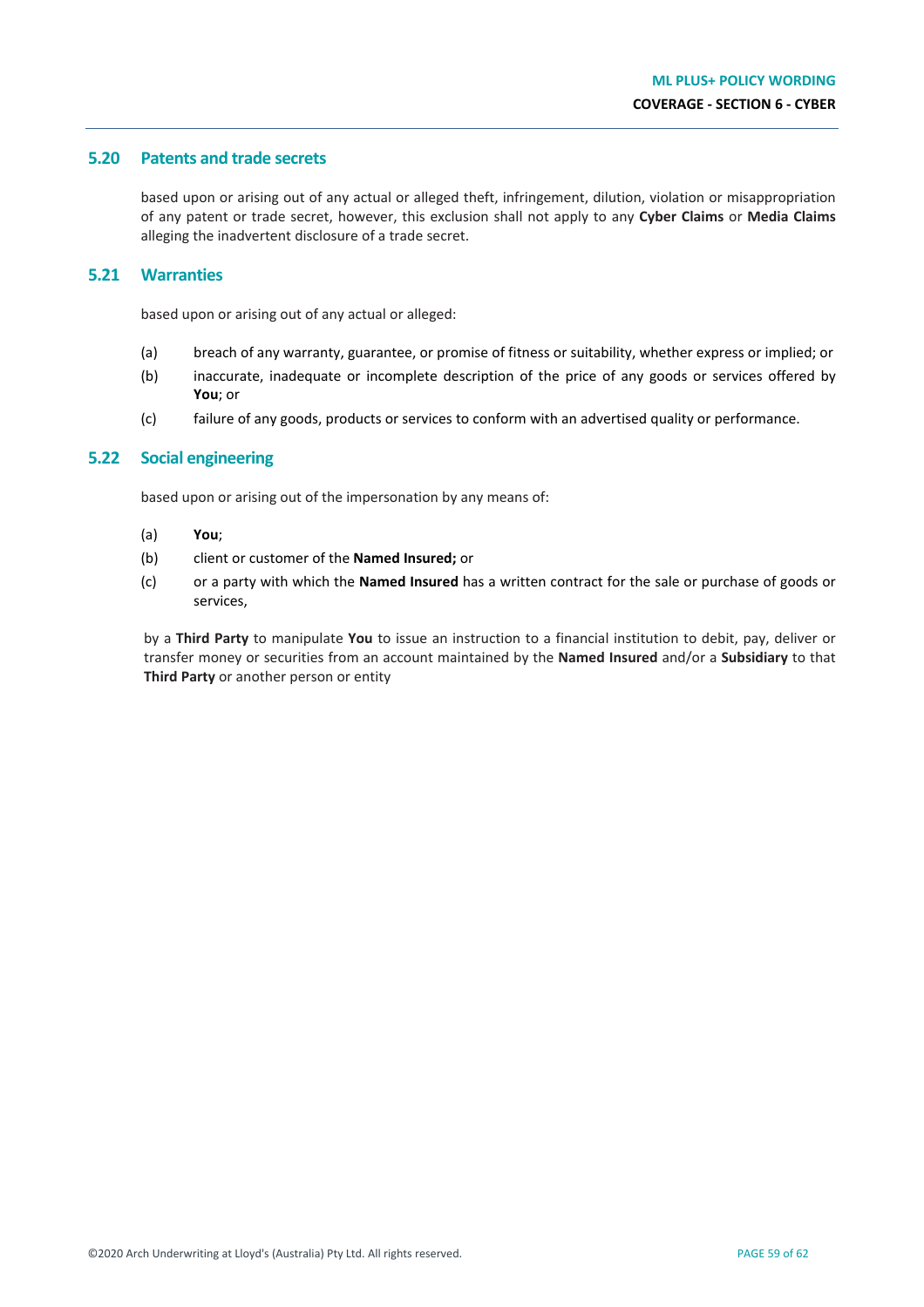## 5.20 Patents and trade secrets

based upon or arising out of any actual or alleged theft, infringement, dilution, violation or misappropriation of any patent or trade secret, however, this exclusion shall not apply to any **Cyber Claims** or **Media Claims** alleging the inadvertent disclosure of a trade secret.

## 5.21 Warranties

based upon or arising out of any actual or alleged:

(a) breach of any warranty, guarantee, or promise of fitness or suitability, whether express or implied; or

(b) inaccurate, inadequate or incomplete description of the price of any goods or services offered by **You**; or

(c) failure of any goods, products or services to conform with an advertised quality or performance.

## 5.22 Social engineering

based upon or arising out of the impersonation by any means of:

(a) **You**;

(b) client or customer of the **Named Insured;** or

(c) or a party with which the **Named Insured** has a written contract for the sale or purchase of goods or services,

by a **Third Party** to manipulate **You** to issue an instruction to a financial institution to debit, pay, deliver or transfer money or securities from an account maintained by the **Named Insured** and/or a **Subsidiary** to that **Third Party** or another person or entity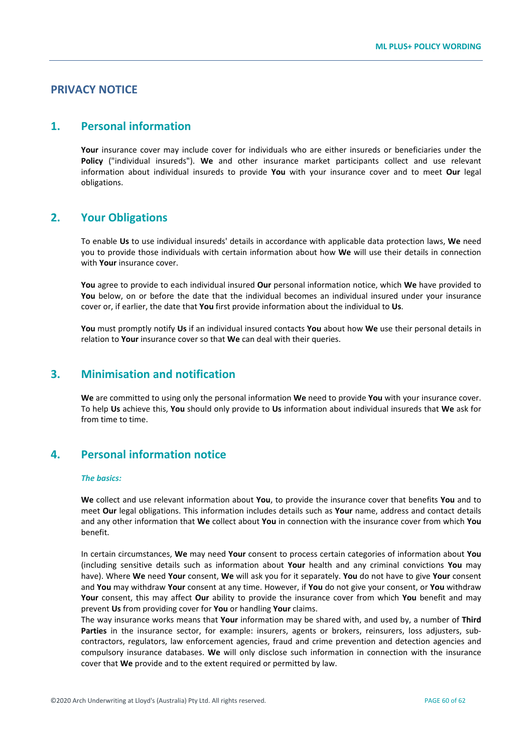# PRIVACY NOTICE

## 1. Personal information

**Your** insurance cover may include cover for individuals who are either insureds or beneficiaries under the **Policy** ("individual insureds"). **We** and other insurance market participants collect and use relevant information about individual insureds to provide **You** with your insurance cover and to meet **Our** legal obligations.

## 2. Your Obligations

To enable **Us** to use individual insureds' details in accordance with applicable data protection laws, **We** need you to provide those individuals with certain information about how **We** will use their details in connection with **Your** insurance cover.

**You** agree to provide to each individual insured **Our** personal information notice, which **We** have provided to **You** below, on or before the date that the individual becomes an individual insured under your insurance cover or, if earlier, the date that **You** first provide information about the individual to **Us**.

**You** must promptly notify **Us** if an individual insured contacts **You** about how **We** use their personal details in relation to **Your** insurance cover so that **We** can deal with their queries.

## 3. Minimisation and notification

**We** are committed to using only the personal information **We** need to provide **You** with your insurance cover. To help **Us** achieve this, **You** should only provide to **Us** information about individual insureds that **We** ask for from time to time.

## 4. Personal information notice

***The basics:***

**We** collect and use relevant information about **You**, to provide the insurance cover that benefits **You** and to meet **Our** legal obligations. This information includes details such as **Your** name, address and contact details and any other information that **We** collect about **You** in connection with the insurance cover from which **You** benefit.

In certain circumstances, **We** may need **Your** consent to process certain categories of information about **You** (including sensitive details such as information about **Your** health and any criminal convictions **You** may have). Where **We** need **Your** consent, **We** will ask you for it separately. **You** do not have to give **Your** consent and **You** may withdraw **Your** consent at any time. However, if **You** do not give your consent, or **You** withdraw **Your** consent, this may affect **Our** ability to provide the insurance cover from which **You** benefit and may prevent **Us** from providing cover for **You** or handling **Your** claims.
The way insurance works means that **Your** information may be shared with, and used by, a number of **Third Parties** in the insurance sector, for example: insurers, agents or brokers, reinsurers, loss adjusters, sub-contractors, regulators, law enforcement agencies, fraud and crime prevention and detection agencies and compulsory insurance databases. **We** will only disclose such information in connection with the insurance cover that **We** provide and to the extent required or permitted by law.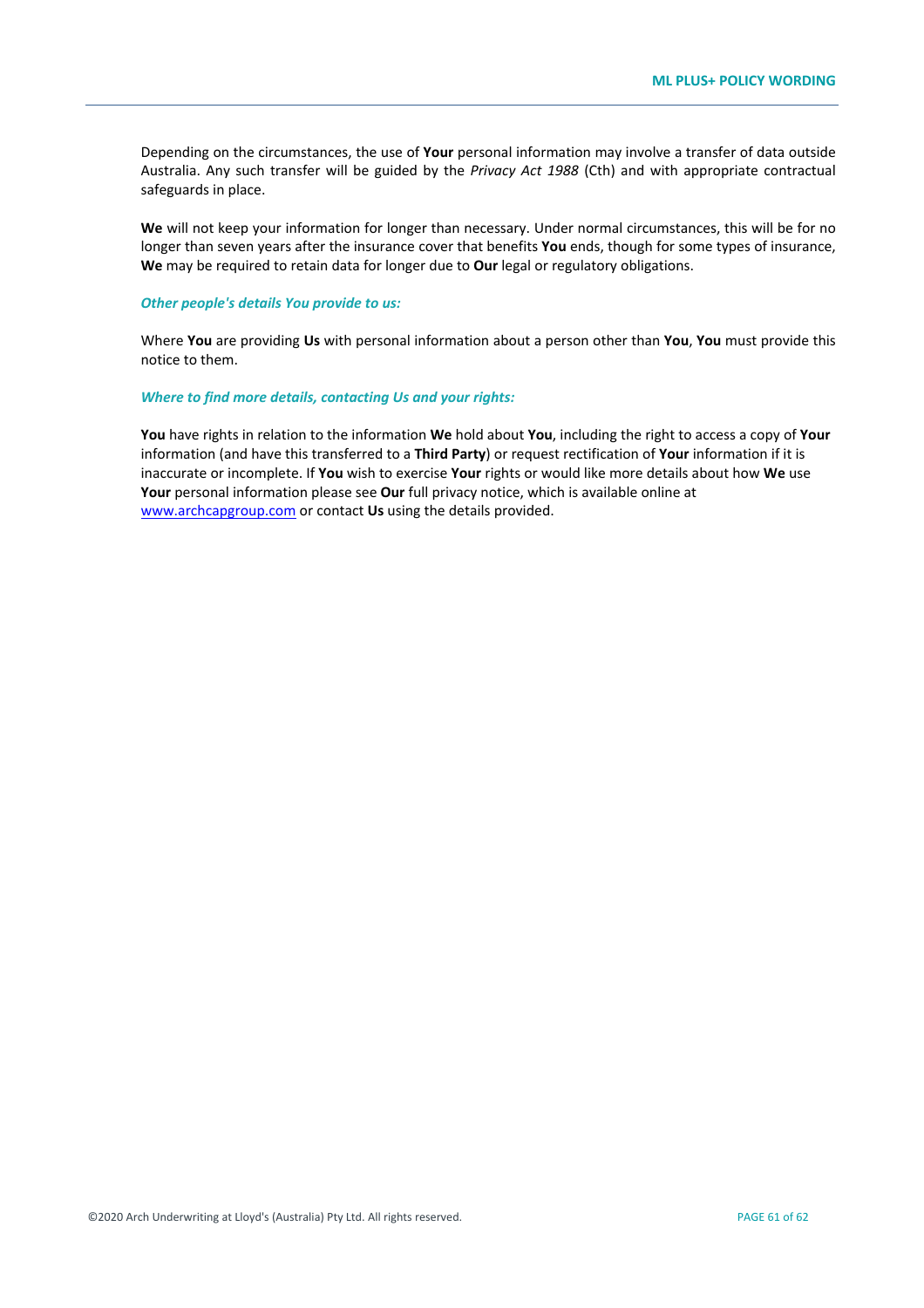Depending on the circumstances, the use of **Your** personal information may involve a transfer of data outside Australia. Any such transfer will be guided by the *Privacy Act 1988* (Cth) and with appropriate contractual safeguards in place.

**We** will not keep your information for longer than necessary. Under normal circumstances, this will be for no longer than seven years after the insurance cover that benefits **You** ends, though for some types of insurance, **We** may be required to retain data for longer due to **Our** legal or regulatory obligations.

***Other people's details You provide to us:***

Where **You** are providing **Us** with personal information about a person other than **You**, **You** must provide this notice to them.

***Where to find more details, contacting Us and your rights:***

**You** have rights in relation to the information **We** hold about **You**, including the right to access a copy of **Your** information (and have this transferred to a **Third Party**) or request rectification of **Your** information if it is inaccurate or incomplete. If **You** wish to exercise **Your** rights or would like more details about how **We** use **Your** personal information please see **Our** full privacy notice, which is available online at www.archcapgroup.com or contact **Us** using the details provided.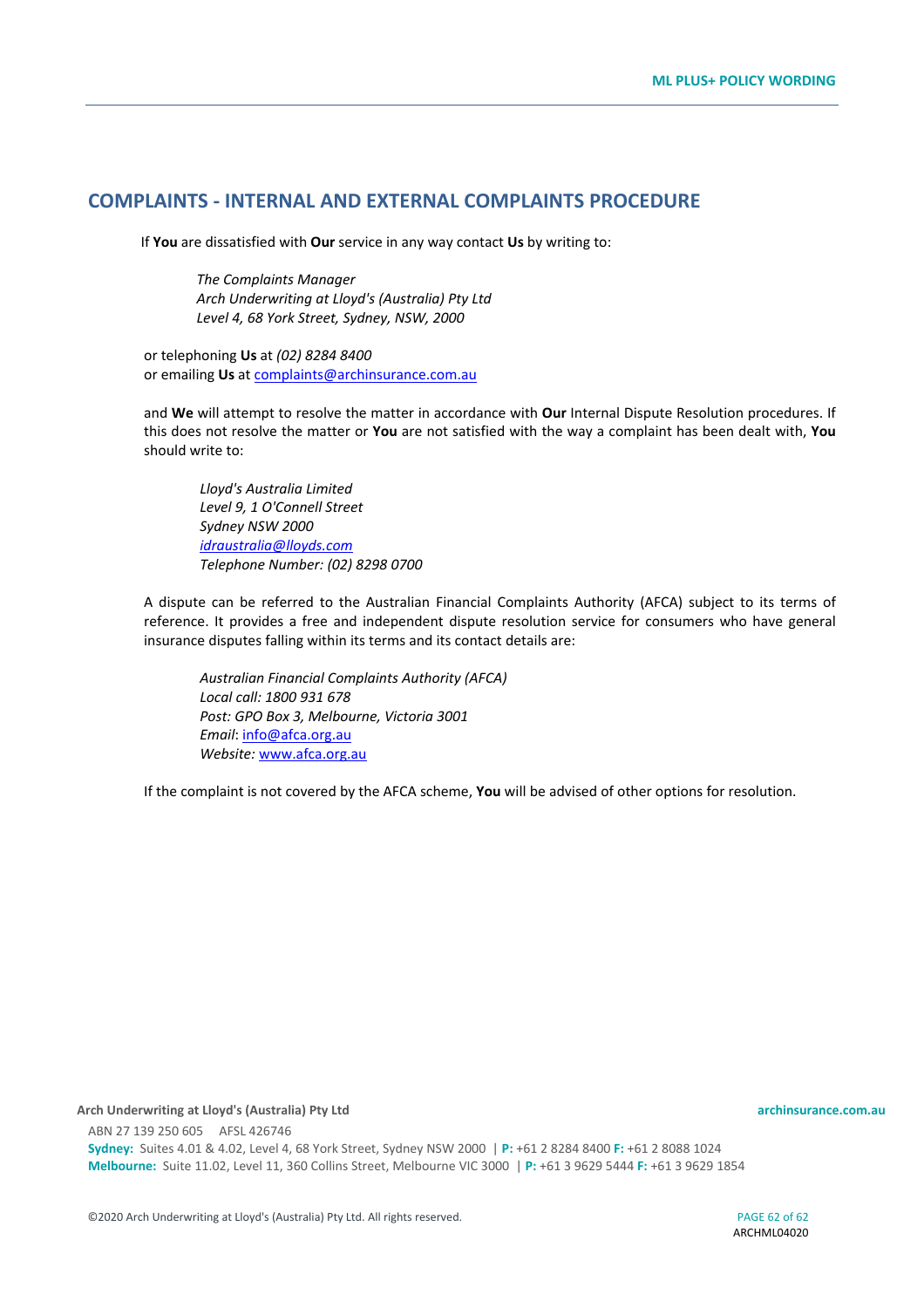## COMPLAINTS - INTERNAL AND EXTERNAL COMPLAINTS PROCEDURE

If **You** are dissatisfied with **Our** service in any way contact **Us** by writing to:

*The Complaints Manager*
*Arch Underwriting at Lloyd's (Australia) Pty Ltd*
*Level 4, 68 York Street, Sydney, NSW, 2000*

or telephoning **Us** at *(02) 8284 8400*
or emailing **Us** at complaints@archinsurance.com.au

and **We** will attempt to resolve the matter in accordance with **Our** Internal Dispute Resolution procedures. If this does not resolve the matter or **You** are not satisfied with the way a complaint has been dealt with, **You** should write to:

*Lloyd's Australia Limited*
*Level 9, 1 O'Connell Street*
*Sydney NSW 2000*
*idraustralia@lloyds.com*
*Telephone Number: (02) 8298 0700*

A dispute can be referred to the Australian Financial Complaints Authority (AFCA) subject to its terms of reference. It provides a free and independent dispute resolution service for consumers who have general insurance disputes falling within its terms and its contact details are:

*Australian Financial Complaints Authority (AFCA)*
*Local call: 1800 931 678*
*Post: GPO Box 3, Melbourne, Victoria 3001*
*Email*: info@afca.org.au
*Website:* www.afca.org.au

If the complaint is not covered by the AFCA scheme, **You** will be advised of other options for resolution.